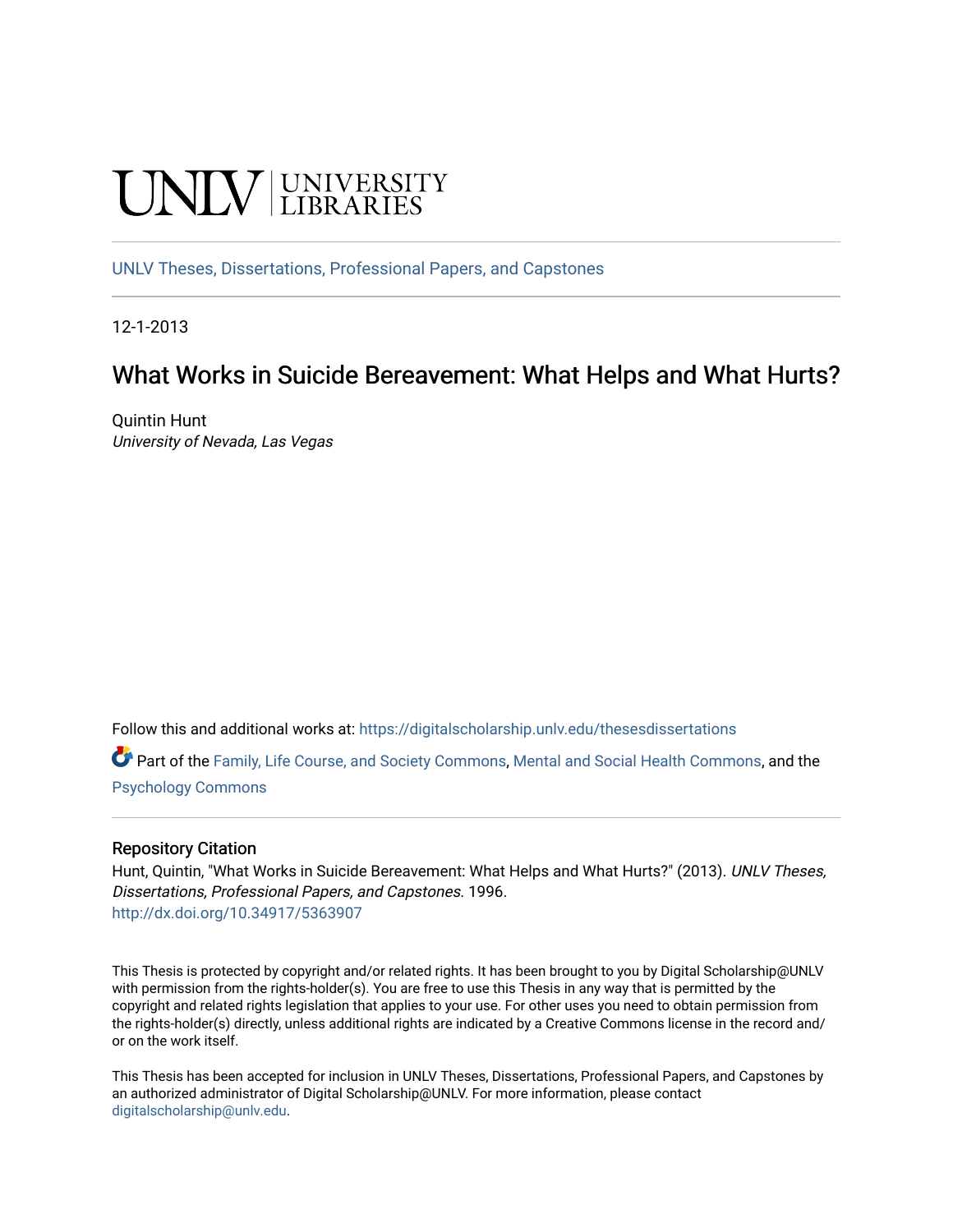UNLV | UNIVERSITY LIBRARIES

UNLV Theses, Dissertations, Professional Papers, and Capstones

12-1-2013

# What Works in Suicide Bereavement: What Helps and What Hurts?

Quintin Hunt
*University of Nevada, Las Vegas*

Follow this and additional works at: https://digitalscholarship.unlv.edu/thesesdissertations

Part of the Family, Life Course, and Society Commons, Mental and Social Health Commons, and the Psychology Commons

## Repository Citation

Hunt, Quintin, "What Works in Suicide Bereavement: What Helps and What Hurts?" (2013). *UNLV Theses, Dissertations, Professional Papers, and Capstones*. 1996.
http://dx.doi.org/10.34917/5363907

This Thesis is protected by copyright and/or related rights. It has been brought to you by Digital Scholarship@UNLV with permission from the rights-holder(s). You are free to use this Thesis in any way that is permitted by the copyright and related rights legislation that applies to your use. For other uses you need to obtain permission from the rights-holder(s) directly, unless additional rights are indicated by a Creative Commons license in the record and/or on the work itself.

This Thesis has been accepted for inclusion in UNLV Theses, Dissertations, Professional Papers, and Capstones by an authorized administrator of Digital Scholarship@UNLV. For more information, please contact digitalscholarship@unlv.edu.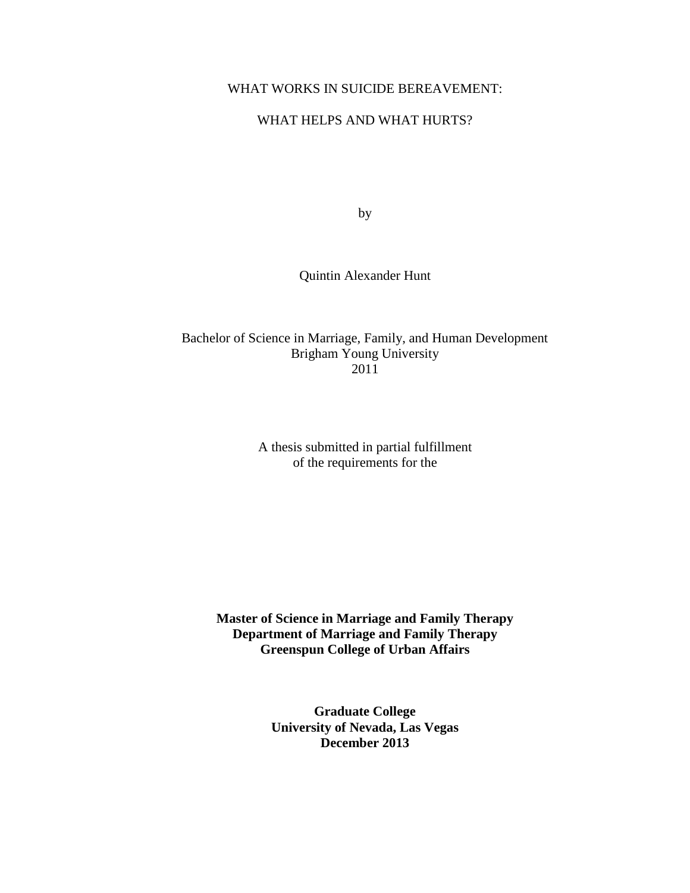WHAT WORKS IN SUICIDE BEREAVEMENT:

WHAT HELPS AND WHAT HURTS?

by

Quintin Alexander Hunt

Bachelor of Science in Marriage, Family, and Human Development
Brigham Young University
2011

A thesis submitted in partial fulfillment
of the requirements for the

**Master of Science in Marriage and Family Therapy**
**Department of Marriage and Family Therapy**
**Greenspun College of Urban Affairs**

**Graduate College**
**University of Nevada, Las Vegas**
**December 2013**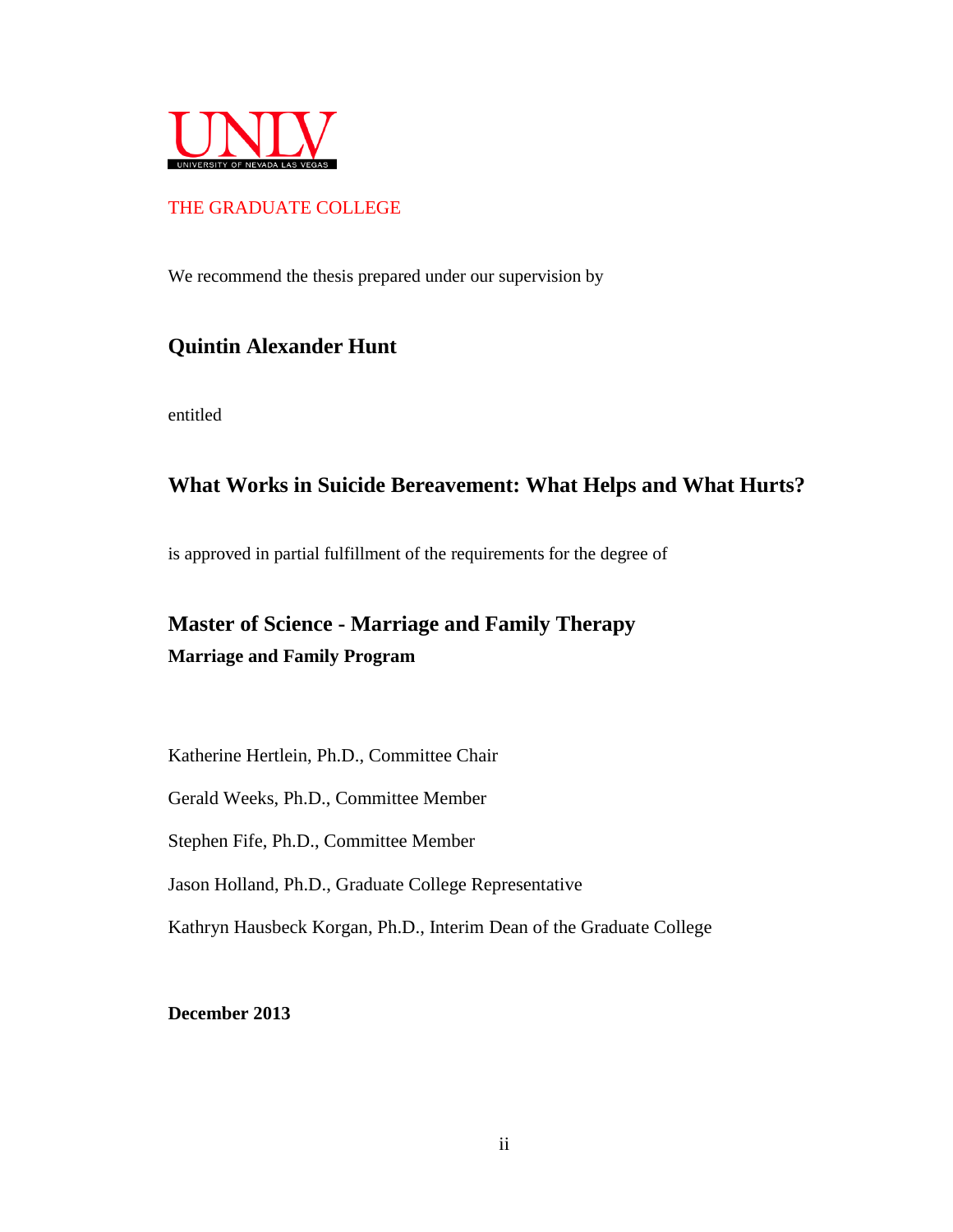UNLV
UNIVERSITY OF NEVADA LAS VEGAS

THE GRADUATE COLLEGE

We recommend the thesis prepared under our supervision by

**Quintin Alexander Hunt**

entitled

**What Works in Suicide Bereavement: What Helps and What Hurts?**

is approved in partial fulfillment of the requirements for the degree of

**Master of Science - Marriage and Family Therapy**
**Marriage and Family Program**

Katherine Hertlein, Ph.D., Committee Chair

Gerald Weeks, Ph.D., Committee Member

Stephen Fife, Ph.D., Committee Member

Jason Holland, Ph.D., Graduate College Representative

Kathryn Hausbeck Korgan, Ph.D., Interim Dean of the Graduate College

**December 2013**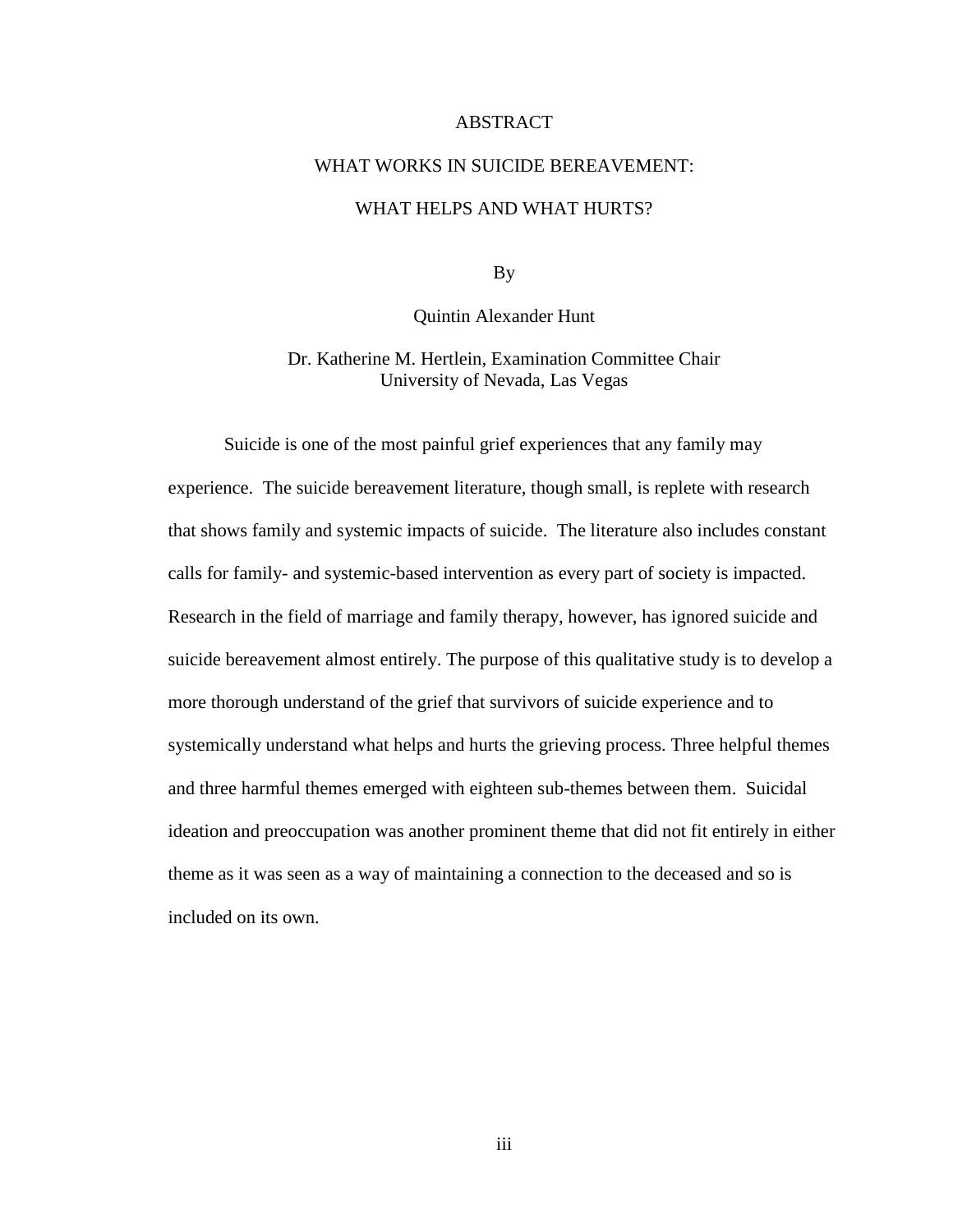# ABSTRACT

## WHAT WORKS IN SUICIDE BEREAVEMENT:

## WHAT HELPS AND WHAT HURTS?

By

Quintin Alexander Hunt

Dr. Katherine M. Hertlein, Examination Committee Chair
University of Nevada, Las Vegas

Suicide is one of the most painful grief experiences that any family may experience. The suicide bereavement literature, though small, is replete with research that shows family and systemic impacts of suicide. The literature also includes constant calls for family- and systemic-based intervention as every part of society is impacted. Research in the field of marriage and family therapy, however, has ignored suicide and suicide bereavement almost entirely. The purpose of this qualitative study is to develop a more thorough understand of the grief that survivors of suicide experience and to systemically understand what helps and hurts the grieving process. Three helpful themes and three harmful themes emerged with eighteen sub-themes between them. Suicidal ideation and preoccupation was another prominent theme that did not fit entirely in either theme as it was seen as a way of maintaining a connection to the deceased and so is included on its own.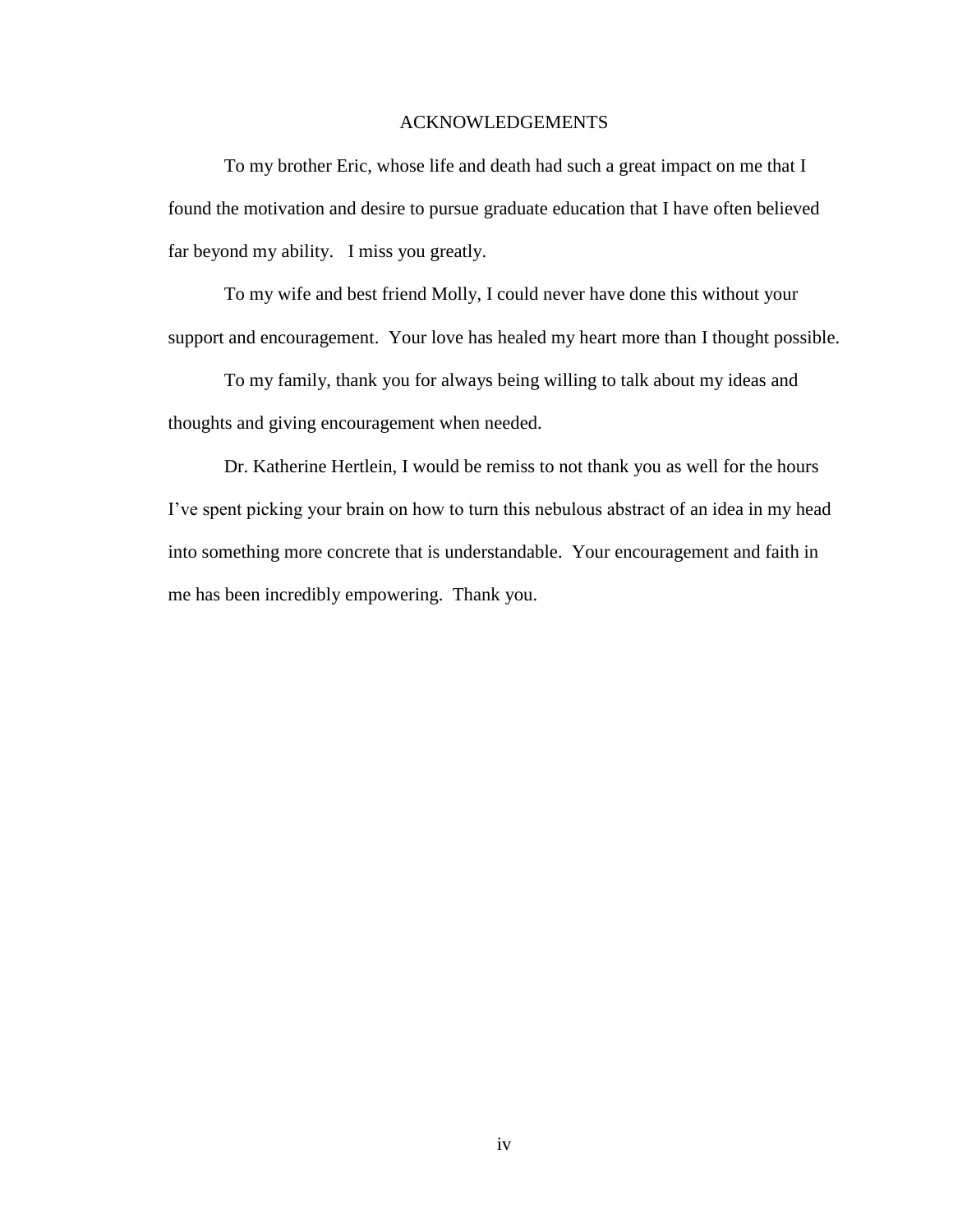# ACKNOWLEDGEMENTS

To my brother Eric, whose life and death had such a great impact on me that I found the motivation and desire to pursue graduate education that I have often believed far beyond my ability. I miss you greatly.

To my wife and best friend Molly, I could never have done this without your support and encouragement. Your love has healed my heart more than I thought possible.

To my family, thank you for always being willing to talk about my ideas and thoughts and giving encouragement when needed.

Dr. Katherine Hertlein, I would be remiss to not thank you as well for the hours I've spent picking your brain on how to turn this nebulous abstract of an idea in my head into something more concrete that is understandable. Your encouragement and faith in me has been incredibly empowering. Thank you.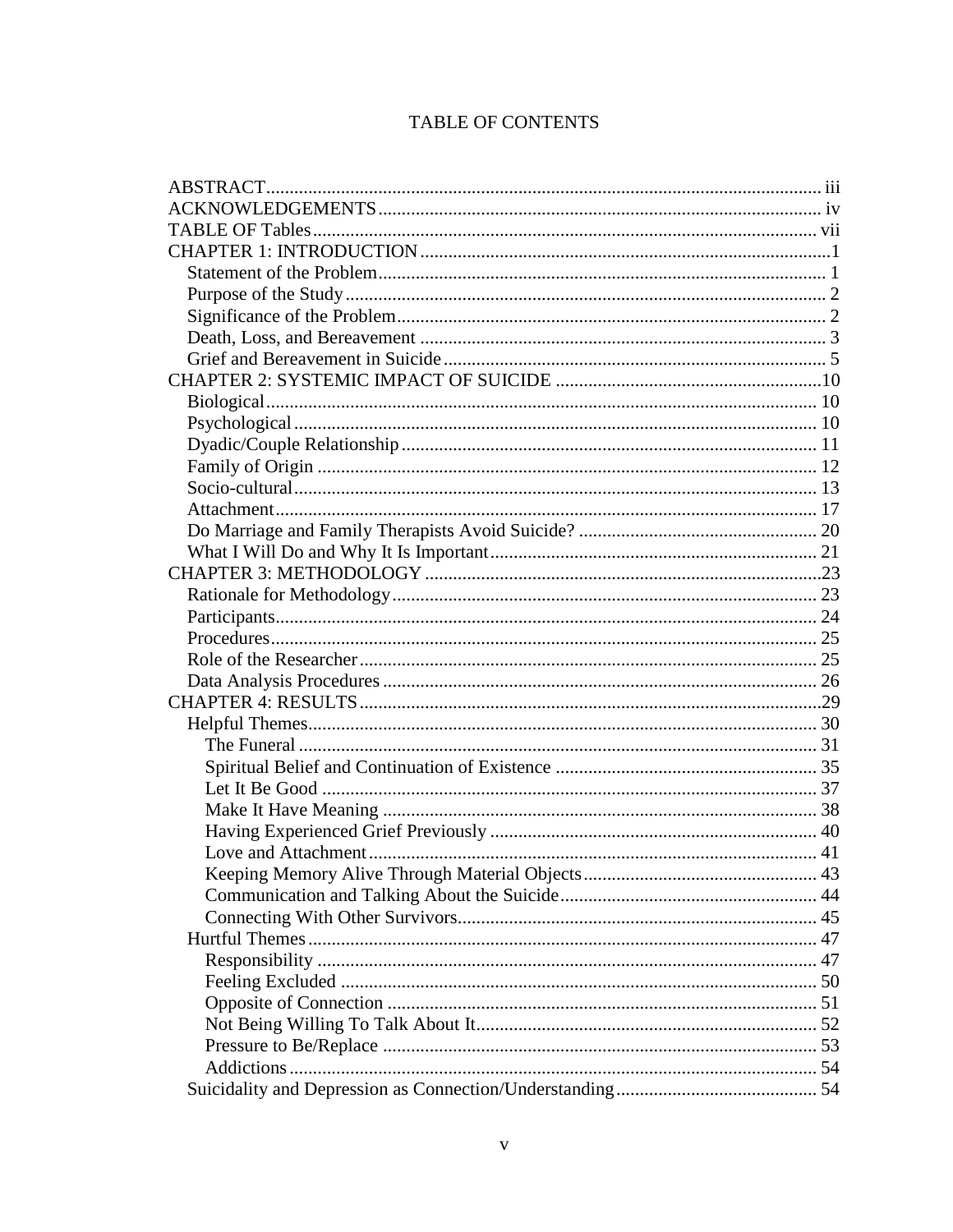# TABLE OF CONTENTS

ABSTRACT ........................................................................ iii
ACKNOWLEDGEMENTS ........................................................................ iv
TABLE OF Tables ........................................................................ vii
CHAPTER 1: INTRODUCTION ........................................................................ 1
- Statement of the Problem ........................................................................ 1
- Purpose of the Study ........................................................................ 2
- Significance of the Problem ........................................................................ 2
- Death, Loss, and Bereavement ........................................................................ 3
- Grief and Bereavement in Suicide ........................................................................ 5

CHAPTER 2: SYSTEMIC IMPACT OF SUICIDE ........................................................................ 10
- Biological ........................................................................ 10
- Psychological ........................................................................ 10
- Dyadic/Couple Relationship ........................................................................ 11
- Family of Origin ........................................................................ 12
- Socio-cultural ........................................................................ 13
- Attachment ........................................................................ 17
- Do Marriage and Family Therapists Avoid Suicide? ........................................................................ 20
- What I Will Do and Why It Is Important ........................................................................ 21

CHAPTER 3: METHODOLOGY ........................................................................ 23
- Rationale for Methodology ........................................................................ 23
- Participants ........................................................................ 24
- Procedures ........................................................................ 25
- Role of the Researcher ........................................................................ 25
- Data Analysis Procedures ........................................................................ 26

CHAPTER 4: RESULTS ........................................................................ 29
- Helpful Themes ........................................................................ 30
  - The Funeral ........................................................................ 31
  - Spiritual Belief and Continuation of Existence ........................................................................ 35
  - Let It Be Good ........................................................................ 37
  - Make It Have Meaning ........................................................................ 38
  - Having Experienced Grief Previously ........................................................................ 40
  - Love and Attachment ........................................................................ 41
  - Keeping Memory Alive Through Material Objects ........................................................................ 43
  - Communication and Talking About the Suicide ........................................................................ 44
  - Connecting With Other Survivors ........................................................................ 45
- Hurtful Themes ........................................................................ 47
  - Responsibility ........................................................................ 47
  - Feeling Excluded ........................................................................ 50
  - Opposite of Connection ........................................................................ 51
  - Not Being Willing To Talk About It ........................................................................ 52
  - Pressure to Be/Replace ........................................................................ 53
  - Addictions ........................................................................ 54
- Suicidality and Depression as Connection/Understanding ........................................................................ 54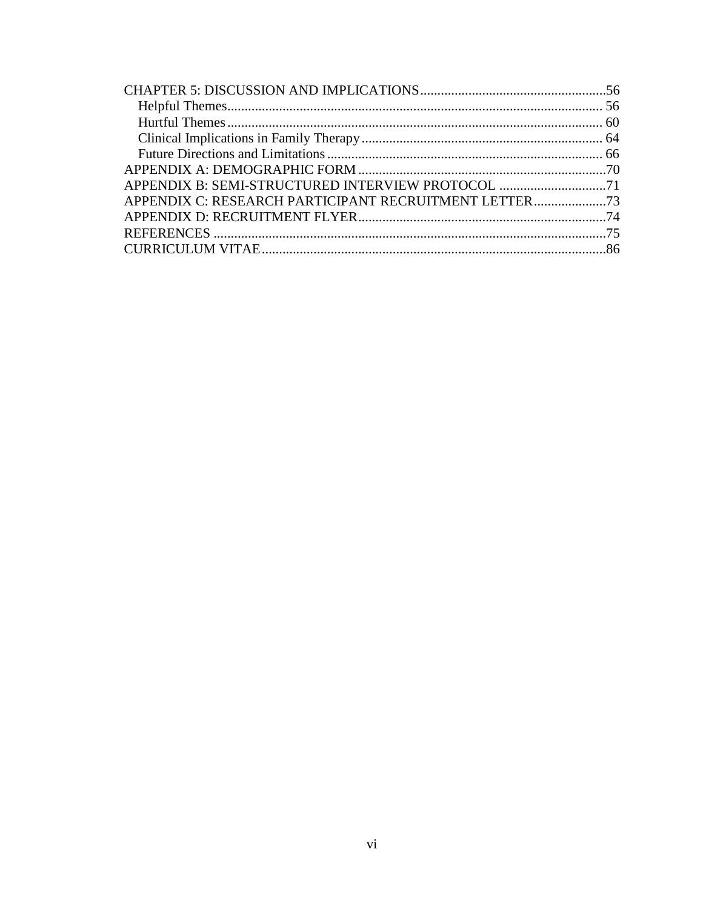CHAPTER 5: DISCUSSION AND IMPLICATIONS......56
- Helpful Themes...... 56
- Hurtful Themes...... 60
- Clinical Implications in Family Therapy...... 64
- Future Directions and Limitations...... 66

APPENDIX A: DEMOGRAPHIC FORM......70

APPENDIX B: SEMI-STRUCTURED INTERVIEW PROTOCOL ......71

APPENDIX C: RESEARCH PARTICIPANT RECRUITMENT LETTER......73

APPENDIX D: RECRUITMENT FLYER......74

REFERENCES ......75

CURRICULUM VITAE......86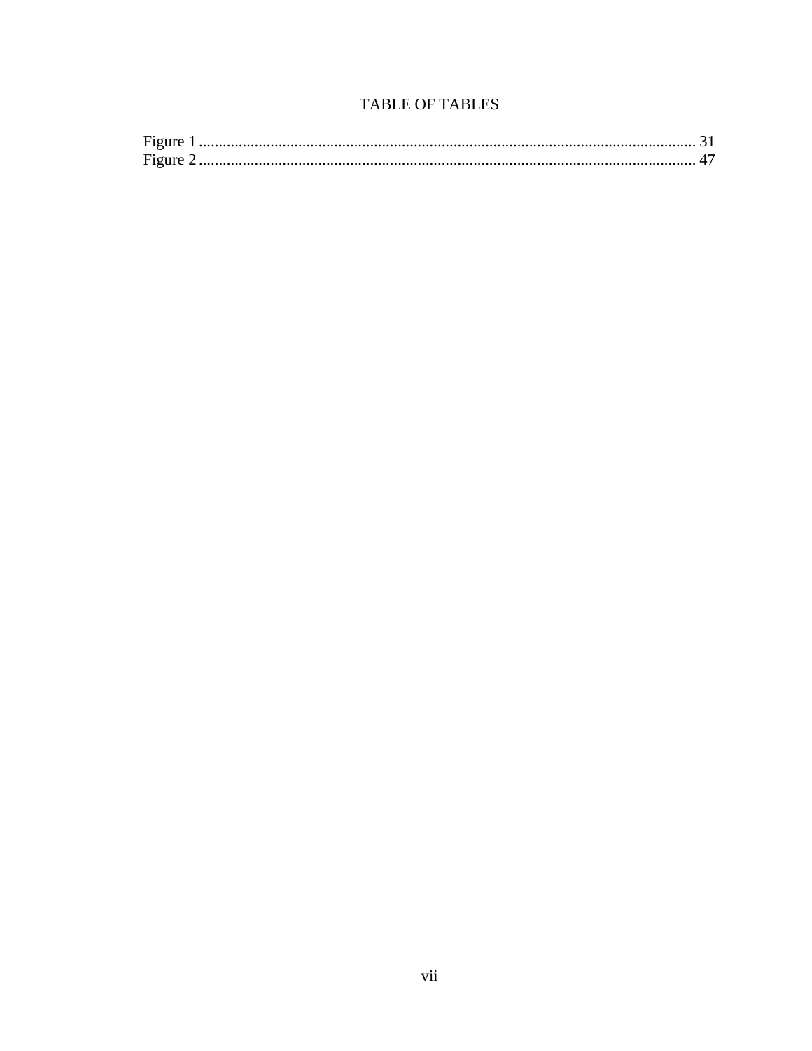# TABLE OF TABLES

Figure 1 .......................................................................................................................... 31
Figure 2 .......................................................................................................................... 47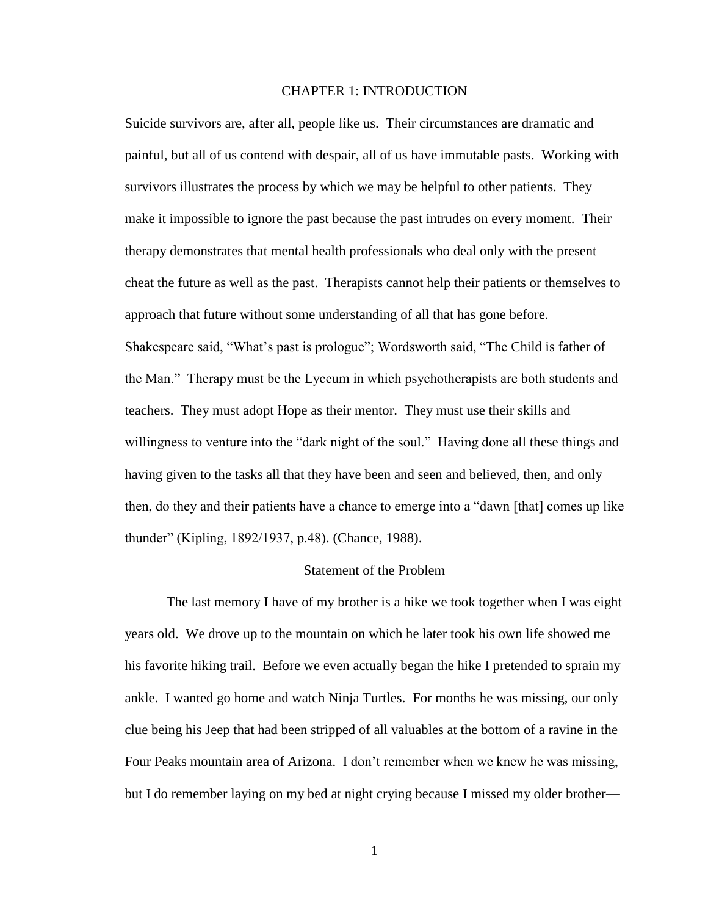# CHAPTER 1: INTRODUCTION

Suicide survivors are, after all, people like us. Their circumstances are dramatic and painful, but all of us contend with despair, all of us have immutable pasts. Working with survivors illustrates the process by which we may be helpful to other patients. They make it impossible to ignore the past because the past intrudes on every moment. Their therapy demonstrates that mental health professionals who deal only with the present cheat the future as well as the past. Therapists cannot help their patients or themselves to approach that future without some understanding of all that has gone before. Shakespeare said, "What's past is prologue"; Wordsworth said, "The Child is father of the Man." Therapy must be the Lyceum in which psychotherapists are both students and teachers. They must adopt Hope as their mentor. They must use their skills and willingness to venture into the "dark night of the soul." Having done all these things and having given to the tasks all that they have been and seen and believed, then, and only then, do they and their patients have a chance to emerge into a "dawn [that] comes up like thunder" (Kipling, 1892/1937, p.48). (Chance, 1988).

## Statement of the Problem

The last memory I have of my brother is a hike we took together when I was eight years old. We drove up to the mountain on which he later took his own life showed me his favorite hiking trail. Before we even actually began the hike I pretended to sprain my ankle. I wanted go home and watch Ninja Turtles. For months he was missing, our only clue being his Jeep that had been stripped of all valuables at the bottom of a ravine in the Four Peaks mountain area of Arizona. I don't remember when we knew he was missing, but I do remember laying on my bed at night crying because I missed my older brother—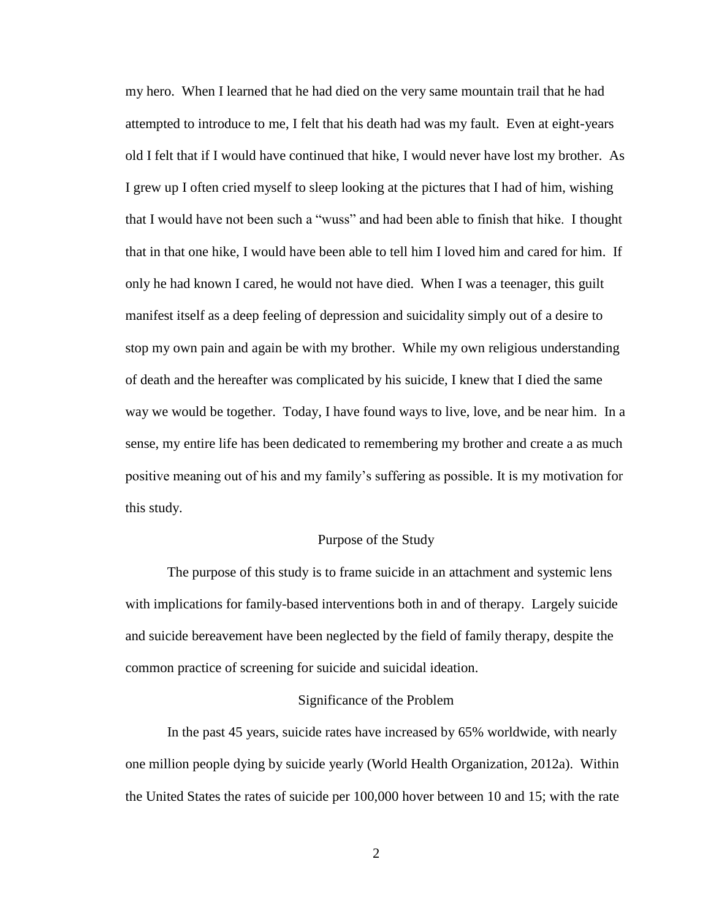my hero. When I learned that he had died on the very same mountain trail that he had attempted to introduce to me, I felt that his death had was my fault. Even at eight-years old I felt that if I would have continued that hike, I would never have lost my brother. As I grew up I often cried myself to sleep looking at the pictures that I had of him, wishing that I would have not been such a "wuss" and had been able to finish that hike. I thought that in that one hike, I would have been able to tell him I loved him and cared for him. If only he had known I cared, he would not have died. When I was a teenager, this guilt manifest itself as a deep feeling of depression and suicidality simply out of a desire to stop my own pain and again be with my brother. While my own religious understanding of death and the hereafter was complicated by his suicide, I knew that I died the same way we would be together. Today, I have found ways to live, love, and be near him. In a sense, my entire life has been dedicated to remembering my brother and create a as much positive meaning out of his and my family's suffering as possible. It is my motivation for this study.

## Purpose of the Study

The purpose of this study is to frame suicide in an attachment and systemic lens with implications for family-based interventions both in and of therapy. Largely suicide and suicide bereavement have been neglected by the field of family therapy, despite the common practice of screening for suicide and suicidal ideation.

## Significance of the Problem

In the past 45 years, suicide rates have increased by 65% worldwide, with nearly one million people dying by suicide yearly (World Health Organization, 2012a). Within the United States the rates of suicide per 100,000 hover between 10 and 15; with the rate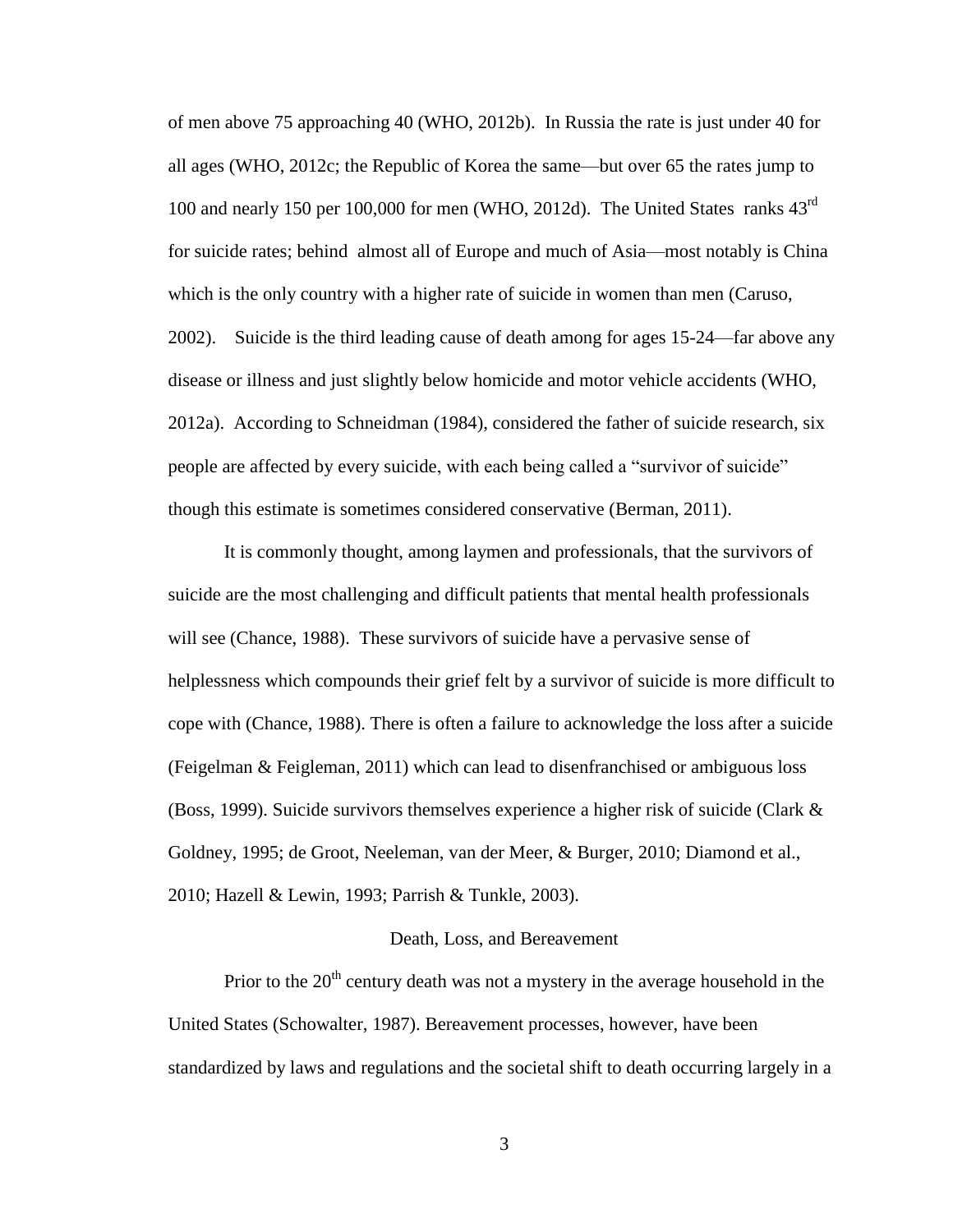of men above 75 approaching 40 (WHO, 2012b). In Russia the rate is just under 40 for all ages (WHO, 2012c; the Republic of Korea the same—but over 65 the rates jump to 100 and nearly 150 per 100,000 for men (WHO, 2012d). The United States ranks 43rd for suicide rates; behind almost all of Europe and much of Asia—most notably is China which is the only country with a higher rate of suicide in women than men (Caruso, 2002). Suicide is the third leading cause of death among for ages 15-24—far above any disease or illness and just slightly below homicide and motor vehicle accidents (WHO, 2012a). According to Schneidman (1984), considered the father of suicide research, six people are affected by every suicide, with each being called a "survivor of suicide" though this estimate is sometimes considered conservative (Berman, 2011).

It is commonly thought, among laymen and professionals, that the survivors of suicide are the most challenging and difficult patients that mental health professionals will see (Chance, 1988). These survivors of suicide have a pervasive sense of helplessness which compounds their grief felt by a survivor of suicide is more difficult to cope with (Chance, 1988). There is often a failure to acknowledge the loss after a suicide (Feigelman & Feigleman, 2011) which can lead to disenfranchised or ambiguous loss (Boss, 1999). Suicide survivors themselves experience a higher risk of suicide (Clark & Goldney, 1995; de Groot, Neeleman, van der Meer, & Burger, 2010; Diamond et al., 2010; Hazell & Lewin, 1993; Parrish & Tunkle, 2003).

## Death, Loss, and Bereavement

Prior to the 20th century death was not a mystery in the average household in the United States (Schowalter, 1987). Bereavement processes, however, have been standardized by laws and regulations and the societal shift to death occurring largely in a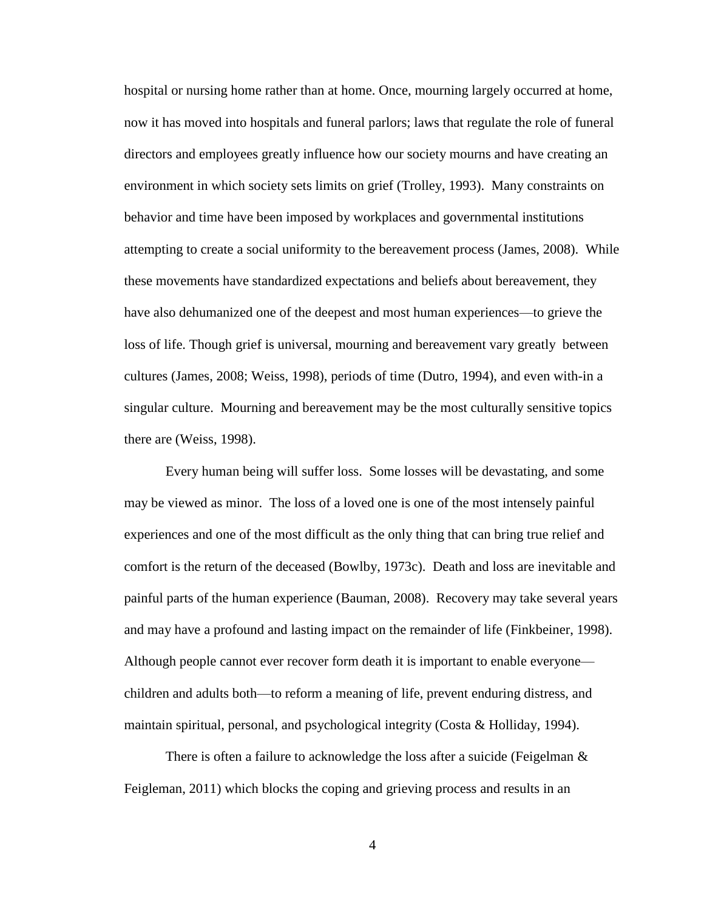hospital or nursing home rather than at home. Once, mourning largely occurred at home, now it has moved into hospitals and funeral parlors; laws that regulate the role of funeral directors and employees greatly influence how our society mourns and have creating an environment in which society sets limits on grief (Trolley, 1993). Many constraints on behavior and time have been imposed by workplaces and governmental institutions attempting to create a social uniformity to the bereavement process (James, 2008). While these movements have standardized expectations and beliefs about bereavement, they have also dehumanized one of the deepest and most human experiences—to grieve the loss of life. Though grief is universal, mourning and bereavement vary greatly between cultures (James, 2008; Weiss, 1998), periods of time (Dutro, 1994), and even with-in a singular culture. Mourning and bereavement may be the most culturally sensitive topics there are (Weiss, 1998).

Every human being will suffer loss. Some losses will be devastating, and some may be viewed as minor. The loss of a loved one is one of the most intensely painful experiences and one of the most difficult as the only thing that can bring true relief and comfort is the return of the deceased (Bowlby, 1973c). Death and loss are inevitable and painful parts of the human experience (Bauman, 2008). Recovery may take several years and may have a profound and lasting impact on the remainder of life (Finkbeiner, 1998). Although people cannot ever recover form death it is important to enable everyone—children and adults both—to reform a meaning of life, prevent enduring distress, and maintain spiritual, personal, and psychological integrity (Costa & Holliday, 1994).

There is often a failure to acknowledge the loss after a suicide (Feigelman & Feigleman, 2011) which blocks the coping and grieving process and results in an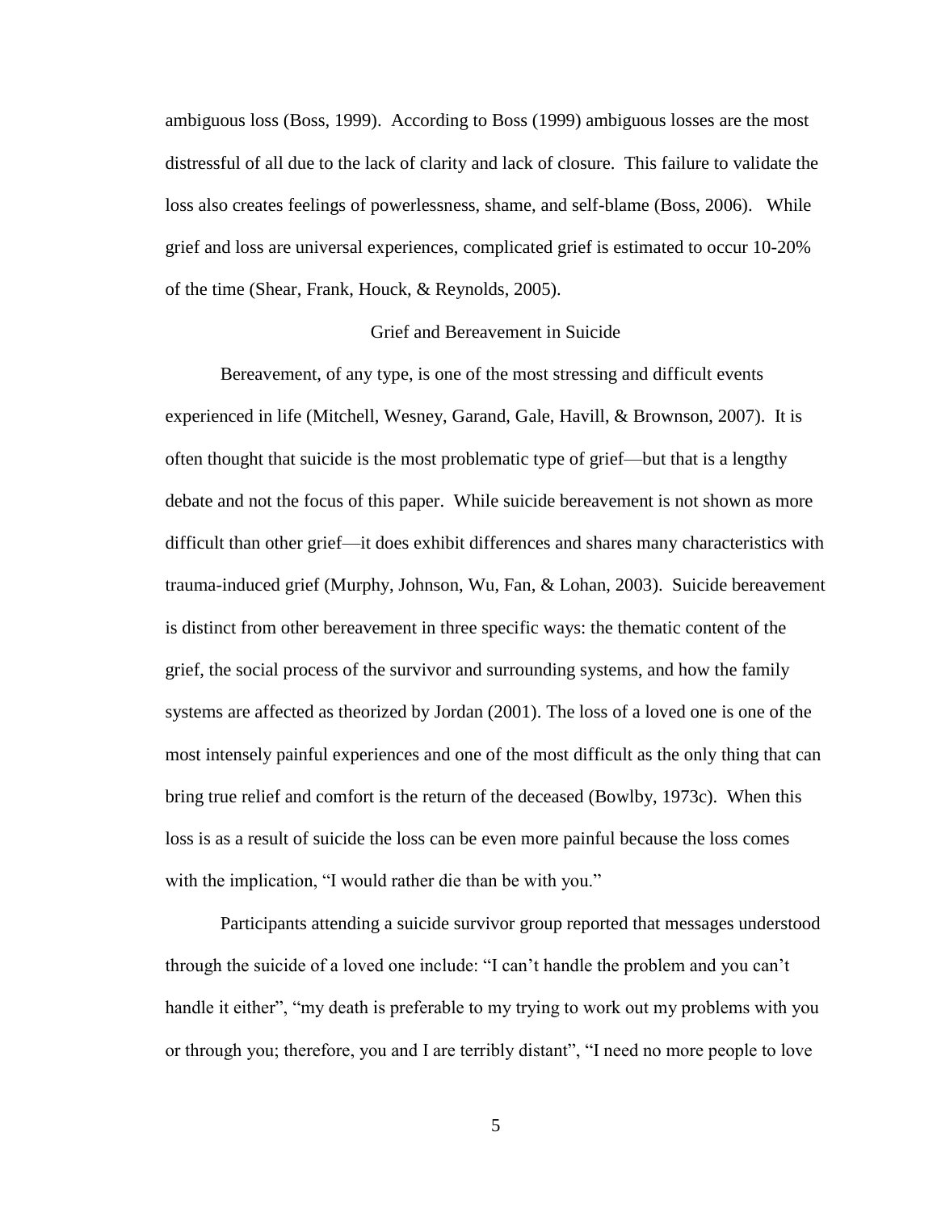ambiguous loss (Boss, 1999). According to Boss (1999) ambiguous losses are the most distressful of all due to the lack of clarity and lack of closure. This failure to validate the loss also creates feelings of powerlessness, shame, and self-blame (Boss, 2006). While grief and loss are universal experiences, complicated grief is estimated to occur 10-20% of the time (Shear, Frank, Houck, & Reynolds, 2005).

## Grief and Bereavement in Suicide

Bereavement, of any type, is one of the most stressing and difficult events experienced in life (Mitchell, Wesney, Garand, Gale, Havill, & Brownson, 2007). It is often thought that suicide is the most problematic type of grief—but that is a lengthy debate and not the focus of this paper. While suicide bereavement is not shown as more difficult than other grief—it does exhibit differences and shares many characteristics with trauma-induced grief (Murphy, Johnson, Wu, Fan, & Lohan, 2003). Suicide bereavement is distinct from other bereavement in three specific ways: the thematic content of the grief, the social process of the survivor and surrounding systems, and how the family systems are affected as theorized by Jordan (2001). The loss of a loved one is one of the most intensely painful experiences and one of the most difficult as the only thing that can bring true relief and comfort is the return of the deceased (Bowlby, 1973c). When this loss is as a result of suicide the loss can be even more painful because the loss comes with the implication, "I would rather die than be with you."

Participants attending a suicide survivor group reported that messages understood through the suicide of a loved one include: "I can't handle the problem and you can't handle it either", "my death is preferable to my trying to work out my problems with you or through you; therefore, you and I are terribly distant", "I need no more people to love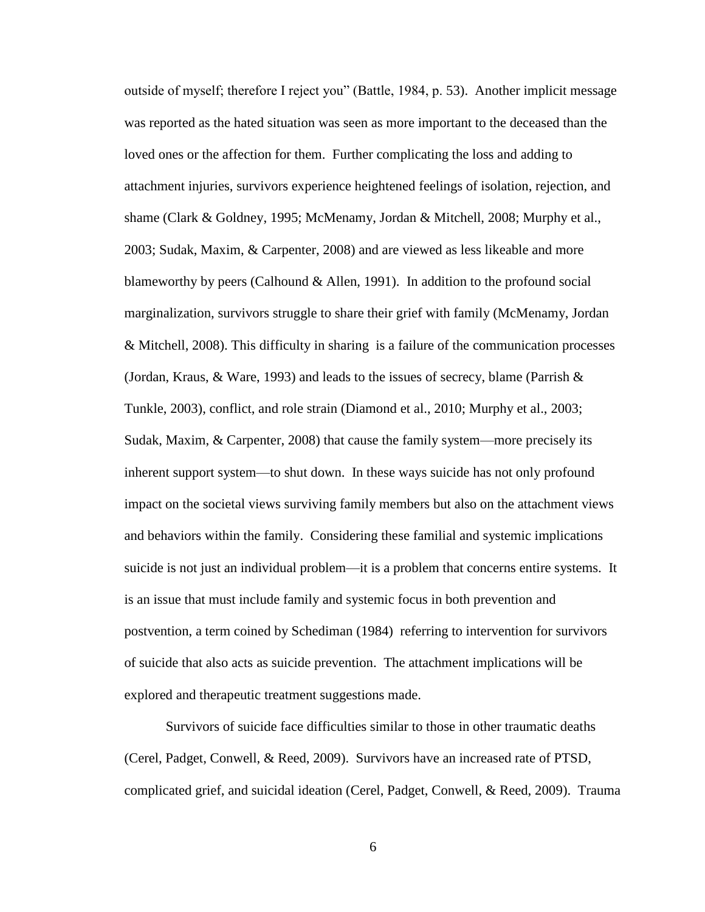outside of myself; therefore I reject you" (Battle, 1984, p. 53). Another implicit message was reported as the hated situation was seen as more important to the deceased than the loved ones or the affection for them. Further complicating the loss and adding to attachment injuries, survivors experience heightened feelings of isolation, rejection, and shame (Clark & Goldney, 1995; McMenamy, Jordan & Mitchell, 2008; Murphy et al., 2003; Sudak, Maxim, & Carpenter, 2008) and are viewed as less likeable and more blameworthy by peers (Calhound & Allen, 1991). In addition to the profound social marginalization, survivors struggle to share their grief with family (McMenamy, Jordan & Mitchell, 2008). This difficulty in sharing is a failure of the communication processes (Jordan, Kraus, & Ware, 1993) and leads to the issues of secrecy, blame (Parrish & Tunkle, 2003), conflict, and role strain (Diamond et al., 2010; Murphy et al., 2003; Sudak, Maxim, & Carpenter, 2008) that cause the family system—more precisely its inherent support system—to shut down. In these ways suicide has not only profound impact on the societal views surviving family members but also on the attachment views and behaviors within the family. Considering these familial and systemic implications suicide is not just an individual problem—it is a problem that concerns entire systems. It is an issue that must include family and systemic focus in both prevention and postvention, a term coined by Schediman (1984) referring to intervention for survivors of suicide that also acts as suicide prevention. The attachment implications will be explored and therapeutic treatment suggestions made.

Survivors of suicide face difficulties similar to those in other traumatic deaths (Cerel, Padget, Conwell, & Reed, 2009). Survivors have an increased rate of PTSD, complicated grief, and suicidal ideation (Cerel, Padget, Conwell, & Reed, 2009). Trauma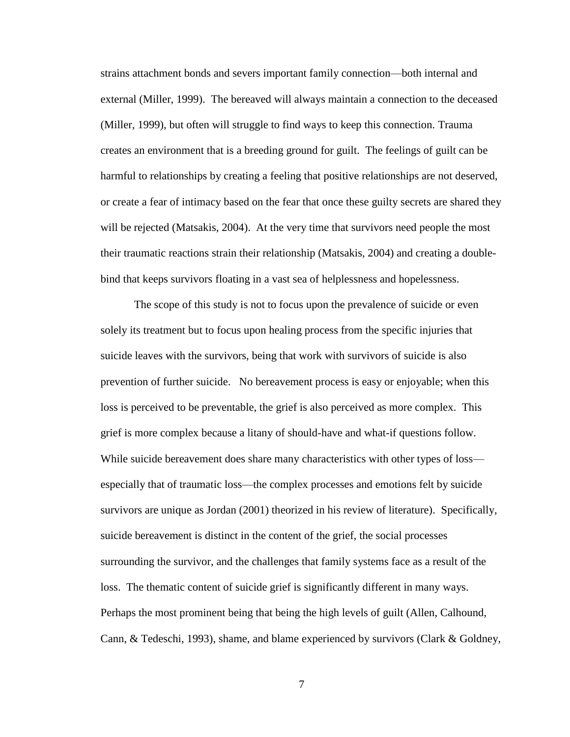strains attachment bonds and severs important family connection—both internal and external (Miller, 1999). The bereaved will always maintain a connection to the deceased (Miller, 1999), but often will struggle to find ways to keep this connection. Trauma creates an environment that is a breeding ground for guilt. The feelings of guilt can be harmful to relationships by creating a feeling that positive relationships are not deserved, or create a fear of intimacy based on the fear that once these guilty secrets are shared they will be rejected (Matsakis, 2004). At the very time that survivors need people the most their traumatic reactions strain their relationship (Matsakis, 2004) and creating a double-bind that keeps survivors floating in a vast sea of helplessness and hopelessness.

The scope of this study is not to focus upon the prevalence of suicide or even solely its treatment but to focus upon healing process from the specific injuries that suicide leaves with the survivors, being that work with survivors of suicide is also prevention of further suicide. No bereavement process is easy or enjoyable; when this loss is perceived to be preventable, the grief is also perceived as more complex. This grief is more complex because a litany of should-have and what-if questions follow. While suicide bereavement does share many characteristics with other types of loss—especially that of traumatic loss—the complex processes and emotions felt by suicide survivors are unique as Jordan (2001) theorized in his review of literature). Specifically, suicide bereavement is distinct in the content of the grief, the social processes surrounding the survivor, and the challenges that family systems face as a result of the loss. The thematic content of suicide grief is significantly different in many ways. Perhaps the most prominent being that being the high levels of guilt (Allen, Calhound, Cann, & Tedeschi, 1993), shame, and blame experienced by survivors (Clark & Goldney,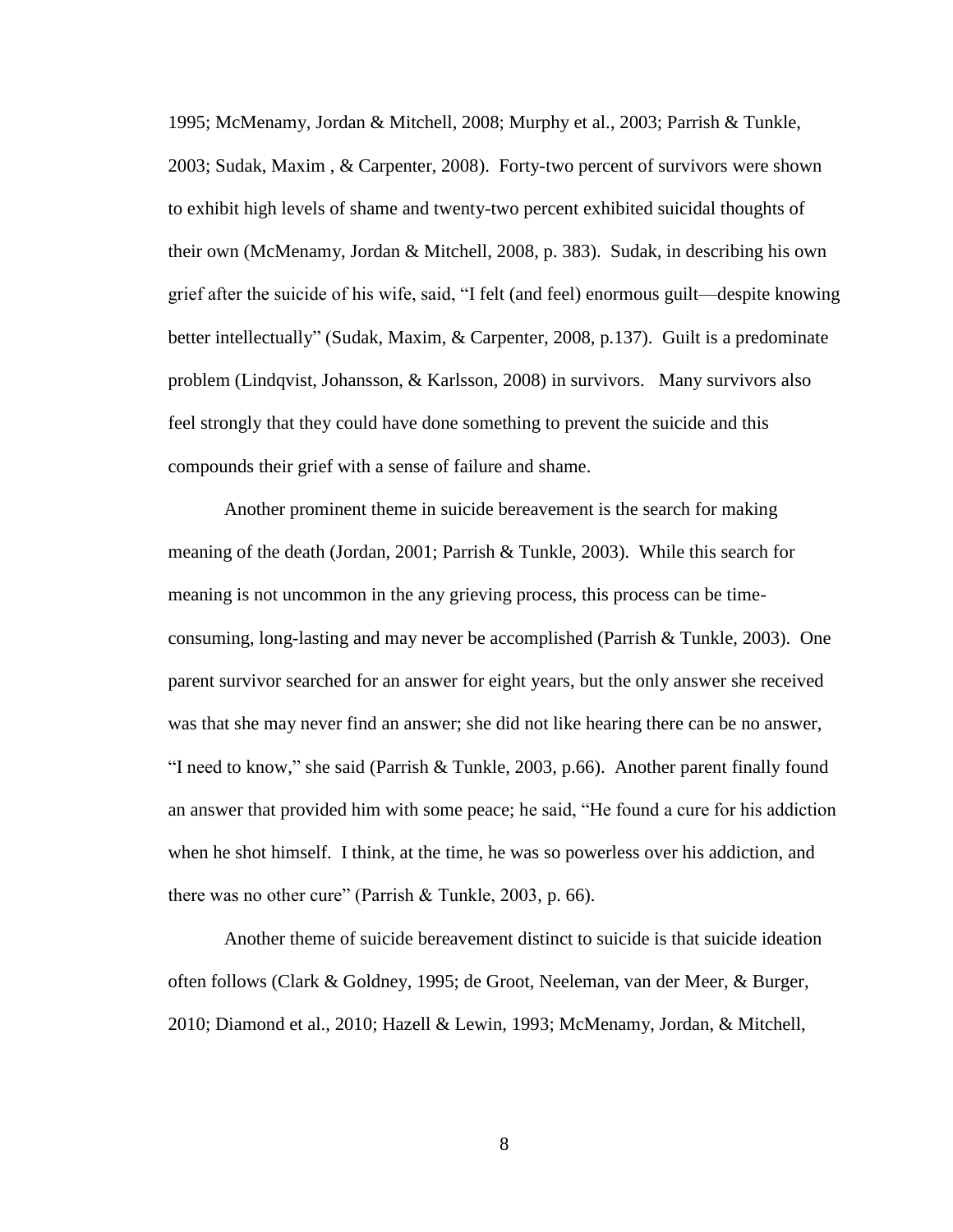1995; McMenamy, Jordan & Mitchell, 2008; Murphy et al., 2003; Parrish & Tunkle, 2003; Sudak, Maxim , & Carpenter, 2008). Forty-two percent of survivors were shown to exhibit high levels of shame and twenty-two percent exhibited suicidal thoughts of their own (McMenamy, Jordan & Mitchell, 2008, p. 383). Sudak, in describing his own grief after the suicide of his wife, said, "I felt (and feel) enormous guilt—despite knowing better intellectually" (Sudak, Maxim, & Carpenter, 2008, p.137). Guilt is a predominate problem (Lindqvist, Johansson, & Karlsson, 2008) in survivors. Many survivors also feel strongly that they could have done something to prevent the suicide and this compounds their grief with a sense of failure and shame.

Another prominent theme in suicide bereavement is the search for making meaning of the death (Jordan, 2001; Parrish & Tunkle, 2003). While this search for meaning is not uncommon in the any grieving process, this process can be time-consuming, long-lasting and may never be accomplished (Parrish & Tunkle, 2003). One parent survivor searched for an answer for eight years, but the only answer she received was that she may never find an answer; she did not like hearing there can be no answer, "I need to know," she said (Parrish & Tunkle, 2003, p.66). Another parent finally found an answer that provided him with some peace; he said, "He found a cure for his addiction when he shot himself. I think, at the time, he was so powerless over his addiction, and there was no other cure" (Parrish & Tunkle, 2003, p. 66).

Another theme of suicide bereavement distinct to suicide is that suicide ideation often follows (Clark & Goldney, 1995; de Groot, Neeleman, van der Meer, & Burger, 2010; Diamond et al., 2010; Hazell & Lewin, 1993; McMenamy, Jordan, & Mitchell,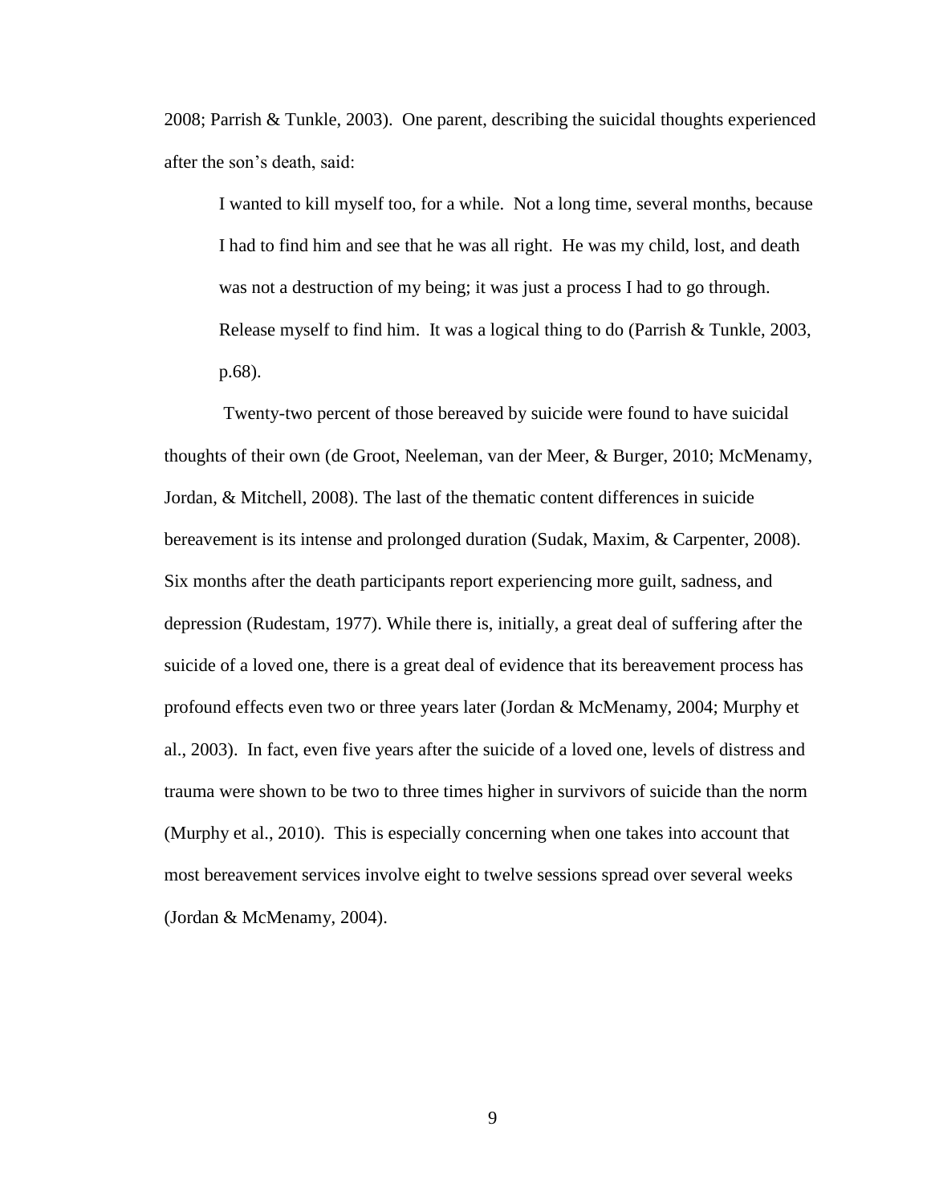2008; Parrish & Tunkle, 2003). One parent, describing the suicidal thoughts experienced after the son's death, said:

> I wanted to kill myself too, for a while. Not a long time, several months, because I had to find him and see that he was all right. He was my child, lost, and death was not a destruction of my being; it was just a process I had to go through. Release myself to find him. It was a logical thing to do (Parrish & Tunkle, 2003, p.68).

Twenty-two percent of those bereaved by suicide were found to have suicidal thoughts of their own (de Groot, Neeleman, van der Meer, & Burger, 2010; McMenamy, Jordan, & Mitchell, 2008). The last of the thematic content differences in suicide bereavement is its intense and prolonged duration (Sudak, Maxim, & Carpenter, 2008). Six months after the death participants report experiencing more guilt, sadness, and depression (Rudestam, 1977). While there is, initially, a great deal of suffering after the suicide of a loved one, there is a great deal of evidence that its bereavement process has profound effects even two or three years later (Jordan & McMenamy, 2004; Murphy et al., 2003). In fact, even five years after the suicide of a loved one, levels of distress and trauma were shown to be two to three times higher in survivors of suicide than the norm (Murphy et al., 2010). This is especially concerning when one takes into account that most bereavement services involve eight to twelve sessions spread over several weeks (Jordan & McMenamy, 2004).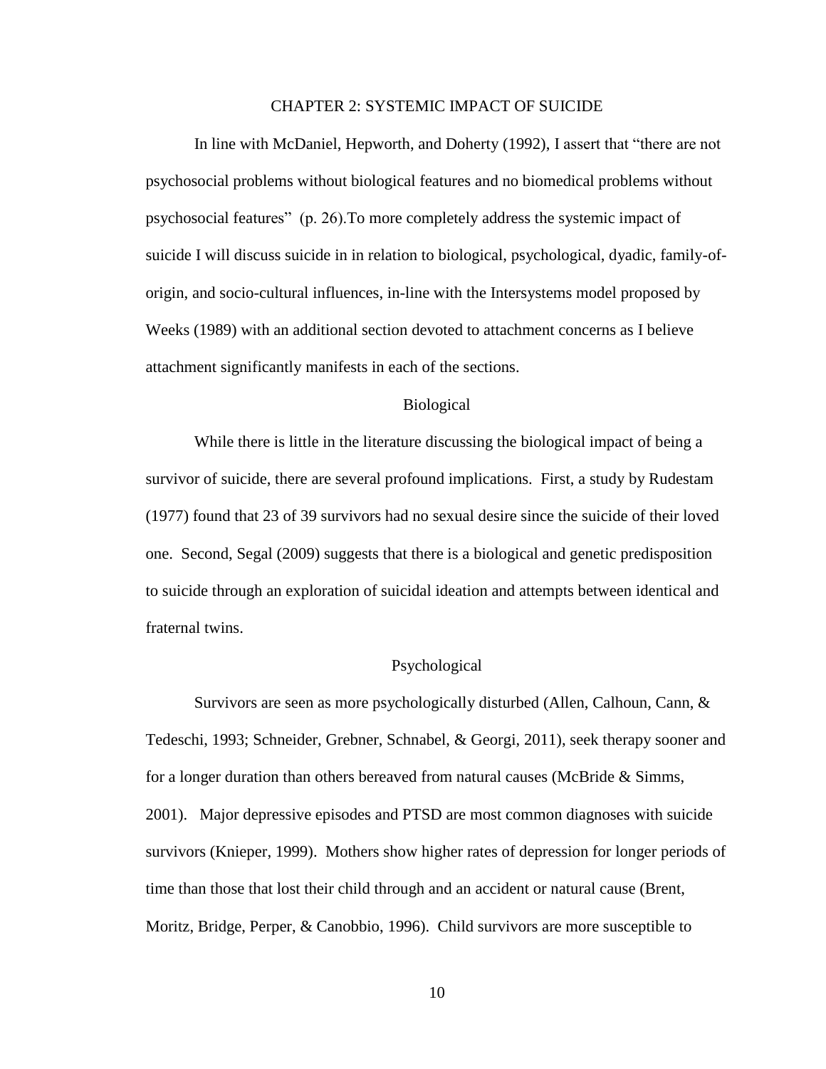# CHAPTER 2: SYSTEMIC IMPACT OF SUICIDE

In line with McDaniel, Hepworth, and Doherty (1992), I assert that "there are not psychosocial problems without biological features and no biomedical problems without psychosocial features" (p. 26).To more completely address the systemic impact of suicide I will discuss suicide in in relation to biological, psychological, dyadic, family-of-origin, and socio-cultural influences, in-line with the Intersystems model proposed by Weeks (1989) with an additional section devoted to attachment concerns as I believe attachment significantly manifests in each of the sections.

## Biological

While there is little in the literature discussing the biological impact of being a survivor of suicide, there are several profound implications. First, a study by Rudestam (1977) found that 23 of 39 survivors had no sexual desire since the suicide of their loved one. Second, Segal (2009) suggests that there is a biological and genetic predisposition to suicide through an exploration of suicidal ideation and attempts between identical and fraternal twins.

## Psychological

Survivors are seen as more psychologically disturbed (Allen, Calhoun, Cann, & Tedeschi, 1993; Schneider, Grebner, Schnabel, & Georgi, 2011), seek therapy sooner and for a longer duration than others bereaved from natural causes (McBride & Simms, 2001). Major depressive episodes and PTSD are most common diagnoses with suicide survivors (Knieper, 1999). Mothers show higher rates of depression for longer periods of time than those that lost their child through and an accident or natural cause (Brent, Moritz, Bridge, Perper, & Canobbio, 1996). Child survivors are more susceptible to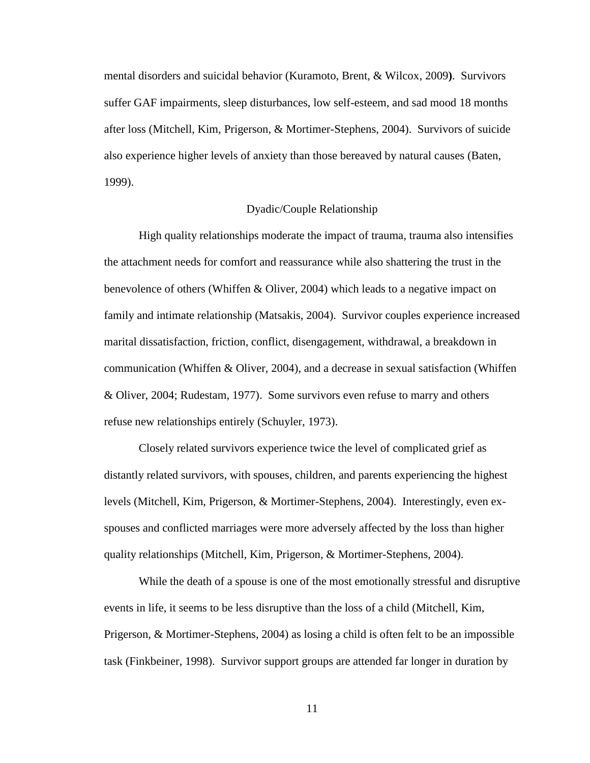mental disorders and suicidal behavior (Kuramoto, Brent, & Wilcox, 2009). Survivors suffer GAF impairments, sleep disturbances, low self-esteem, and sad mood 18 months after loss (Mitchell, Kim, Prigerson, & Mortimer-Stephens, 2004). Survivors of suicide also experience higher levels of anxiety than those bereaved by natural causes (Baten, 1999).

## Dyadic/Couple Relationship

High quality relationships moderate the impact of trauma, trauma also intensifies the attachment needs for comfort and reassurance while also shattering the trust in the benevolence of others (Whiffen & Oliver, 2004) which leads to a negative impact on family and intimate relationship (Matsakis, 2004). Survivor couples experience increased marital dissatisfaction, friction, conflict, disengagement, withdrawal, a breakdown in communication (Whiffen & Oliver, 2004), and a decrease in sexual satisfaction (Whiffen & Oliver, 2004; Rudestam, 1977). Some survivors even refuse to marry and others refuse new relationships entirely (Schuyler, 1973).

Closely related survivors experience twice the level of complicated grief as distantly related survivors, with spouses, children, and parents experiencing the highest levels (Mitchell, Kim, Prigerson, & Mortimer-Stephens, 2004). Interestingly, even ex-spouses and conflicted marriages were more adversely affected by the loss than higher quality relationships (Mitchell, Kim, Prigerson, & Mortimer-Stephens, 2004).

While the death of a spouse is one of the most emotionally stressful and disruptive events in life, it seems to be less disruptive than the loss of a child (Mitchell, Kim, Prigerson, & Mortimer-Stephens, 2004) as losing a child is often felt to be an impossible task (Finkbeiner, 1998). Survivor support groups are attended far longer in duration by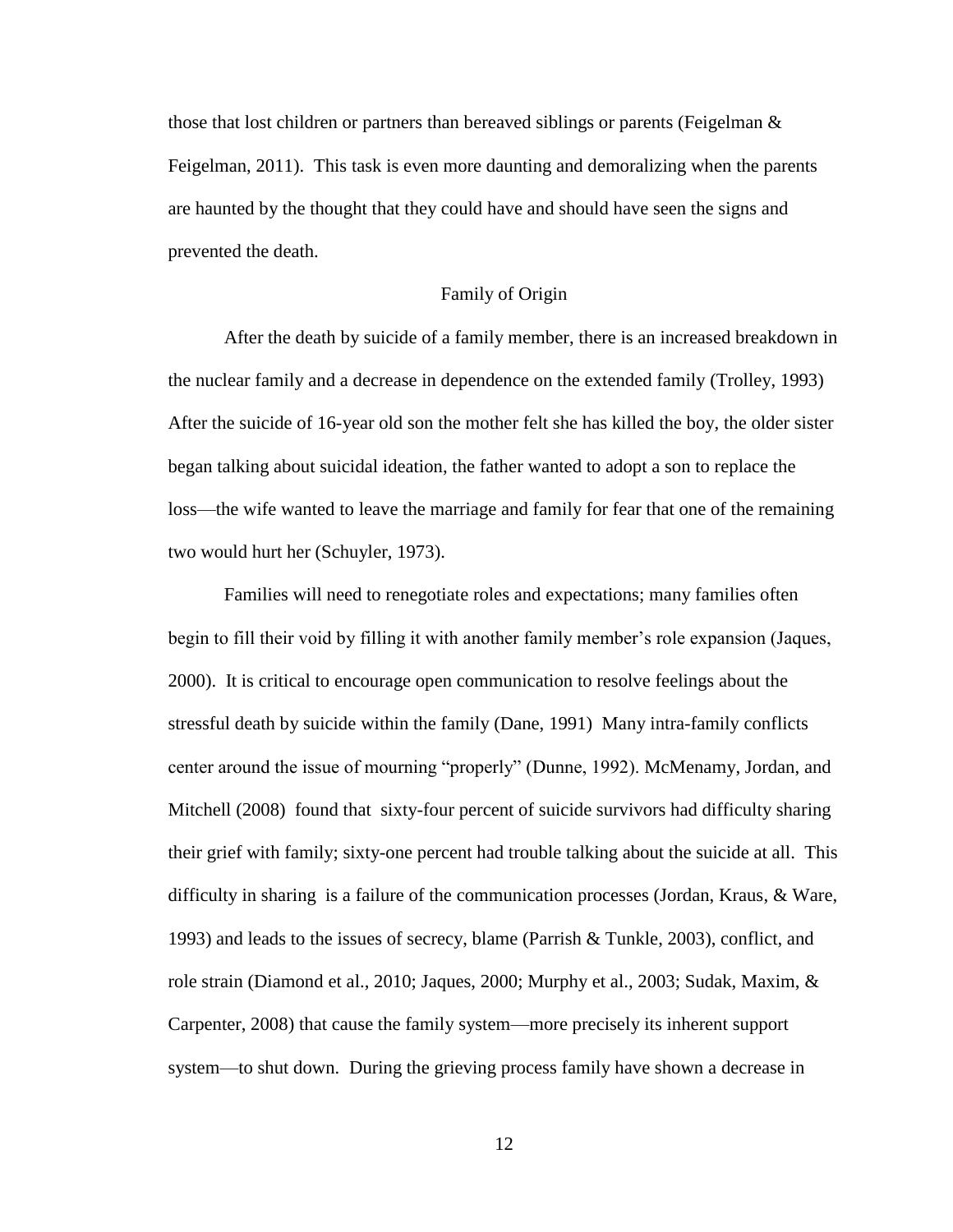those that lost children or partners than bereaved siblings or parents (Feigelman & Feigelman, 2011). This task is even more daunting and demoralizing when the parents are haunted by the thought that they could have and should have seen the signs and prevented the death.

## Family of Origin

After the death by suicide of a family member, there is an increased breakdown in the nuclear family and a decrease in dependence on the extended family (Trolley, 1993) After the suicide of 16-year old son the mother felt she has killed the boy, the older sister began talking about suicidal ideation, the father wanted to adopt a son to replace the loss—the wife wanted to leave the marriage and family for fear that one of the remaining two would hurt her (Schuyler, 1973).

Families will need to renegotiate roles and expectations; many families often begin to fill their void by filling it with another family member's role expansion (Jaques, 2000). It is critical to encourage open communication to resolve feelings about the stressful death by suicide within the family (Dane, 1991) Many intra-family conflicts center around the issue of mourning "properly" (Dunne, 1992). McMenamy, Jordan, and Mitchell (2008) found that sixty-four percent of suicide survivors had difficulty sharing their grief with family; sixty-one percent had trouble talking about the suicide at all. This difficulty in sharing is a failure of the communication processes (Jordan, Kraus, & Ware, 1993) and leads to the issues of secrecy, blame (Parrish & Tunkle, 2003), conflict, and role strain (Diamond et al., 2010; Jaques, 2000; Murphy et al., 2003; Sudak, Maxim, & Carpenter, 2008) that cause the family system—more precisely its inherent support system—to shut down. During the grieving process family have shown a decrease in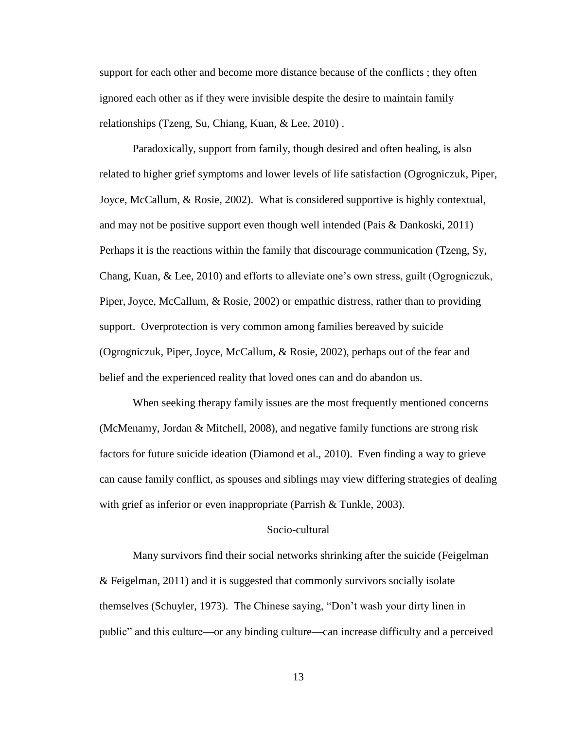support for each other and become more distance because of the conflicts ; they often ignored each other as if they were invisible despite the desire to maintain family relationships (Tzeng, Su, Chiang, Kuan, & Lee, 2010) .

Paradoxically, support from family, though desired and often healing, is also related to higher grief symptoms and lower levels of life satisfaction (Ogrogniczuk, Piper, Joyce, McCallum, & Rosie, 2002). What is considered supportive is highly contextual, and may not be positive support even though well intended (Pais & Dankoski, 2011) Perhaps it is the reactions within the family that discourage communication (Tzeng, Sy, Chang, Kuan, & Lee, 2010) and efforts to alleviate one's own stress, guilt (Ogrogniczuk, Piper, Joyce, McCallum, & Rosie, 2002) or empathic distress, rather than to providing support. Overprotection is very common among families bereaved by suicide (Ogrogniczuk, Piper, Joyce, McCallum, & Rosie, 2002), perhaps out of the fear and belief and the experienced reality that loved ones can and do abandon us.

When seeking therapy family issues are the most frequently mentioned concerns (McMenamy, Jordan & Mitchell, 2008), and negative family functions are strong risk factors for future suicide ideation (Diamond et al., 2010). Even finding a way to grieve can cause family conflict, as spouses and siblings may view differing strategies of dealing with grief as inferior or even inappropriate (Parrish & Tunkle, 2003).

## Socio-cultural

Many survivors find their social networks shrinking after the suicide (Feigelman & Feigelman, 2011) and it is suggested that commonly survivors socially isolate themselves (Schuyler, 1973). The Chinese saying, "Don't wash your dirty linen in public" and this culture—or any binding culture—can increase difficulty and a perceived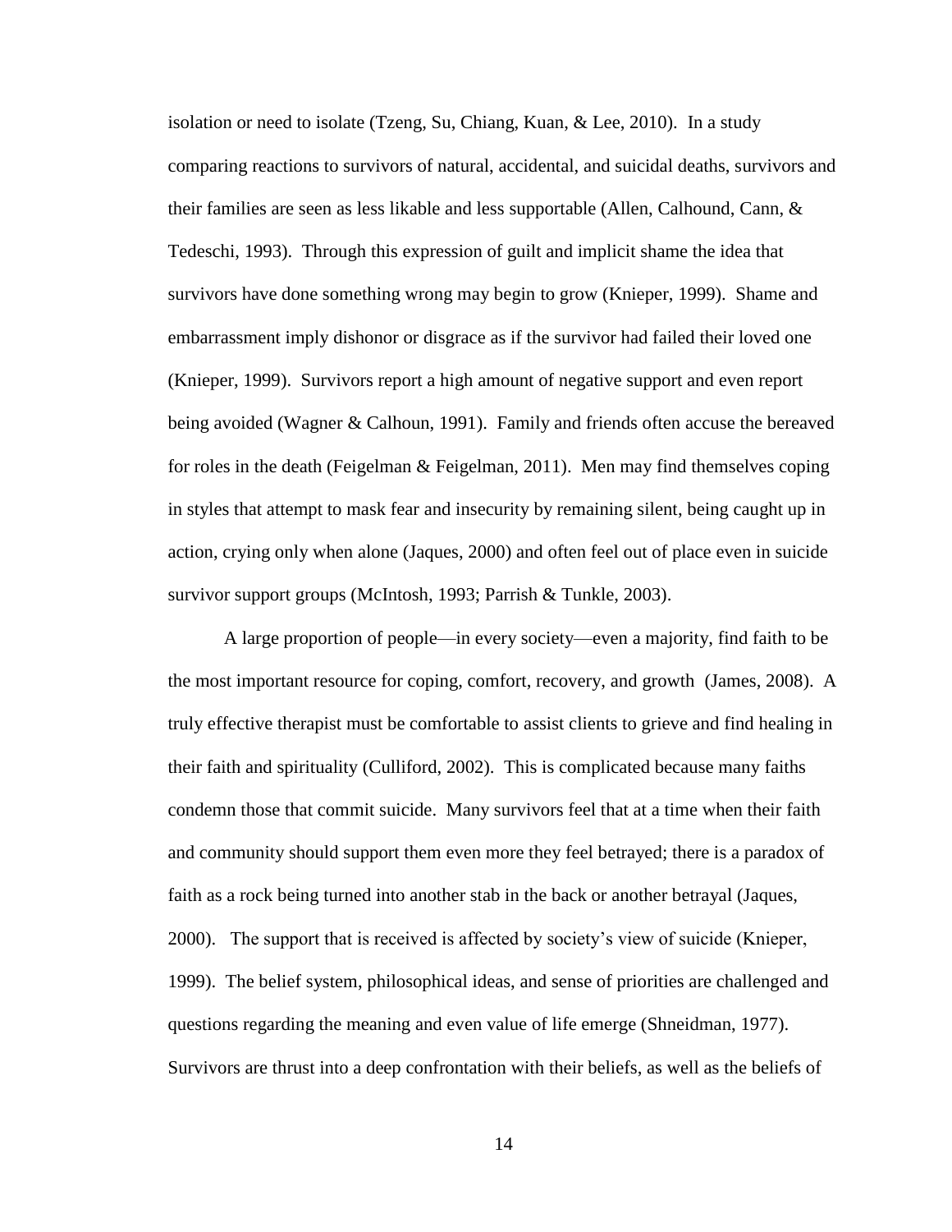isolation or need to isolate (Tzeng, Su, Chiang, Kuan, & Lee, 2010). In a study comparing reactions to survivors of natural, accidental, and suicidal deaths, survivors and their families are seen as less likable and less supportable (Allen, Calhound, Cann, & Tedeschi, 1993). Through this expression of guilt and implicit shame the idea that survivors have done something wrong may begin to grow (Knieper, 1999). Shame and embarrassment imply dishonor or disgrace as if the survivor had failed their loved one (Knieper, 1999). Survivors report a high amount of negative support and even report being avoided (Wagner & Calhoun, 1991). Family and friends often accuse the bereaved for roles in the death (Feigelman & Feigelman, 2011). Men may find themselves coping in styles that attempt to mask fear and insecurity by remaining silent, being caught up in action, crying only when alone (Jaques, 2000) and often feel out of place even in suicide survivor support groups (McIntosh, 1993; Parrish & Tunkle, 2003).

A large proportion of people—in every society—even a majority, find faith to be the most important resource for coping, comfort, recovery, and growth (James, 2008). A truly effective therapist must be comfortable to assist clients to grieve and find healing in their faith and spirituality (Culliford, 2002). This is complicated because many faiths condemn those that commit suicide. Many survivors feel that at a time when their faith and community should support them even more they feel betrayed; there is a paradox of faith as a rock being turned into another stab in the back or another betrayal (Jaques, 2000). The support that is received is affected by society's view of suicide (Knieper, 1999). The belief system, philosophical ideas, and sense of priorities are challenged and questions regarding the meaning and even value of life emerge (Shneidman, 1977). Survivors are thrust into a deep confrontation with their beliefs, as well as the beliefs of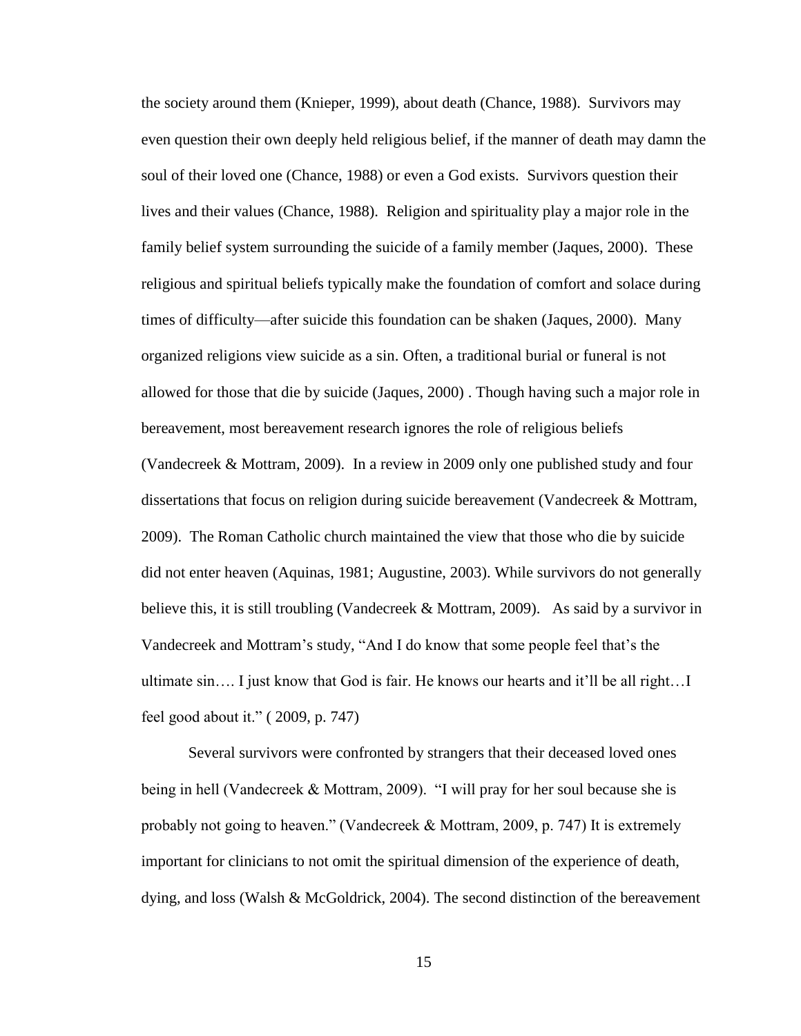the society around them (Knieper, 1999), about death (Chance, 1988). Survivors may even question their own deeply held religious belief, if the manner of death may damn the soul of their loved one (Chance, 1988) or even a God exists. Survivors question their lives and their values (Chance, 1988). Religion and spirituality play a major role in the family belief system surrounding the suicide of a family member (Jaques, 2000). These religious and spiritual beliefs typically make the foundation of comfort and solace during times of difficulty—after suicide this foundation can be shaken (Jaques, 2000). Many organized religions view suicide as a sin. Often, a traditional burial or funeral is not allowed for those that die by suicide (Jaques, 2000) . Though having such a major role in bereavement, most bereavement research ignores the role of religious beliefs (Vandecreek & Mottram, 2009). In a review in 2009 only one published study and four dissertations that focus on religion during suicide bereavement (Vandecreek & Mottram, 2009). The Roman Catholic church maintained the view that those who die by suicide did not enter heaven (Aquinas, 1981; Augustine, 2003). While survivors do not generally believe this, it is still troubling (Vandecreek & Mottram, 2009). As said by a survivor in Vandecreek and Mottram's study, "And I do know that some people feel that's the ultimate sin…. I just know that God is fair. He knows our hearts and it'll be all right…I feel good about it." ( 2009, p. 747)

Several survivors were confronted by strangers that their deceased loved ones being in hell (Vandecreek & Mottram, 2009). "I will pray for her soul because she is probably not going to heaven." (Vandecreek & Mottram, 2009, p. 747) It is extremely important for clinicians to not omit the spiritual dimension of the experience of death, dying, and loss (Walsh & McGoldrick, 2004). The second distinction of the bereavement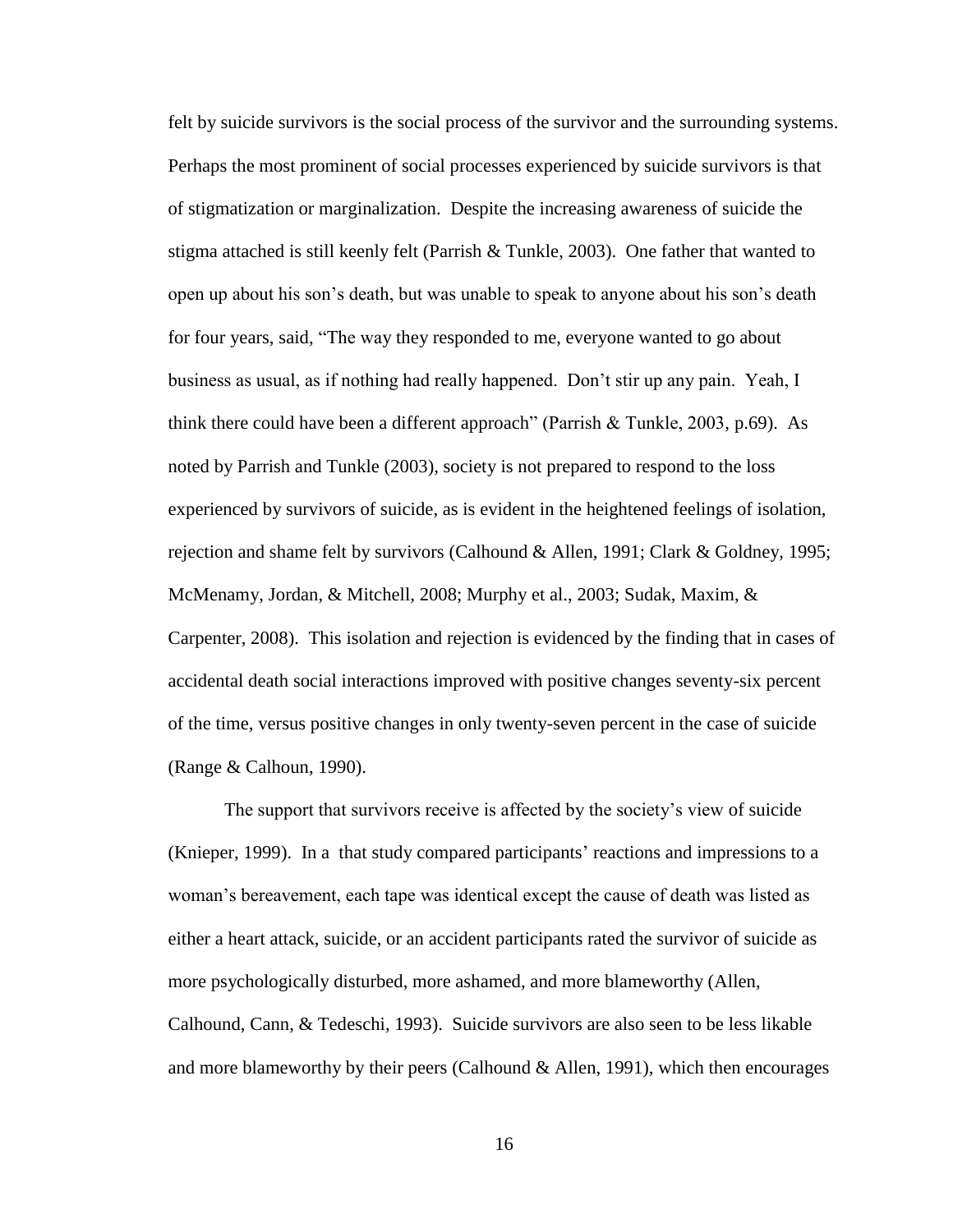felt by suicide survivors is the social process of the survivor and the surrounding systems. Perhaps the most prominent of social processes experienced by suicide survivors is that of stigmatization or marginalization. Despite the increasing awareness of suicide the stigma attached is still keenly felt (Parrish & Tunkle, 2003). One father that wanted to open up about his son's death, but was unable to speak to anyone about his son's death for four years, said, "The way they responded to me, everyone wanted to go about business as usual, as if nothing had really happened. Don't stir up any pain. Yeah, I think there could have been a different approach" (Parrish & Tunkle, 2003, p.69). As noted by Parrish and Tunkle (2003), society is not prepared to respond to the loss experienced by survivors of suicide, as is evident in the heightened feelings of isolation, rejection and shame felt by survivors (Calhound & Allen, 1991; Clark & Goldney, 1995; McMenamy, Jordan, & Mitchell, 2008; Murphy et al., 2003; Sudak, Maxim, & Carpenter, 2008). This isolation and rejection is evidenced by the finding that in cases of accidental death social interactions improved with positive changes seventy-six percent of the time, versus positive changes in only twenty-seven percent in the case of suicide (Range & Calhoun, 1990).

The support that survivors receive is affected by the society's view of suicide (Knieper, 1999). In a that study compared participants' reactions and impressions to a woman's bereavement, each tape was identical except the cause of death was listed as either a heart attack, suicide, or an accident participants rated the survivor of suicide as more psychologically disturbed, more ashamed, and more blameworthy (Allen, Calhound, Cann, & Tedeschi, 1993). Suicide survivors are also seen to be less likable and more blameworthy by their peers (Calhound & Allen, 1991), which then encourages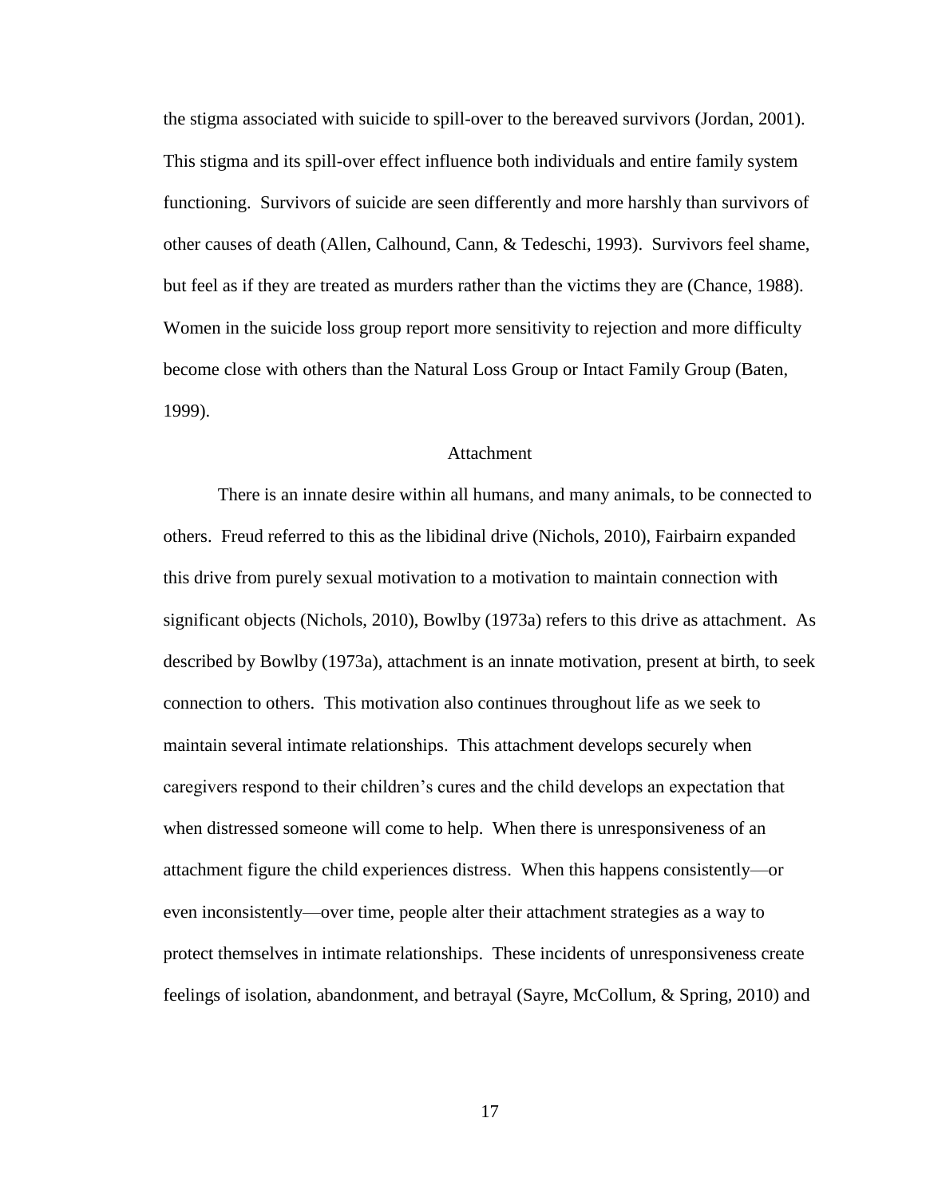the stigma associated with suicide to spill-over to the bereaved survivors (Jordan, 2001). This stigma and its spill-over effect influence both individuals and entire family system functioning. Survivors of suicide are seen differently and more harshly than survivors of other causes of death (Allen, Calhound, Cann, & Tedeschi, 1993). Survivors feel shame, but feel as if they are treated as murders rather than the victims they are (Chance, 1988). Women in the suicide loss group report more sensitivity to rejection and more difficulty become close with others than the Natural Loss Group or Intact Family Group (Baten, 1999).

## Attachment

There is an innate desire within all humans, and many animals, to be connected to others. Freud referred to this as the libidinal drive (Nichols, 2010), Fairbairn expanded this drive from purely sexual motivation to a motivation to maintain connection with significant objects (Nichols, 2010), Bowlby (1973a) refers to this drive as attachment. As described by Bowlby (1973a), attachment is an innate motivation, present at birth, to seek connection to others. This motivation also continues throughout life as we seek to maintain several intimate relationships. This attachment develops securely when caregivers respond to their children's cures and the child develops an expectation that when distressed someone will come to help. When there is unresponsiveness of an attachment figure the child experiences distress. When this happens consistently—or even inconsistently—over time, people alter their attachment strategies as a way to protect themselves in intimate relationships. These incidents of unresponsiveness create feelings of isolation, abandonment, and betrayal (Sayre, McCollum, & Spring, 2010) and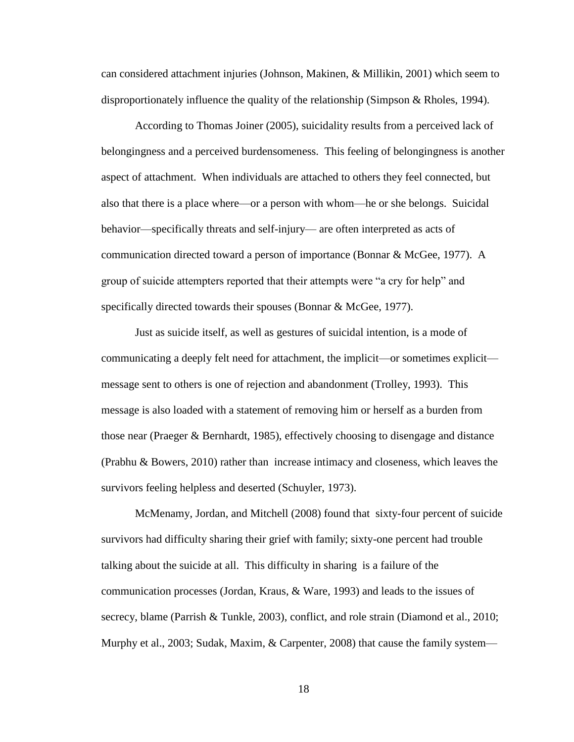can considered attachment injuries (Johnson, Makinen, & Millikin, 2001) which seem to disproportionately influence the quality of the relationship (Simpson & Rholes, 1994).

According to Thomas Joiner (2005), suicidality results from a perceived lack of belongingness and a perceived burdensomeness. This feeling of belongingness is another aspect of attachment. When individuals are attached to others they feel connected, but also that there is a place where—or a person with whom—he or she belongs. Suicidal behavior—specifically threats and self-injury— are often interpreted as acts of communication directed toward a person of importance (Bonnar & McGee, 1977). A group of suicide attempters reported that their attempts were "a cry for help" and specifically directed towards their spouses (Bonnar & McGee, 1977).

Just as suicide itself, as well as gestures of suicidal intention, is a mode of communicating a deeply felt need for attachment, the implicit—or sometimes explicit—message sent to others is one of rejection and abandonment (Trolley, 1993). This message is also loaded with a statement of removing him or herself as a burden from those near (Praeger & Bernhardt, 1985), effectively choosing to disengage and distance (Prabhu & Bowers, 2010) rather than increase intimacy and closeness, which leaves the survivors feeling helpless and deserted (Schuyler, 1973).

McMenamy, Jordan, and Mitchell (2008) found that sixty-four percent of suicide survivors had difficulty sharing their grief with family; sixty-one percent had trouble talking about the suicide at all. This difficulty in sharing is a failure of the communication processes (Jordan, Kraus, & Ware, 1993) and leads to the issues of secrecy, blame (Parrish & Tunkle, 2003), conflict, and role strain (Diamond et al., 2010; Murphy et al., 2003; Sudak, Maxim, & Carpenter, 2008) that cause the family system—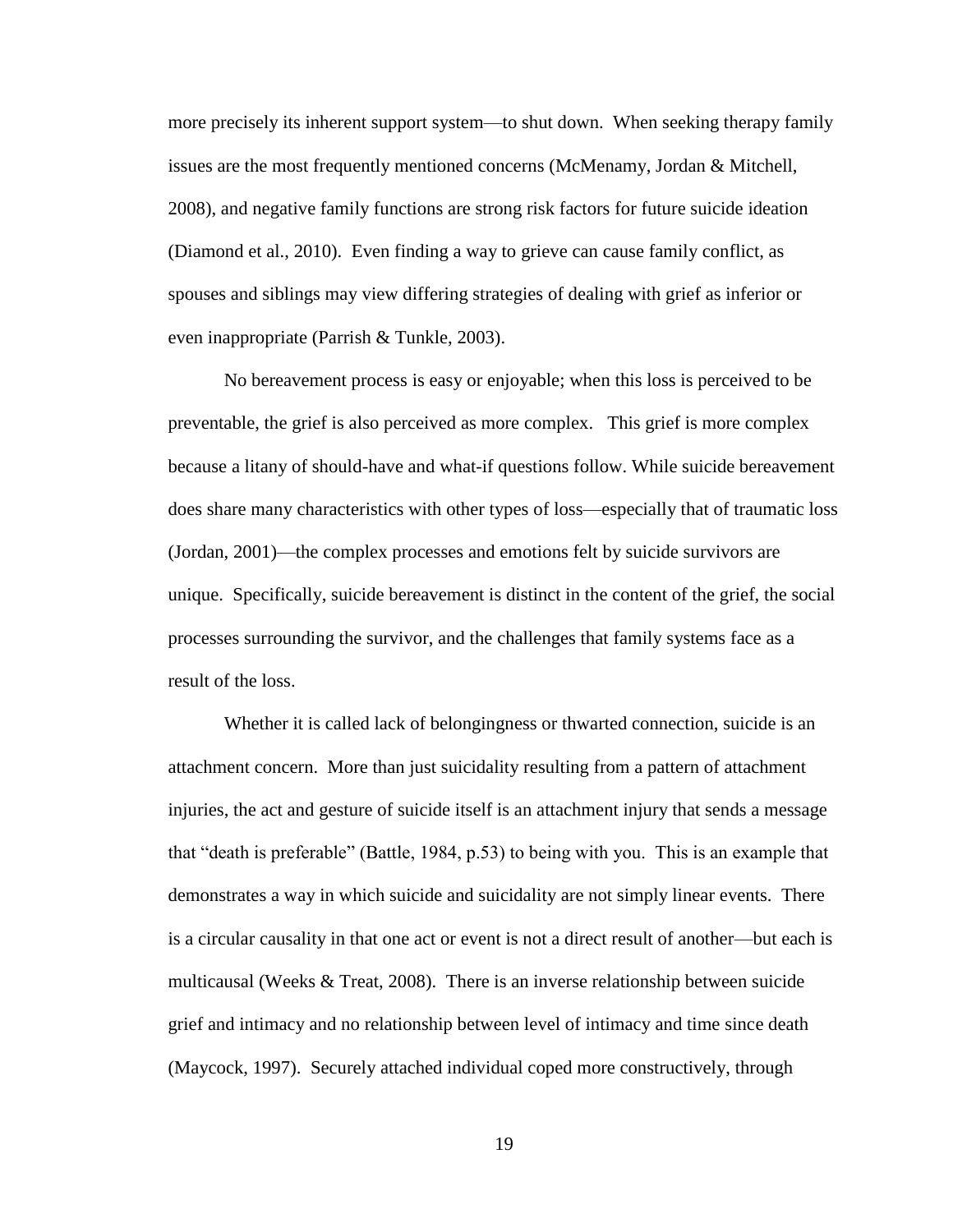more precisely its inherent support system—to shut down. When seeking therapy family issues are the most frequently mentioned concerns (McMenamy, Jordan & Mitchell, 2008), and negative family functions are strong risk factors for future suicide ideation (Diamond et al., 2010). Even finding a way to grieve can cause family conflict, as spouses and siblings may view differing strategies of dealing with grief as inferior or even inappropriate (Parrish & Tunkle, 2003).

No bereavement process is easy or enjoyable; when this loss is perceived to be preventable, the grief is also perceived as more complex. This grief is more complex because a litany of should-have and what-if questions follow. While suicide bereavement does share many characteristics with other types of loss—especially that of traumatic loss (Jordan, 2001)—the complex processes and emotions felt by suicide survivors are unique. Specifically, suicide bereavement is distinct in the content of the grief, the social processes surrounding the survivor, and the challenges that family systems face as a result of the loss.

Whether it is called lack of belongingness or thwarted connection, suicide is an attachment concern. More than just suicidality resulting from a pattern of attachment injuries, the act and gesture of suicide itself is an attachment injury that sends a message that "death is preferable" (Battle, 1984, p.53) to being with you. This is an example that demonstrates a way in which suicide and suicidality are not simply linear events. There is a circular causality in that one act or event is not a direct result of another—but each is multicausal (Weeks & Treat, 2008). There is an inverse relationship between suicide grief and intimacy and no relationship between level of intimacy and time since death (Maycock, 1997). Securely attached individual coped more constructively, through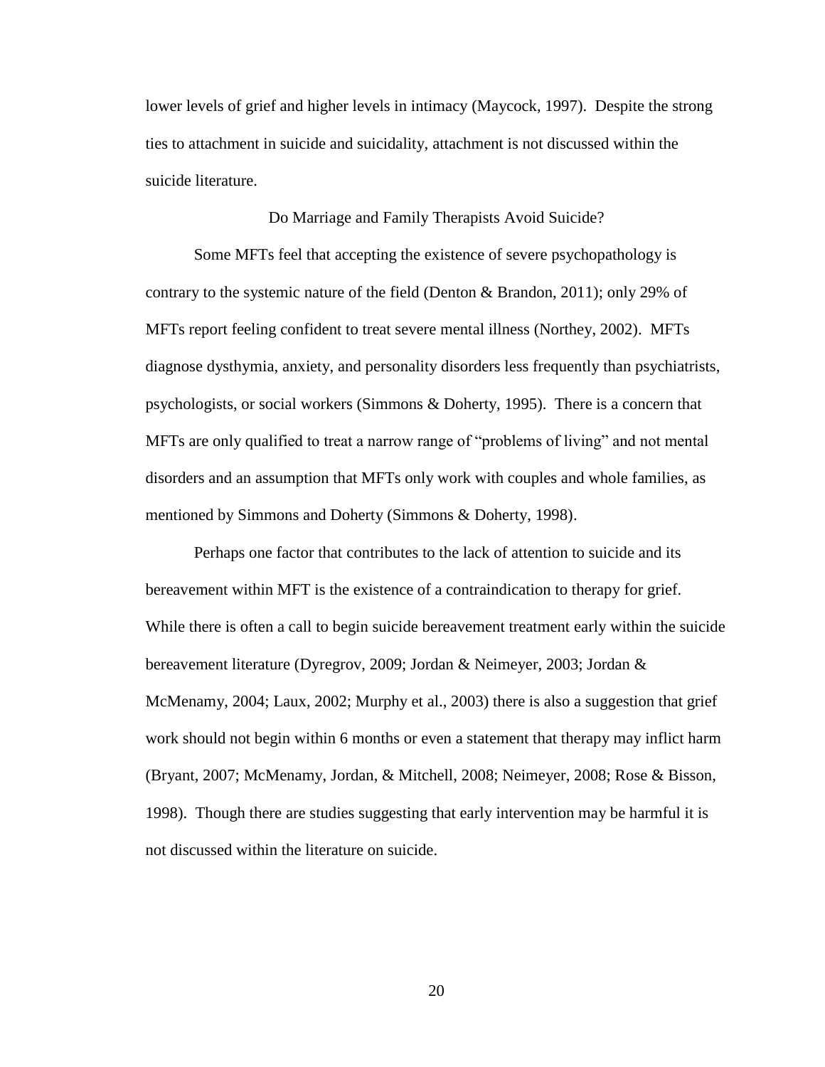lower levels of grief and higher levels in intimacy (Maycock, 1997). Despite the strong ties to attachment in suicide and suicidality, attachment is not discussed within the suicide literature.

## Do Marriage and Family Therapists Avoid Suicide?

Some MFTs feel that accepting the existence of severe psychopathology is contrary to the systemic nature of the field (Denton & Brandon, 2011); only 29% of MFTs report feeling confident to treat severe mental illness (Northey, 2002). MFTs diagnose dysthymia, anxiety, and personality disorders less frequently than psychiatrists, psychologists, or social workers (Simmons & Doherty, 1995). There is a concern that MFTs are only qualified to treat a narrow range of "problems of living" and not mental disorders and an assumption that MFTs only work with couples and whole families, as mentioned by Simmons and Doherty (Simmons & Doherty, 1998).

Perhaps one factor that contributes to the lack of attention to suicide and its bereavement within MFT is the existence of a contraindication to therapy for grief. While there is often a call to begin suicide bereavement treatment early within the suicide bereavement literature (Dyregrov, 2009; Jordan & Neimeyer, 2003; Jordan & McMenamy, 2004; Laux, 2002; Murphy et al., 2003) there is also a suggestion that grief work should not begin within 6 months or even a statement that therapy may inflict harm (Bryant, 2007; McMenamy, Jordan, & Mitchell, 2008; Neimeyer, 2008; Rose & Bisson, 1998). Though there are studies suggesting that early intervention may be harmful it is not discussed within the literature on suicide.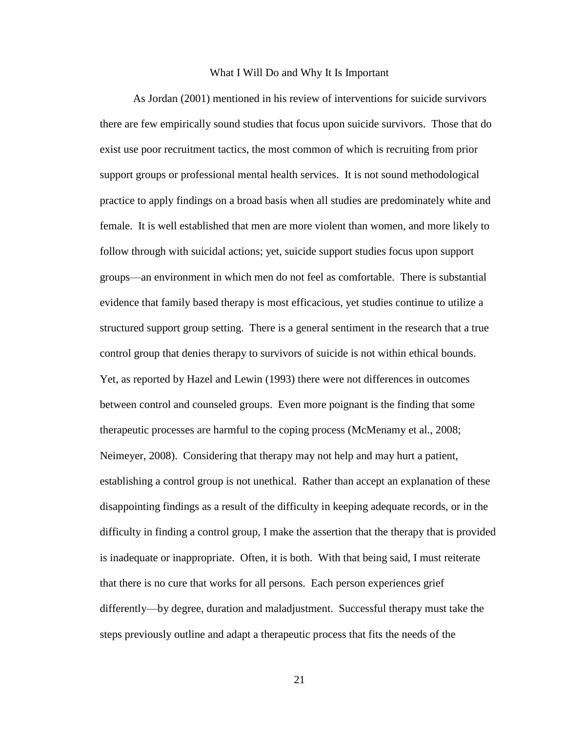## What I Will Do and Why It Is Important

As Jordan (2001) mentioned in his review of interventions for suicide survivors there are few empirically sound studies that focus upon suicide survivors. Those that do exist use poor recruitment tactics, the most common of which is recruiting from prior support groups or professional mental health services. It is not sound methodological practice to apply findings on a broad basis when all studies are predominately white and female. It is well established that men are more violent than women, and more likely to follow through with suicidal actions; yet, suicide support studies focus upon support groups—an environment in which men do not feel as comfortable. There is substantial evidence that family based therapy is most efficacious, yet studies continue to utilize a structured support group setting. There is a general sentiment in the research that a true control group that denies therapy to survivors of suicide is not within ethical bounds. Yet, as reported by Hazel and Lewin (1993) there were not differences in outcomes between control and counseled groups. Even more poignant is the finding that some therapeutic processes are harmful to the coping process (McMenamy et al., 2008; Neimeyer, 2008). Considering that therapy may not help and may hurt a patient, establishing a control group is not unethical. Rather than accept an explanation of these disappointing findings as a result of the difficulty in keeping adequate records, or in the difficulty in finding a control group, I make the assertion that the therapy that is provided is inadequate or inappropriate. Often, it is both. With that being said, I must reiterate that there is no cure that works for all persons. Each person experiences grief differently—by degree, duration and maladjustment. Successful therapy must take the steps previously outline and adapt a therapeutic process that fits the needs of the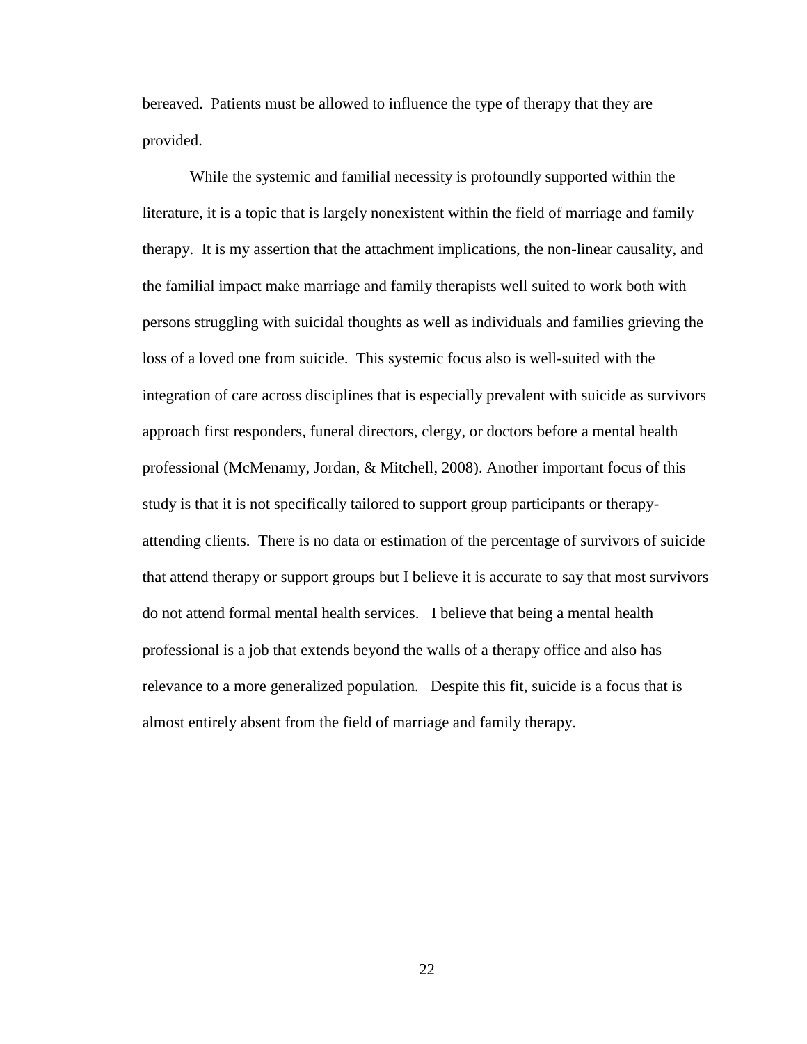bereaved. Patients must be allowed to influence the type of therapy that they are provided.

While the systemic and familial necessity is profoundly supported within the literature, it is a topic that is largely nonexistent within the field of marriage and family therapy. It is my assertion that the attachment implications, the non-linear causality, and the familial impact make marriage and family therapists well suited to work both with persons struggling with suicidal thoughts as well as individuals and families grieving the loss of a loved one from suicide. This systemic focus also is well-suited with the integration of care across disciplines that is especially prevalent with suicide as survivors approach first responders, funeral directors, clergy, or doctors before a mental health professional (McMenamy, Jordan, & Mitchell, 2008). Another important focus of this study is that it is not specifically tailored to support group participants or therapy-attending clients. There is no data or estimation of the percentage of survivors of suicide that attend therapy or support groups but I believe it is accurate to say that most survivors do not attend formal mental health services. I believe that being a mental health professional is a job that extends beyond the walls of a therapy office and also has relevance to a more generalized population. Despite this fit, suicide is a focus that is almost entirely absent from the field of marriage and family therapy.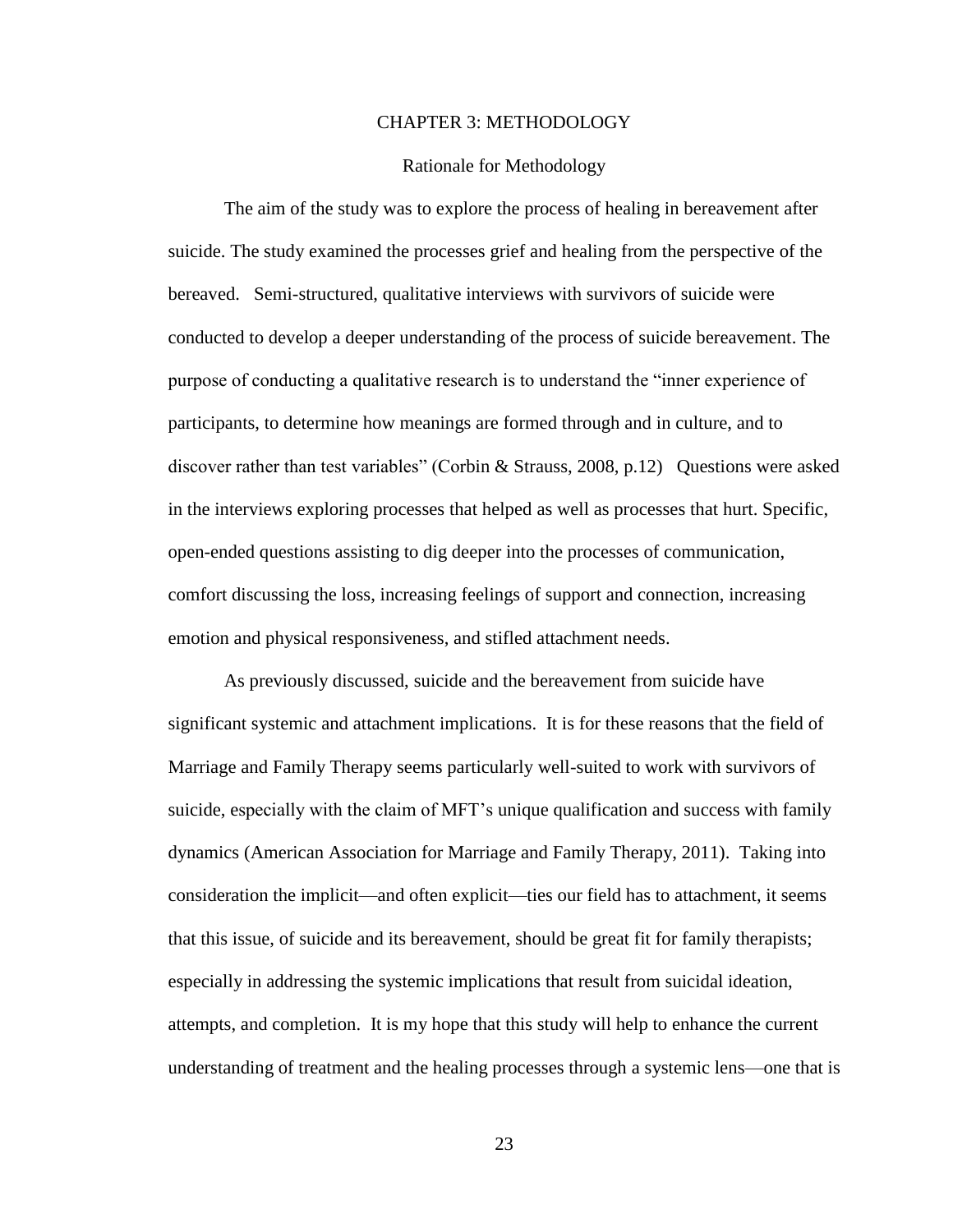# CHAPTER 3: METHODOLOGY

## Rationale for Methodology

The aim of the study was to explore the process of healing in bereavement after suicide. The study examined the processes grief and healing from the perspective of the bereaved. Semi-structured, qualitative interviews with survivors of suicide were conducted to develop a deeper understanding of the process of suicide bereavement. The purpose of conducting a qualitative research is to understand the "inner experience of participants, to determine how meanings are formed through and in culture, and to discover rather than test variables" (Corbin & Strauss, 2008, p.12) Questions were asked in the interviews exploring processes that helped as well as processes that hurt. Specific, open-ended questions assisting to dig deeper into the processes of communication, comfort discussing the loss, increasing feelings of support and connection, increasing emotion and physical responsiveness, and stifled attachment needs.

As previously discussed, suicide and the bereavement from suicide have significant systemic and attachment implications. It is for these reasons that the field of Marriage and Family Therapy seems particularly well-suited to work with survivors of suicide, especially with the claim of MFT's unique qualification and success with family dynamics (American Association for Marriage and Family Therapy, 2011). Taking into consideration the implicit—and often explicit—ties our field has to attachment, it seems that this issue, of suicide and its bereavement, should be great fit for family therapists; especially in addressing the systemic implications that result from suicidal ideation, attempts, and completion. It is my hope that this study will help to enhance the current understanding of treatment and the healing processes through a systemic lens—one that is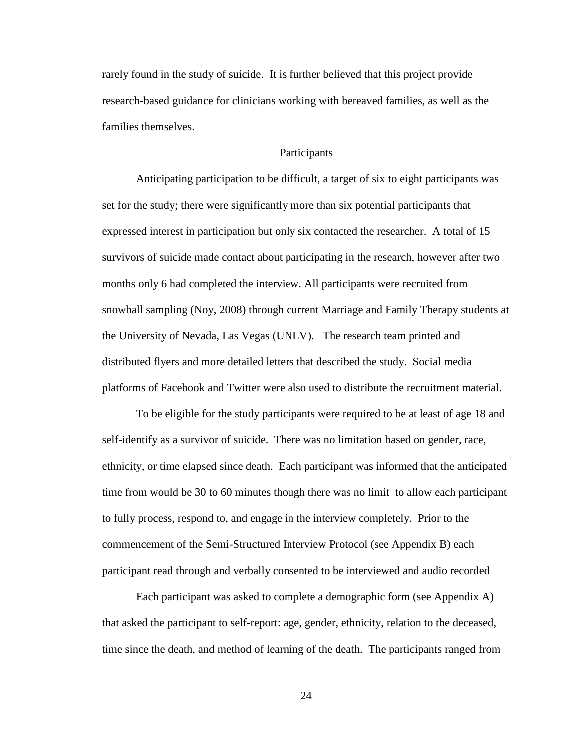rarely found in the study of suicide. It is further believed that this project provide research-based guidance for clinicians working with bereaved families, as well as the families themselves.

## Participants

Anticipating participation to be difficult, a target of six to eight participants was set for the study; there were significantly more than six potential participants that expressed interest in participation but only six contacted the researcher. A total of 15 survivors of suicide made contact about participating in the research, however after two months only 6 had completed the interview. All participants were recruited from snowball sampling (Noy, 2008) through current Marriage and Family Therapy students at the University of Nevada, Las Vegas (UNLV). The research team printed and distributed flyers and more detailed letters that described the study. Social media platforms of Facebook and Twitter were also used to distribute the recruitment material.

To be eligible for the study participants were required to be at least of age 18 and self-identify as a survivor of suicide. There was no limitation based on gender, race, ethnicity, or time elapsed since death. Each participant was informed that the anticipated time from would be 30 to 60 minutes though there was no limit to allow each participant to fully process, respond to, and engage in the interview completely. Prior to the commencement of the Semi-Structured Interview Protocol (see Appendix B) each participant read through and verbally consented to be interviewed and audio recorded

Each participant was asked to complete a demographic form (see Appendix A) that asked the participant to self-report: age, gender, ethnicity, relation to the deceased, time since the death, and method of learning of the death. The participants ranged from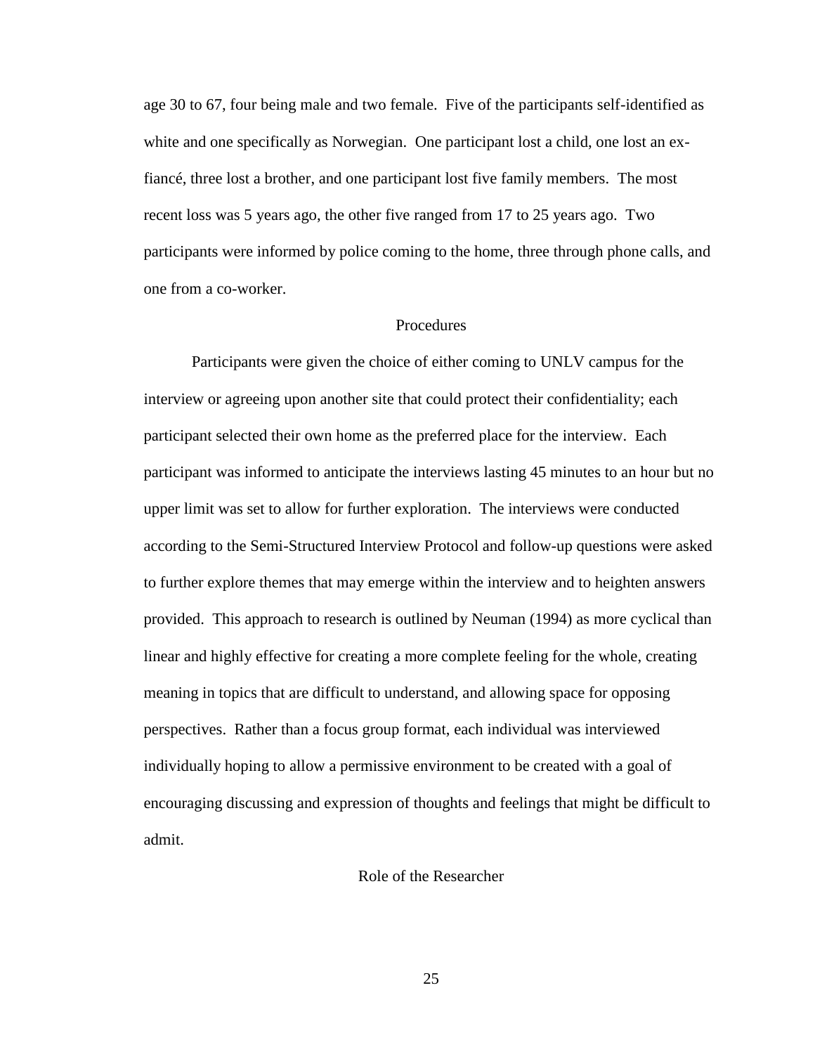age 30 to 67, four being male and two female. Five of the participants self-identified as white and one specifically as Norwegian. One participant lost a child, one lost an ex-fiancé, three lost a brother, and one participant lost five family members. The most recent loss was 5 years ago, the other five ranged from 17 to 25 years ago. Two participants were informed by police coming to the home, three through phone calls, and one from a co-worker.

## Procedures

Participants were given the choice of either coming to UNLV campus for the interview or agreeing upon another site that could protect their confidentiality; each participant selected their own home as the preferred place for the interview. Each participant was informed to anticipate the interviews lasting 45 minutes to an hour but no upper limit was set to allow for further exploration. The interviews were conducted according to the Semi-Structured Interview Protocol and follow-up questions were asked to further explore themes that may emerge within the interview and to heighten answers provided. This approach to research is outlined by Neuman (1994) as more cyclical than linear and highly effective for creating a more complete feeling for the whole, creating meaning in topics that are difficult to understand, and allowing space for opposing perspectives. Rather than a focus group format, each individual was interviewed individually hoping to allow a permissive environment to be created with a goal of encouraging discussing and expression of thoughts and feelings that might be difficult to admit.

## Role of the Researcher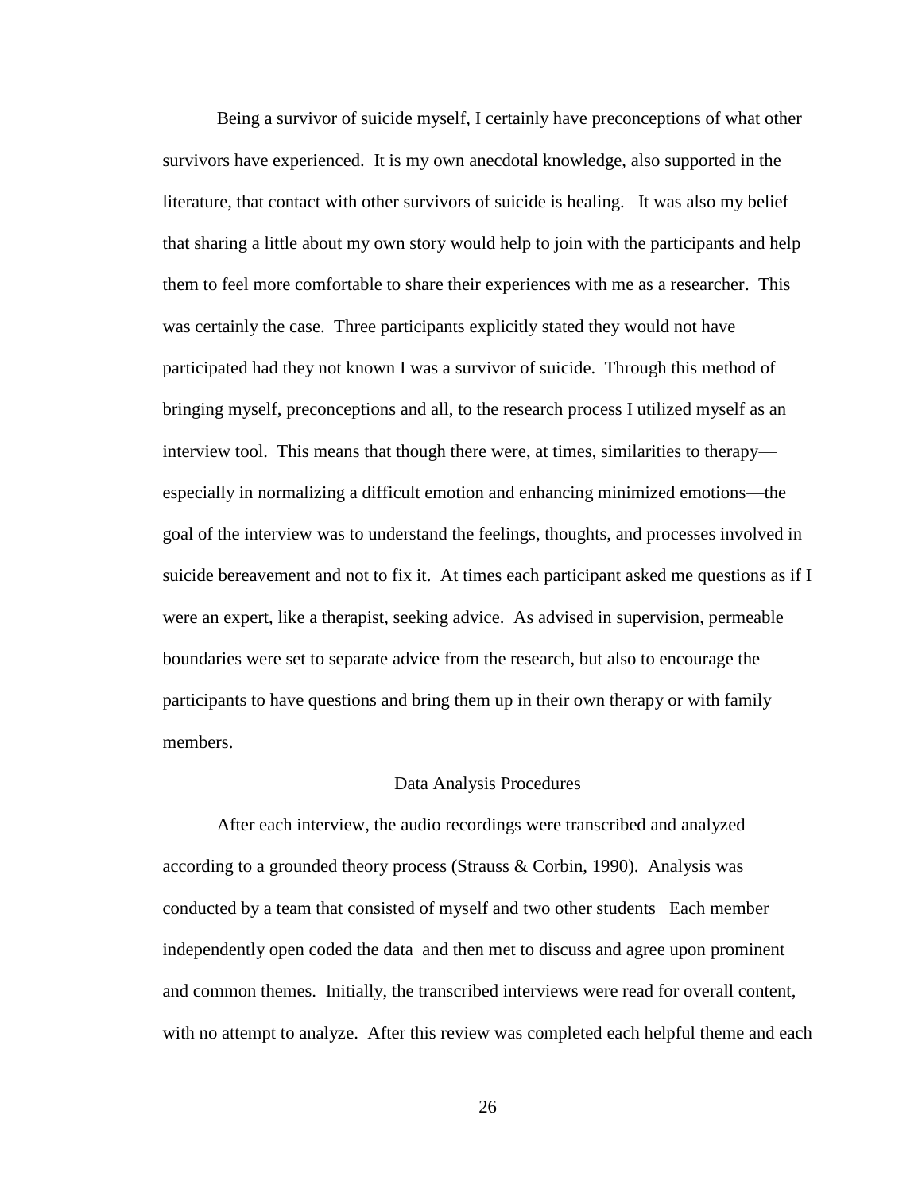Being a survivor of suicide myself, I certainly have preconceptions of what other survivors have experienced. It is my own anecdotal knowledge, also supported in the literature, that contact with other survivors of suicide is healing. It was also my belief that sharing a little about my own story would help to join with the participants and help them to feel more comfortable to share their experiences with me as a researcher. This was certainly the case. Three participants explicitly stated they would not have participated had they not known I was a survivor of suicide. Through this method of bringing myself, preconceptions and all, to the research process I utilized myself as an interview tool. This means that though there were, at times, similarities to therapy—especially in normalizing a difficult emotion and enhancing minimized emotions—the goal of the interview was to understand the feelings, thoughts, and processes involved in suicide bereavement and not to fix it. At times each participant asked me questions as if I were an expert, like a therapist, seeking advice. As advised in supervision, permeable boundaries were set to separate advice from the research, but also to encourage the participants to have questions and bring them up in their own therapy or with family members.

## Data Analysis Procedures

After each interview, the audio recordings were transcribed and analyzed according to a grounded theory process (Strauss & Corbin, 1990). Analysis was conducted by a team that consisted of myself and two other students Each member independently open coded the data and then met to discuss and agree upon prominent and common themes. Initially, the transcribed interviews were read for overall content, with no attempt to analyze. After this review was completed each helpful theme and each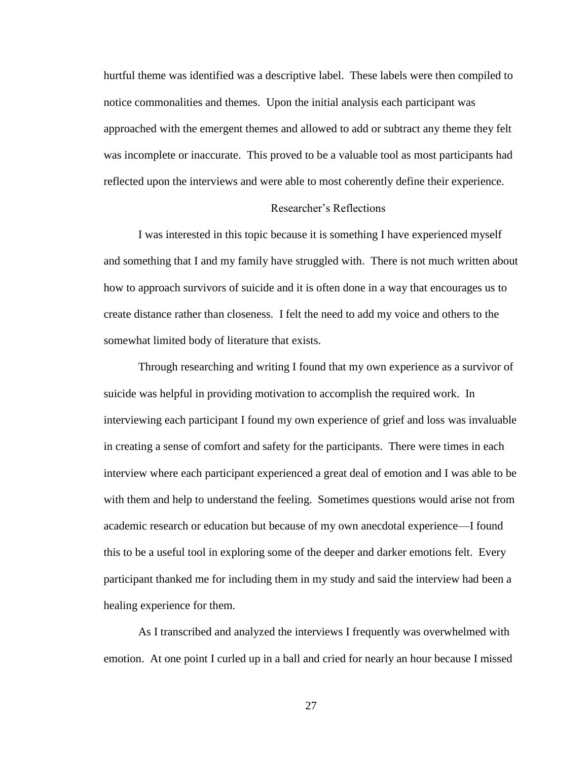hurtful theme was identified was a descriptive label. These labels were then compiled to notice commonalities and themes. Upon the initial analysis each participant was approached with the emergent themes and allowed to add or subtract any theme they felt was incomplete or inaccurate. This proved to be a valuable tool as most participants had reflected upon the interviews and were able to most coherently define their experience.

## Researcher's Reflections

I was interested in this topic because it is something I have experienced myself and something that I and my family have struggled with. There is not much written about how to approach survivors of suicide and it is often done in a way that encourages us to create distance rather than closeness. I felt the need to add my voice and others to the somewhat limited body of literature that exists.

Through researching and writing I found that my own experience as a survivor of suicide was helpful in providing motivation to accomplish the required work. In interviewing each participant I found my own experience of grief and loss was invaluable in creating a sense of comfort and safety for the participants. There were times in each interview where each participant experienced a great deal of emotion and I was able to be with them and help to understand the feeling. Sometimes questions would arise not from academic research or education but because of my own anecdotal experience—I found this to be a useful tool in exploring some of the deeper and darker emotions felt. Every participant thanked me for including them in my study and said the interview had been a healing experience for them.

As I transcribed and analyzed the interviews I frequently was overwhelmed with emotion. At one point I curled up in a ball and cried for nearly an hour because I missed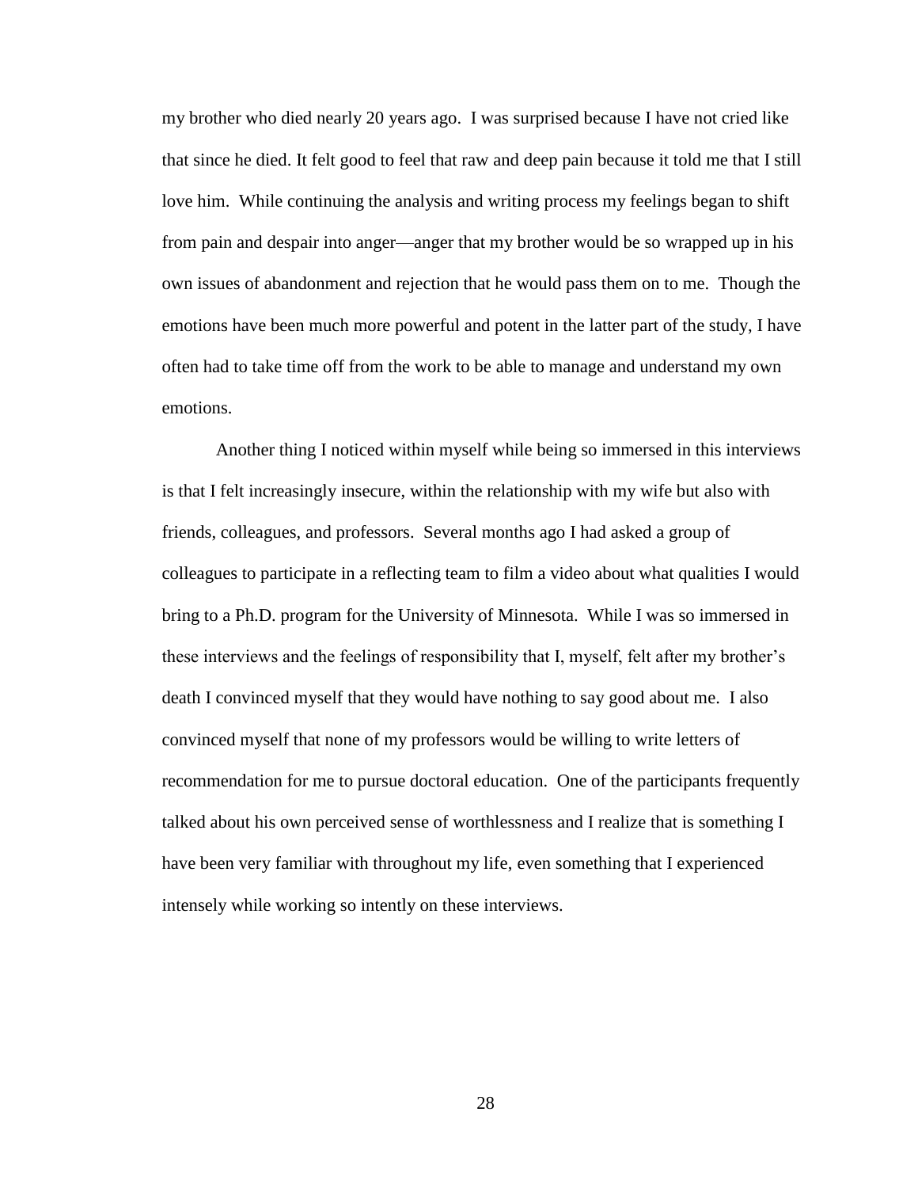my brother who died nearly 20 years ago. I was surprised because I have not cried like that since he died. It felt good to feel that raw and deep pain because it told me that I still love him. While continuing the analysis and writing process my feelings began to shift from pain and despair into anger—anger that my brother would be so wrapped up in his own issues of abandonment and rejection that he would pass them on to me. Though the emotions have been much more powerful and potent in the latter part of the study, I have often had to take time off from the work to be able to manage and understand my own emotions.

Another thing I noticed within myself while being so immersed in this interviews is that I felt increasingly insecure, within the relationship with my wife but also with friends, colleagues, and professors. Several months ago I had asked a group of colleagues to participate in a reflecting team to film a video about what qualities I would bring to a Ph.D. program for the University of Minnesota. While I was so immersed in these interviews and the feelings of responsibility that I, myself, felt after my brother's death I convinced myself that they would have nothing to say good about me. I also convinced myself that none of my professors would be willing to write letters of recommendation for me to pursue doctoral education. One of the participants frequently talked about his own perceived sense of worthlessness and I realize that is something I have been very familiar with throughout my life, even something that I experienced intensely while working so intently on these interviews.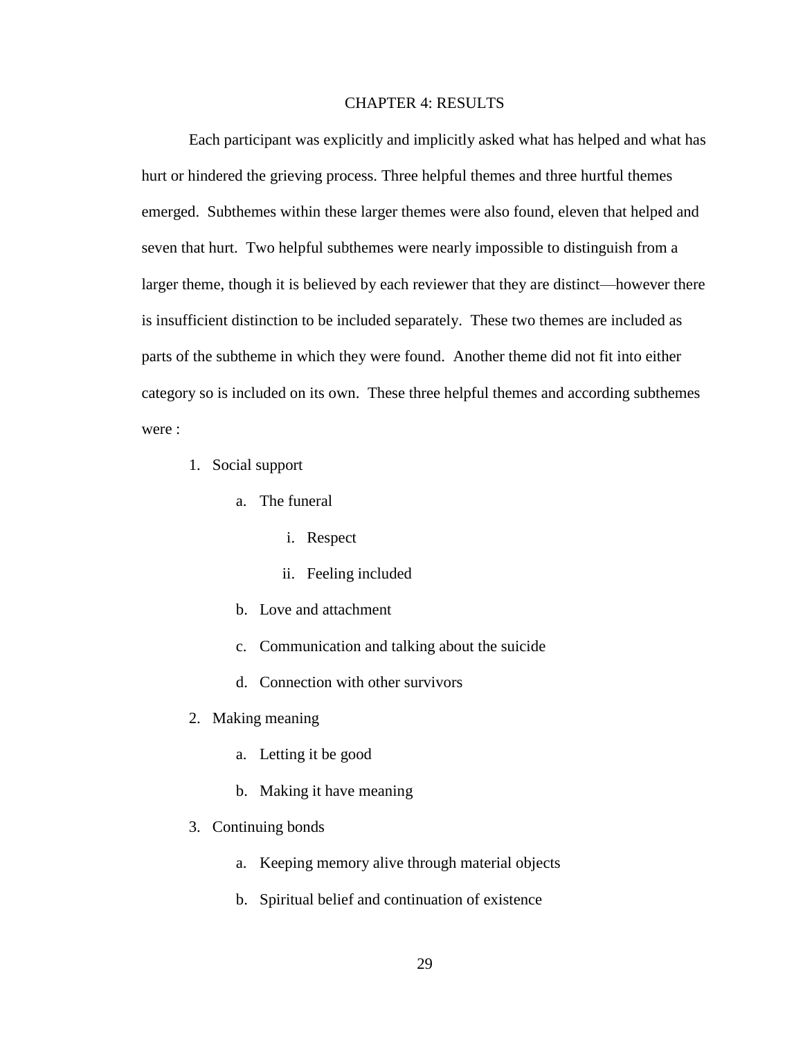# CHAPTER 4: RESULTS

Each participant was explicitly and implicitly asked what has helped and what has hurt or hindered the grieving process. Three helpful themes and three hurtful themes emerged. Subthemes within these larger themes were also found, eleven that helped and seven that hurt. Two helpful subthemes were nearly impossible to distinguish from a larger theme, though it is believed by each reviewer that they are distinct—however there is insufficient distinction to be included separately. These two themes are included as parts of the subtheme in which they were found. Another theme did not fit into either category so is included on its own. These three helpful themes and according subthemes were :

1. Social support
    a. The funeral
        i. Respect
        ii. Feeling included
    b. Love and attachment
    c. Communication and talking about the suicide
    d. Connection with other survivors
2. Making meaning
    a. Letting it be good
    b. Making it have meaning
3. Continuing bonds
    a. Keeping memory alive through material objects
    b. Spiritual belief and continuation of existence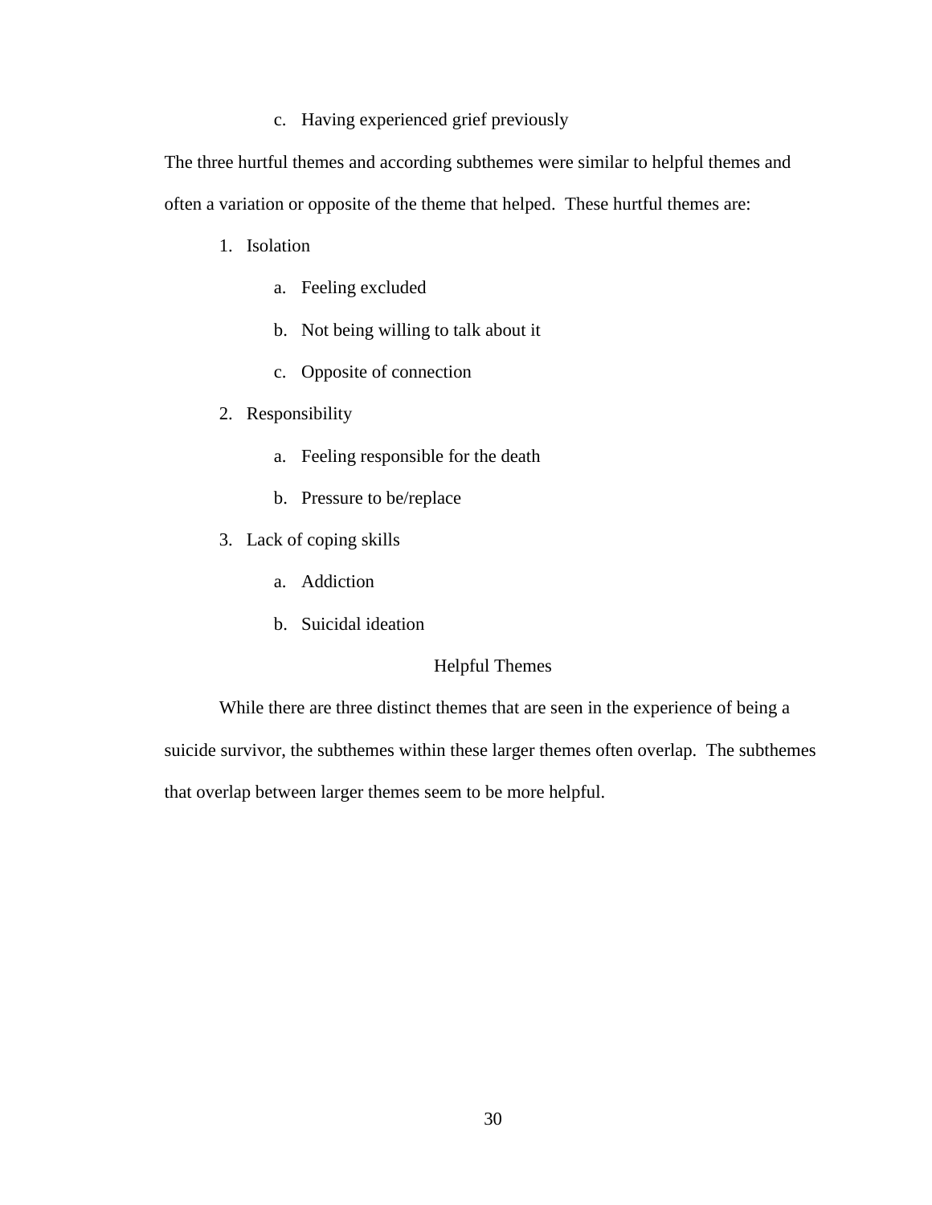c. Having experienced grief previously

The three hurtful themes and according subthemes were similar to helpful themes and often a variation or opposite of the theme that helped. These hurtful themes are:

1. Isolation
    a. Feeling excluded
    b. Not being willing to talk about it
    c. Opposite of connection
2. Responsibility
    a. Feeling responsible for the death
    b. Pressure to be/replace
3. Lack of coping skills
    a. Addiction
    b. Suicidal ideation

## Helpful Themes

While there are three distinct themes that are seen in the experience of being a suicide survivor, the subthemes within these larger themes often overlap. The subthemes that overlap between larger themes seem to be more helpful.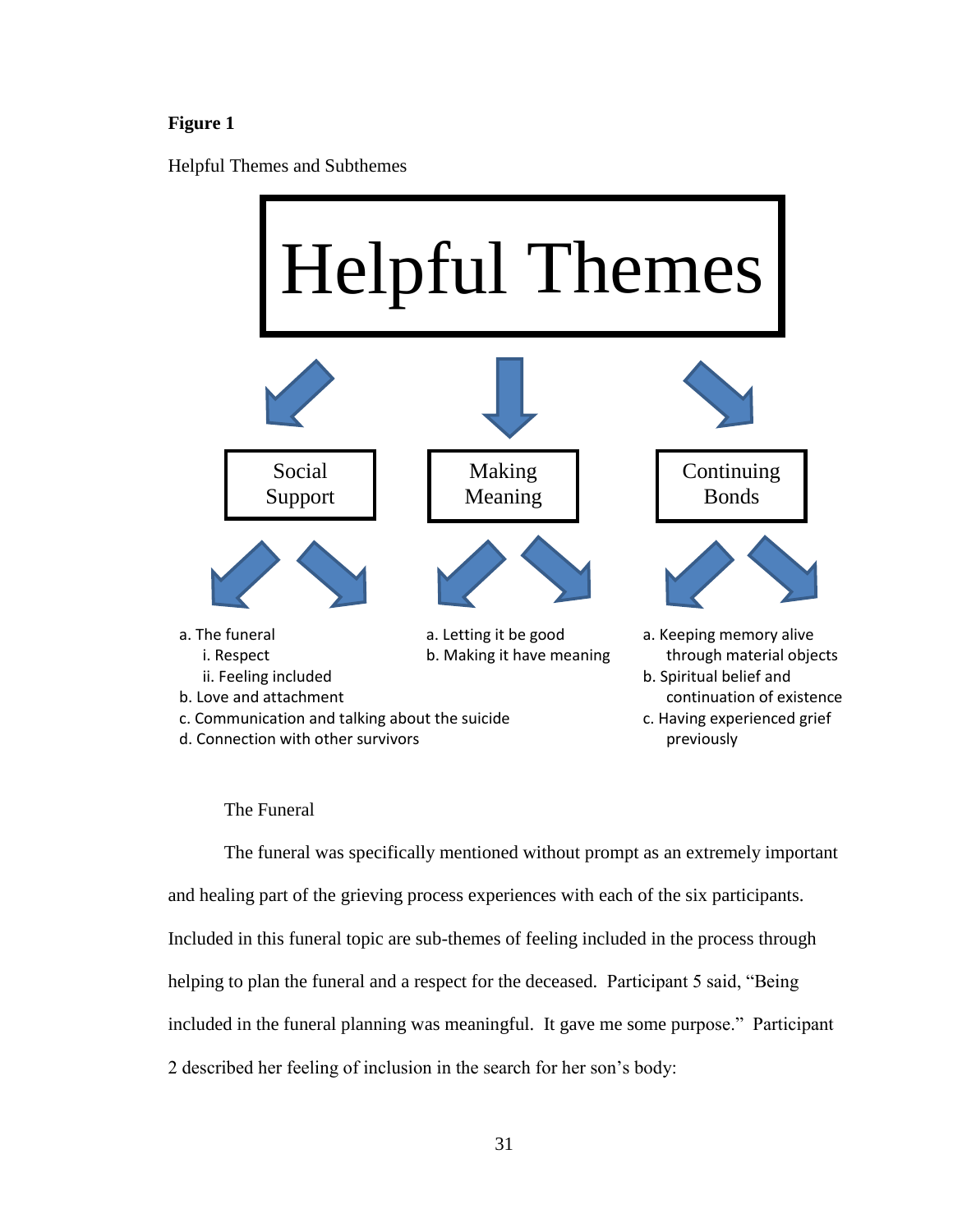**Figure 1**

Helpful Themes and Subthemes

Helpful Themes

Social Support

a. The funeral
    i. Respect
    ii. Feeling included
b. Love and attachment
c. Communication and talking about the suicide
d. Connection with other survivors

Making Meaning

a. Letting it be good
b. Making it have meaning

Continuing Bonds

a. Keeping memory alive through material objects
b. Spiritual belief and continuation of existence
c. Having experienced grief previously

The Funeral

The funeral was specifically mentioned without prompt as an extremely important and healing part of the grieving process experiences with each of the six participants. Included in this funeral topic are sub-themes of feeling included in the process through helping to plan the funeral and a respect for the deceased. Participant 5 said, "Being included in the funeral planning was meaningful. It gave me some purpose." Participant 2 described her feeling of inclusion in the search for her son's body: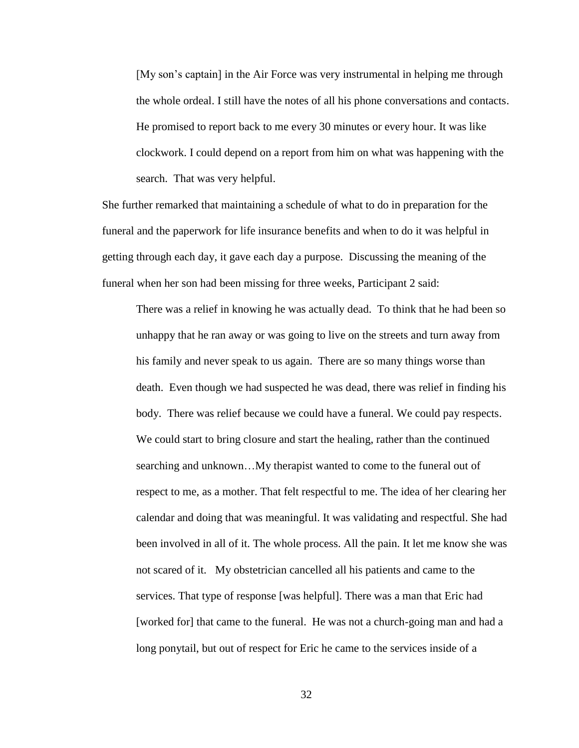> [My son's captain] in the Air Force was very instrumental in helping me through the whole ordeal. I still have the notes of all his phone conversations and contacts. He promised to report back to me every 30 minutes or every hour. It was like clockwork. I could depend on a report from him on what was happening with the search. That was very helpful.

She further remarked that maintaining a schedule of what to do in preparation for the funeral and the paperwork for life insurance benefits and when to do it was helpful in getting through each day, it gave each day a purpose. Discussing the meaning of the funeral when her son had been missing for three weeks, Participant 2 said:

> There was a relief in knowing he was actually dead. To think that he had been so unhappy that he ran away or was going to live on the streets and turn away from his family and never speak to us again. There are so many things worse than death. Even though we had suspected he was dead, there was relief in finding his body. There was relief because we could have a funeral. We could pay respects. We could start to bring closure and start the healing, rather than the continued searching and unknown…My therapist wanted to come to the funeral out of respect to me, as a mother. That felt respectful to me. The idea of her clearing her calendar and doing that was meaningful. It was validating and respectful. She had been involved in all of it. The whole process. All the pain. It let me know she was not scared of it. My obstetrician cancelled all his patients and came to the services. That type of response [was helpful]. There was a man that Eric had [worked for] that came to the funeral. He was not a church-going man and had a long ponytail, but out of respect for Eric he came to the services inside of a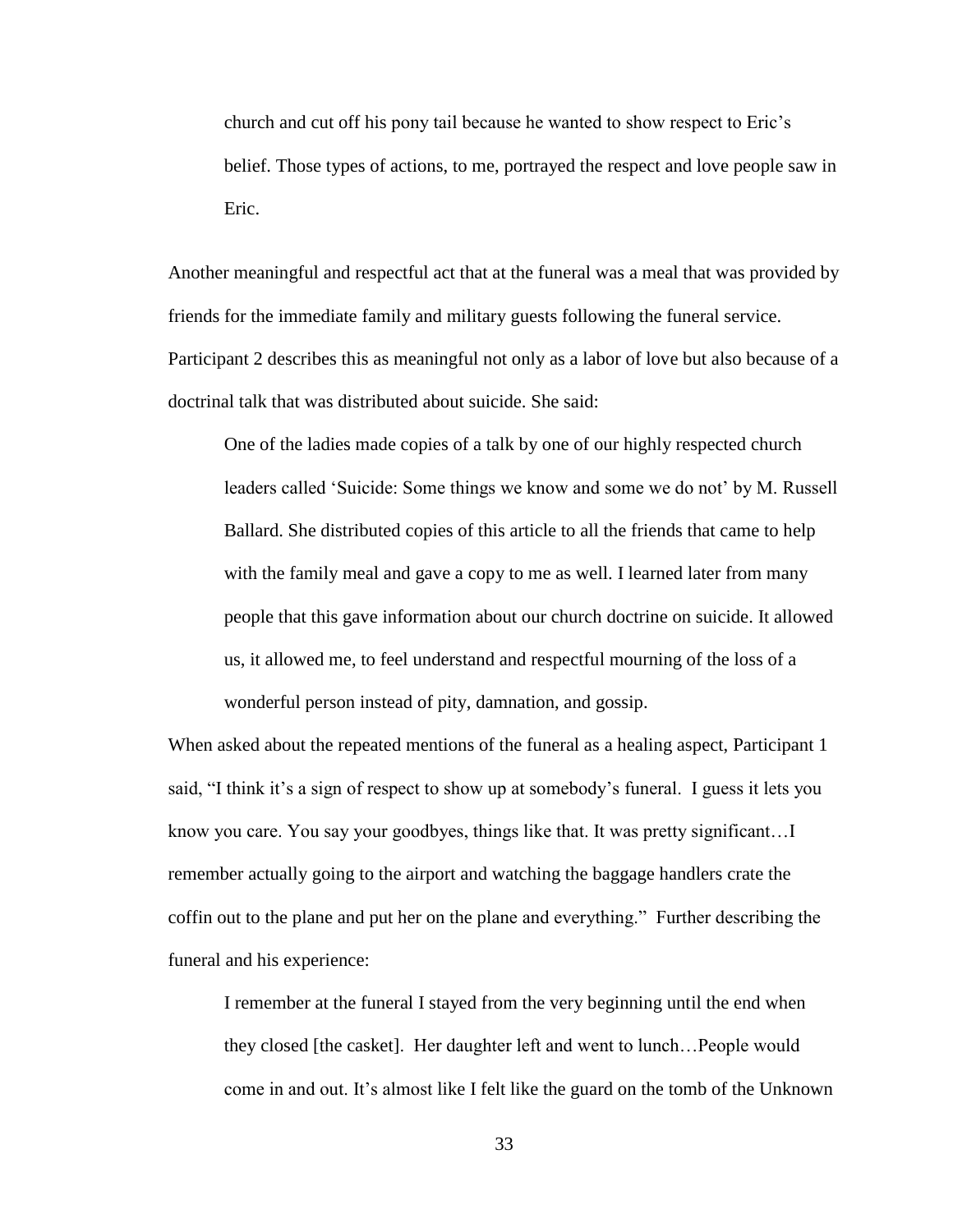church and cut off his pony tail because he wanted to show respect to Eric's belief. Those types of actions, to me, portrayed the respect and love people saw in Eric.

Another meaningful and respectful act that at the funeral was a meal that was provided by friends for the immediate family and military guests following the funeral service. Participant 2 describes this as meaningful not only as a labor of love but also because of a doctrinal talk that was distributed about suicide. She said:

> One of the ladies made copies of a talk by one of our highly respected church leaders called 'Suicide: Some things we know and some we do not' by M. Russell Ballard. She distributed copies of this article to all the friends that came to help with the family meal and gave a copy to me as well. I learned later from many people that this gave information about our church doctrine on suicide. It allowed us, it allowed me, to feel understand and respectful mourning of the loss of a wonderful person instead of pity, damnation, and gossip.

When asked about the repeated mentions of the funeral as a healing aspect, Participant 1 said, "I think it's a sign of respect to show up at somebody's funeral. I guess it lets you know you care. You say your goodbyes, things like that. It was pretty significant…I remember actually going to the airport and watching the baggage handlers crate the coffin out to the plane and put her on the plane and everything." Further describing the funeral and his experience:

> I remember at the funeral I stayed from the very beginning until the end when they closed [the casket]. Her daughter left and went to lunch…People would come in and out. It's almost like I felt like the guard on the tomb of the Unknown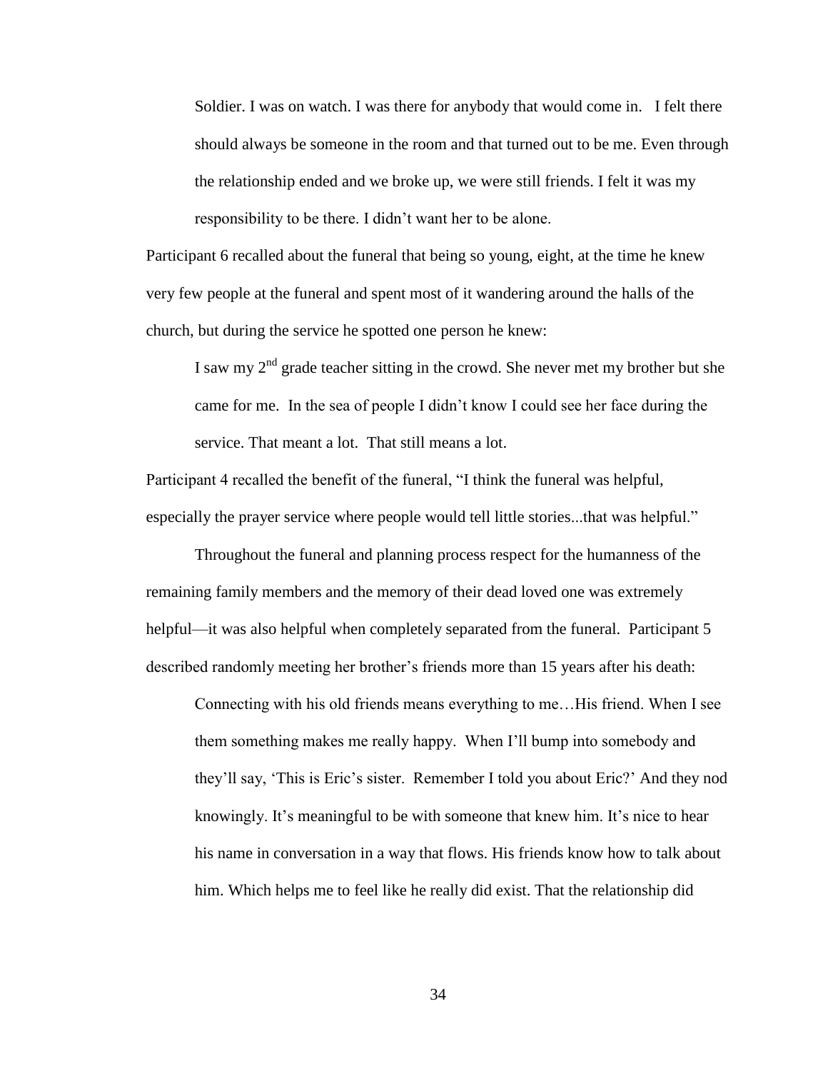> Soldier. I was on watch. I was there for anybody that would come in. I felt there should always be someone in the room and that turned out to be me. Even through the relationship ended and we broke up, we were still friends. I felt it was my responsibility to be there. I didn't want her to be alone.

Participant 6 recalled about the funeral that being so young, eight, at the time he knew very few people at the funeral and spent most of it wandering around the halls of the church, but during the service he spotted one person he knew:

> I saw my 2nd grade teacher sitting in the crowd. She never met my brother but she came for me. In the sea of people I didn't know I could see her face during the service. That meant a lot. That still means a lot.

Participant 4 recalled the benefit of the funeral, "I think the funeral was helpful, especially the prayer service where people would tell little stories...that was helpful."

Throughout the funeral and planning process respect for the humanness of the remaining family members and the memory of their dead loved one was extremely helpful—it was also helpful when completely separated from the funeral. Participant 5 described randomly meeting her brother's friends more than 15 years after his death:

> Connecting with his old friends means everything to me…His friend. When I see them something makes me really happy. When I'll bump into somebody and they'll say, 'This is Eric's sister. Remember I told you about Eric?' And they nod knowingly. It's meaningful to be with someone that knew him. It's nice to hear his name in conversation in a way that flows. His friends know how to talk about him. Which helps me to feel like he really did exist. That the relationship did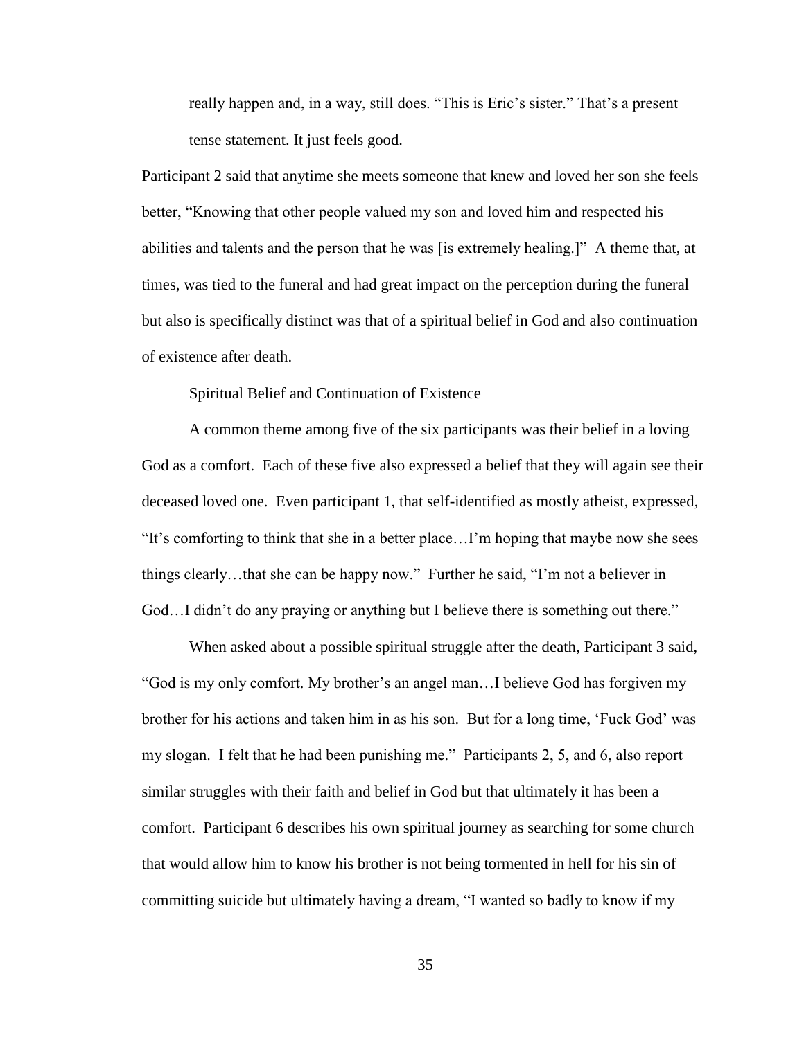really happen and, in a way, still does. "This is Eric's sister." That's a present tense statement. It just feels good.

Participant 2 said that anytime she meets someone that knew and loved her son she feels better, "Knowing that other people valued my son and loved him and respected his abilities and talents and the person that he was [is extremely healing.]" A theme that, at times, was tied to the funeral and had great impact on the perception during the funeral but also is specifically distinct was that of a spiritual belief in God and also continuation of existence after death.

### Spiritual Belief and Continuation of Existence

A common theme among five of the six participants was their belief in a loving God as a comfort. Each of these five also expressed a belief that they will again see their deceased loved one. Even participant 1, that self-identified as mostly atheist, expressed, "It's comforting to think that she in a better place…I'm hoping that maybe now she sees things clearly…that she can be happy now." Further he said, "I'm not a believer in God…I didn't do any praying or anything but I believe there is something out there."

When asked about a possible spiritual struggle after the death, Participant 3 said, "God is my only comfort. My brother's an angel man…I believe God has forgiven my brother for his actions and taken him in as his son. But for a long time, 'Fuck God' was my slogan. I felt that he had been punishing me." Participants 2, 5, and 6, also report similar struggles with their faith and belief in God but that ultimately it has been a comfort. Participant 6 describes his own spiritual journey as searching for some church that would allow him to know his brother is not being tormented in hell for his sin of committing suicide but ultimately having a dream, "I wanted so badly to know if my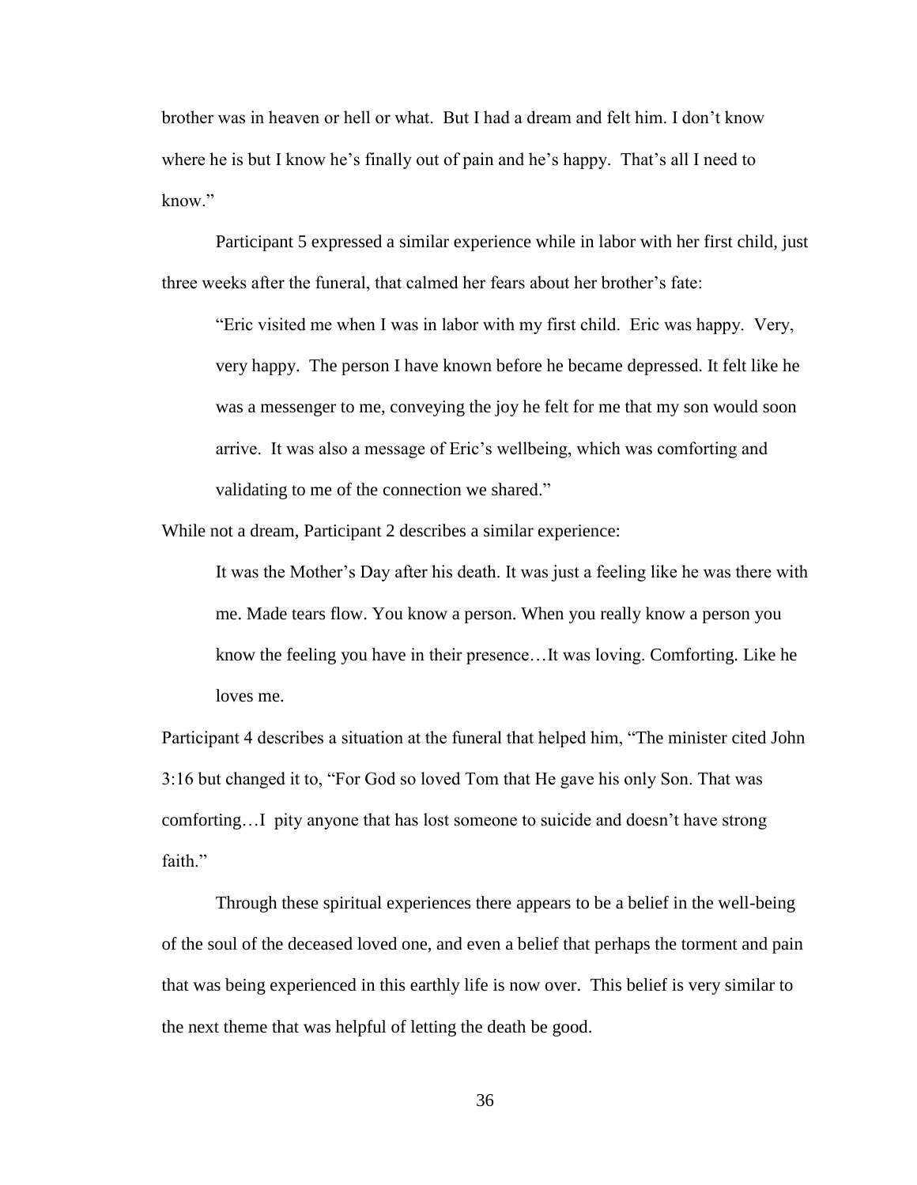brother was in heaven or hell or what. But I had a dream and felt him. I don't know where he is but I know he's finally out of pain and he's happy. That's all I need to know."

Participant 5 expressed a similar experience while in labor with her first child, just three weeks after the funeral, that calmed her fears about her brother's fate:

> "Eric visited me when I was in labor with my first child. Eric was happy. Very, very happy. The person I have known before he became depressed. It felt like he was a messenger to me, conveying the joy he felt for me that my son would soon arrive. It was also a message of Eric's wellbeing, which was comforting and validating to me of the connection we shared."

While not a dream, Participant 2 describes a similar experience:

> It was the Mother's Day after his death. It was just a feeling like he was there with me. Made tears flow. You know a person. When you really know a person you know the feeling you have in their presence…It was loving. Comforting. Like he loves me.

Participant 4 describes a situation at the funeral that helped him, "The minister cited John 3:16 but changed it to, "For God so loved Tom that He gave his only Son. That was comforting…I pity anyone that has lost someone to suicide and doesn't have strong faith."

Through these spiritual experiences there appears to be a belief in the well-being of the soul of the deceased loved one, and even a belief that perhaps the torment and pain that was being experienced in this earthly life is now over. This belief is very similar to the next theme that was helpful of letting the death be good.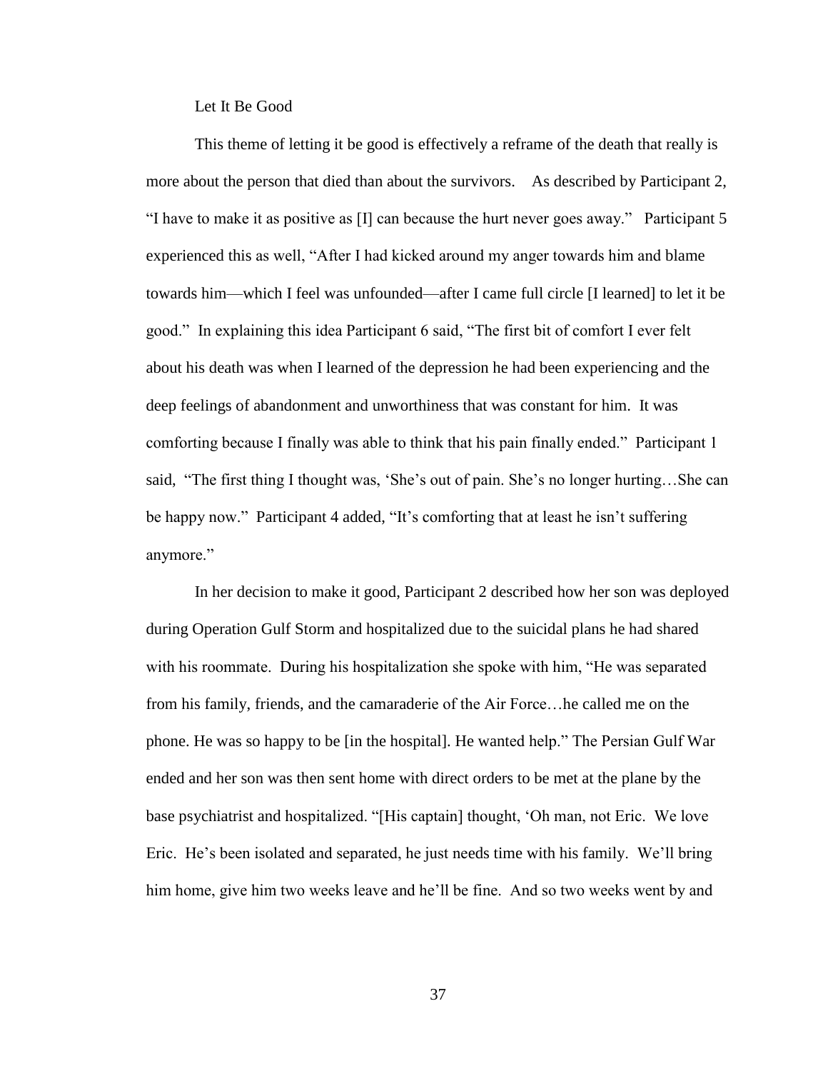### Let It Be Good

This theme of letting it be good is effectively a reframe of the death that really is more about the person that died than about the survivors. As described by Participant 2, "I have to make it as positive as [I] can because the hurt never goes away." Participant 5 experienced this as well, "After I had kicked around my anger towards him and blame towards him—which I feel was unfounded—after I came full circle [I learned] to let it be good." In explaining this idea Participant 6 said, "The first bit of comfort I ever felt about his death was when I learned of the depression he had been experiencing and the deep feelings of abandonment and unworthiness that was constant for him. It was comforting because I finally was able to think that his pain finally ended." Participant 1 said, "The first thing I thought was, 'She's out of pain. She's no longer hurting…She can be happy now." Participant 4 added, "It's comforting that at least he isn't suffering anymore."

In her decision to make it good, Participant 2 described how her son was deployed during Operation Gulf Storm and hospitalized due to the suicidal plans he had shared with his roommate. During his hospitalization she spoke with him, "He was separated from his family, friends, and the camaraderie of the Air Force…he called me on the phone. He was so happy to be [in the hospital]. He wanted help." The Persian Gulf War ended and her son was then sent home with direct orders to be met at the plane by the base psychiatrist and hospitalized. "[His captain] thought, 'Oh man, not Eric. We love Eric. He's been isolated and separated, he just needs time with his family. We'll bring him home, give him two weeks leave and he'll be fine. And so two weeks went by and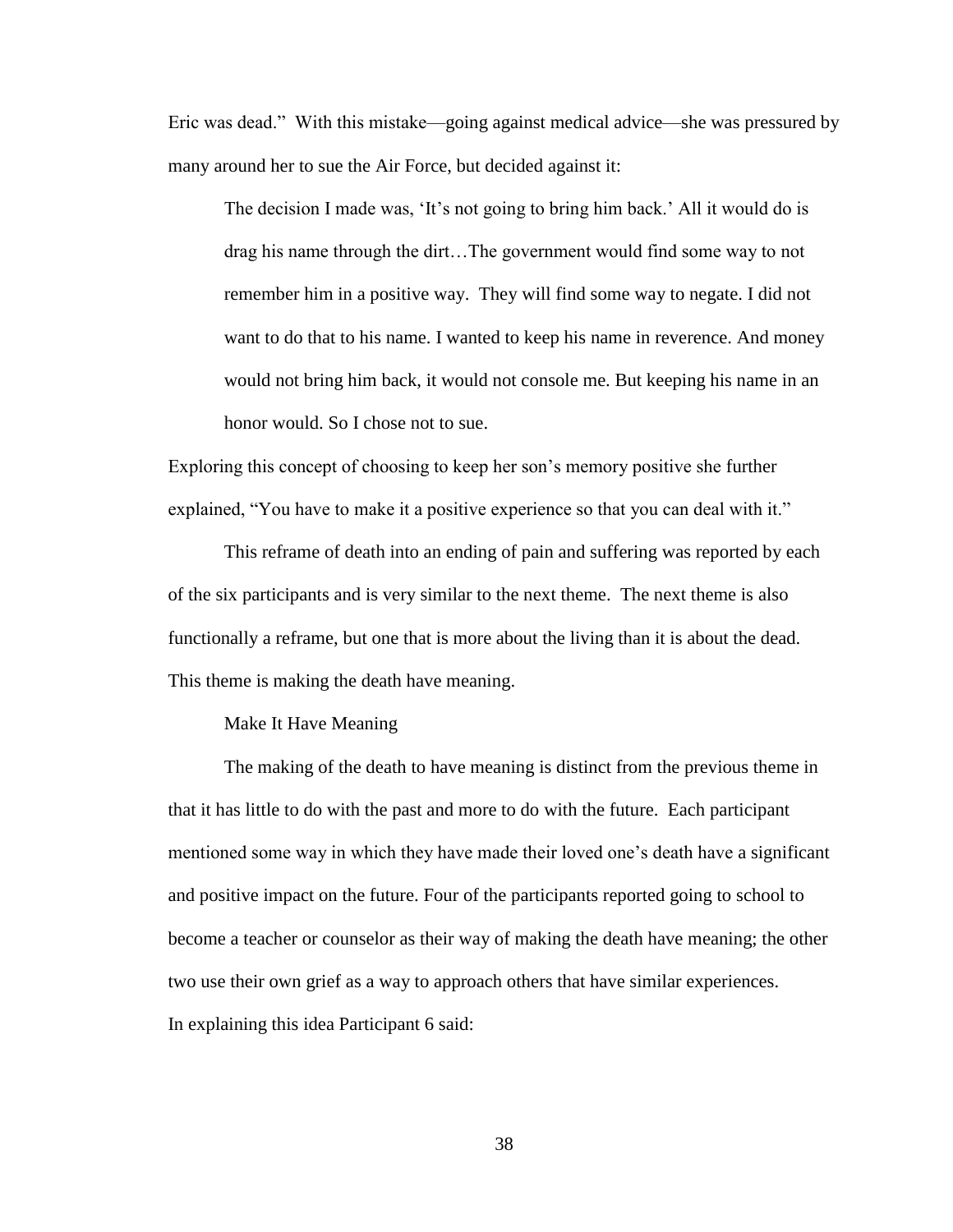Eric was dead." With this mistake—going against medical advice—she was pressured by many around her to sue the Air Force, but decided against it:

> The decision I made was, 'It's not going to bring him back.' All it would do is drag his name through the dirt…The government would find some way to not remember him in a positive way. They will find some way to negate. I did not want to do that to his name. I wanted to keep his name in reverence. And money would not bring him back, it would not console me. But keeping his name in an honor would. So I chose not to sue.

Exploring this concept of choosing to keep her son's memory positive she further explained, "You have to make it a positive experience so that you can deal with it."

This reframe of death into an ending of pain and suffering was reported by each of the six participants and is very similar to the next theme. The next theme is also functionally a reframe, but one that is more about the living than it is about the dead. This theme is making the death have meaning.

### Make It Have Meaning

The making of the death to have meaning is distinct from the previous theme in that it has little to do with the past and more to do with the future. Each participant mentioned some way in which they have made their loved one's death have a significant and positive impact on the future. Four of the participants reported going to school to become a teacher or counselor as their way of making the death have meaning; the other two use their own grief as a way to approach others that have similar experiences. In explaining this idea Participant 6 said: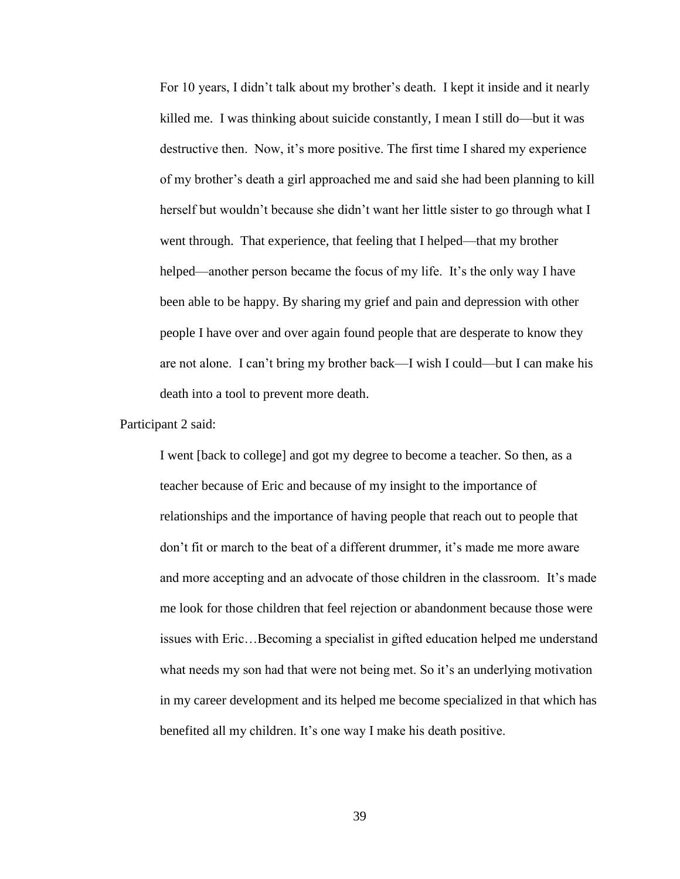> For 10 years, I didn't talk about my brother's death. I kept it inside and it nearly killed me. I was thinking about suicide constantly, I mean I still do—but it was destructive then. Now, it's more positive. The first time I shared my experience of my brother's death a girl approached me and said she had been planning to kill herself but wouldn't because she didn't want her little sister to go through what I went through. That experience, that feeling that I helped—that my brother helped—another person became the focus of my life. It's the only way I have been able to be happy. By sharing my grief and pain and depression with other people I have over and over again found people that are desperate to know they are not alone. I can't bring my brother back—I wish I could—but I can make his death into a tool to prevent more death.

Participant 2 said:

> I went [back to college] and got my degree to become a teacher. So then, as a teacher because of Eric and because of my insight to the importance of relationships and the importance of having people that reach out to people that don't fit or march to the beat of a different drummer, it's made me more aware and more accepting and an advocate of those children in the classroom. It's made me look for those children that feel rejection or abandonment because those were issues with Eric…Becoming a specialist in gifted education helped me understand what needs my son had that were not being met. So it's an underlying motivation in my career development and its helped me become specialized in that which has benefited all my children. It's one way I make his death positive.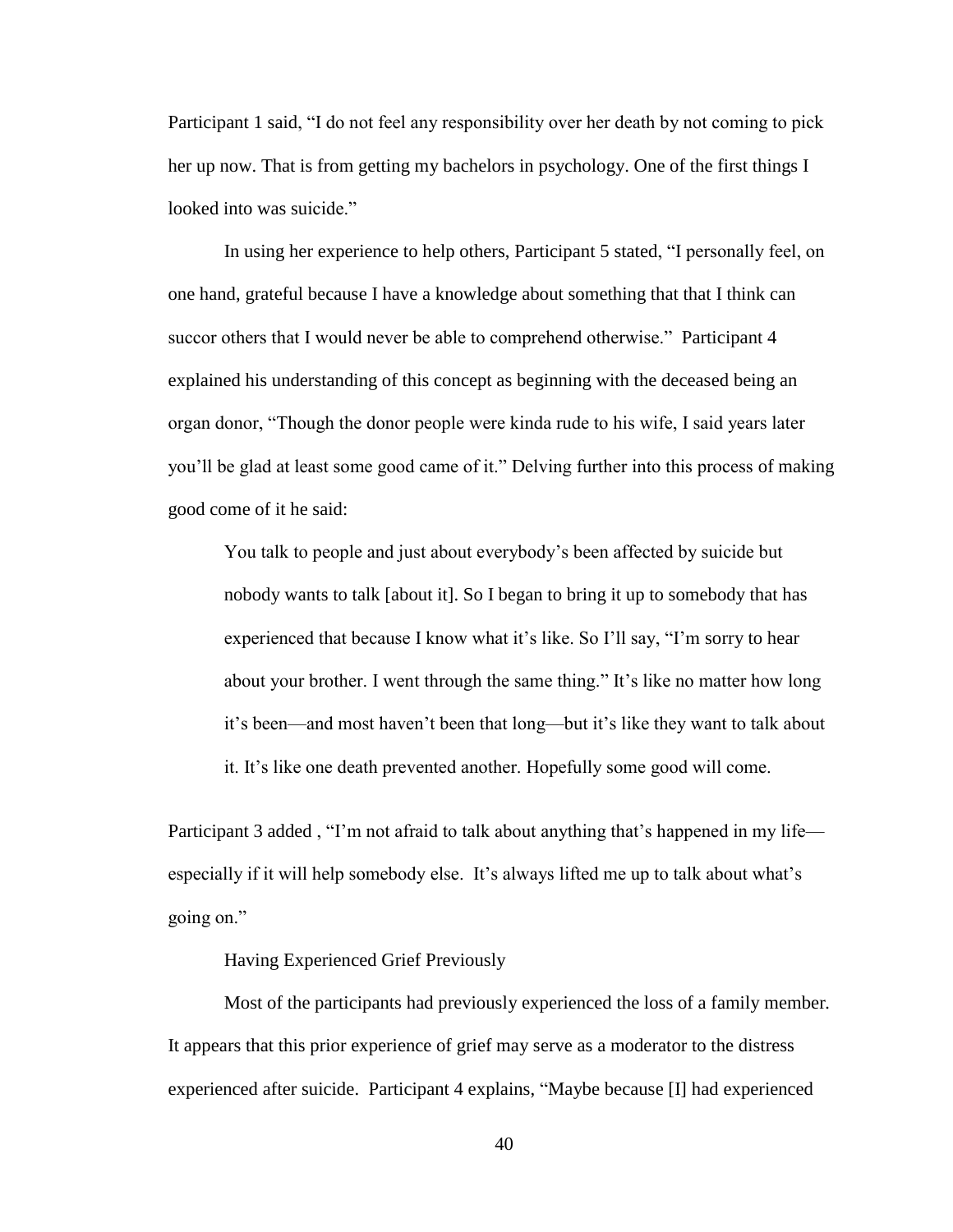Participant 1 said, "I do not feel any responsibility over her death by not coming to pick her up now. That is from getting my bachelors in psychology. One of the first things I looked into was suicide."

In using her experience to help others, Participant 5 stated, "I personally feel, on one hand, grateful because I have a knowledge about something that that I think can succor others that I would never be able to comprehend otherwise." Participant 4 explained his understanding of this concept as beginning with the deceased being an organ donor, "Though the donor people were kinda rude to his wife, I said years later you'll be glad at least some good came of it." Delving further into this process of making good come of it he said:

> You talk to people and just about everybody's been affected by suicide but nobody wants to talk [about it]. So I began to bring it up to somebody that has experienced that because I know what it's like. So I'll say, "I'm sorry to hear about your brother. I went through the same thing." It's like no matter how long it's been—and most haven't been that long—but it's like they want to talk about it. It's like one death prevented another. Hopefully some good will come.

Participant 3 added , "I'm not afraid to talk about anything that's happened in my life—especially if it will help somebody else. It's always lifted me up to talk about what's going on."

### Having Experienced Grief Previously

Most of the participants had previously experienced the loss of a family member. It appears that this prior experience of grief may serve as a moderator to the distress experienced after suicide. Participant 4 explains, "Maybe because [I] had experienced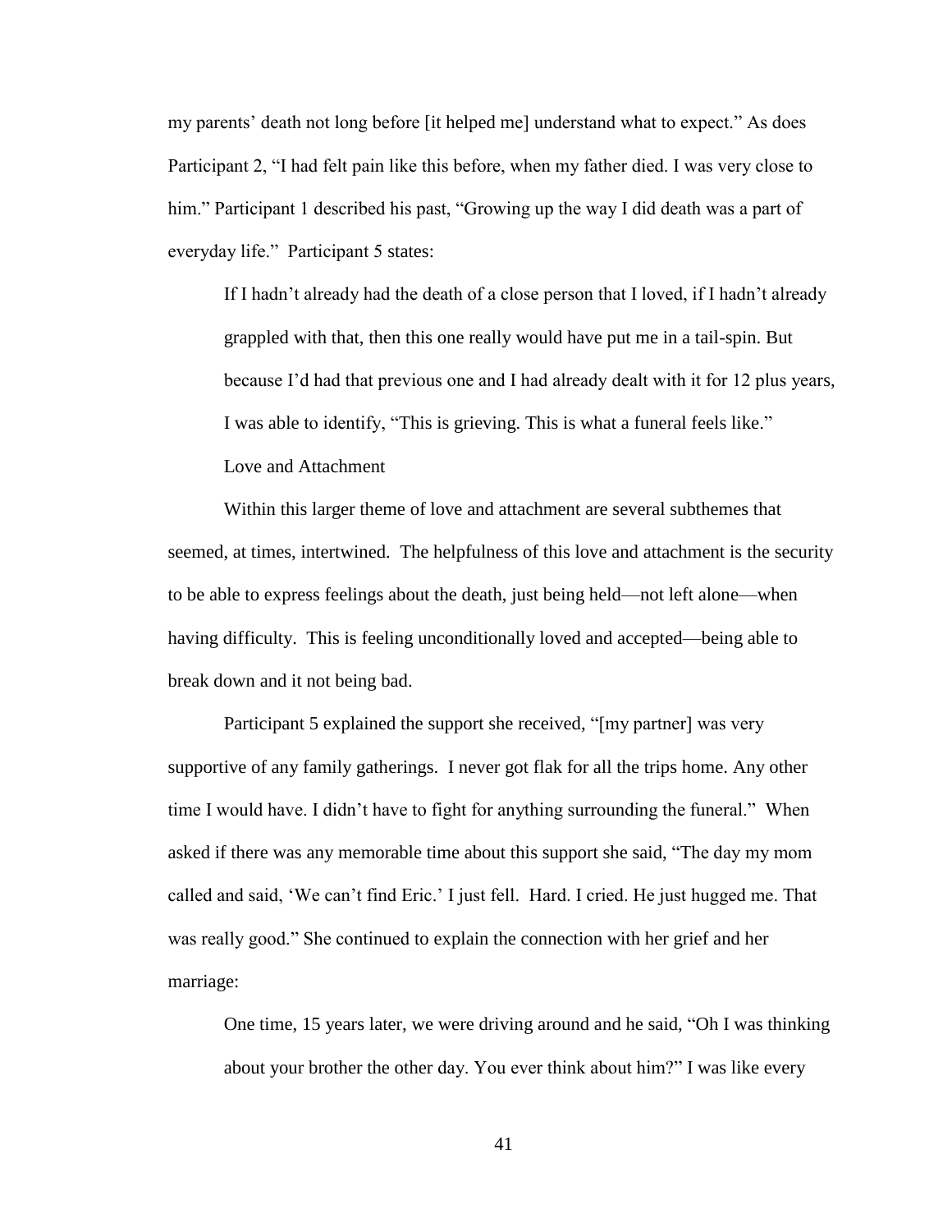my parents' death not long before [it helped me] understand what to expect." As does Participant 2, "I had felt pain like this before, when my father died. I was very close to him." Participant 1 described his past, "Growing up the way I did death was a part of everyday life." Participant 5 states:

> If I hadn't already had the death of a close person that I loved, if I hadn't already grappled with that, then this one really would have put me in a tail-spin. But because I'd had that previous one and I had already dealt with it for 12 plus years, I was able to identify, "This is grieving. This is what a funeral feels like."

### Love and Attachment

Within this larger theme of love and attachment are several subthemes that seemed, at times, intertwined. The helpfulness of this love and attachment is the security to be able to express feelings about the death, just being held—not left alone—when having difficulty. This is feeling unconditionally loved and accepted—being able to break down and it not being bad.

Participant 5 explained the support she received, "[my partner] was very supportive of any family gatherings. I never got flak for all the trips home. Any other time I would have. I didn't have to fight for anything surrounding the funeral." When asked if there was any memorable time about this support she said, "The day my mom called and said, 'We can't find Eric.' I just fell. Hard. I cried. He just hugged me. That was really good." She continued to explain the connection with her grief and her marriage:

> One time, 15 years later, we were driving around and he said, "Oh I was thinking about your brother the other day. You ever think about him?" I was like every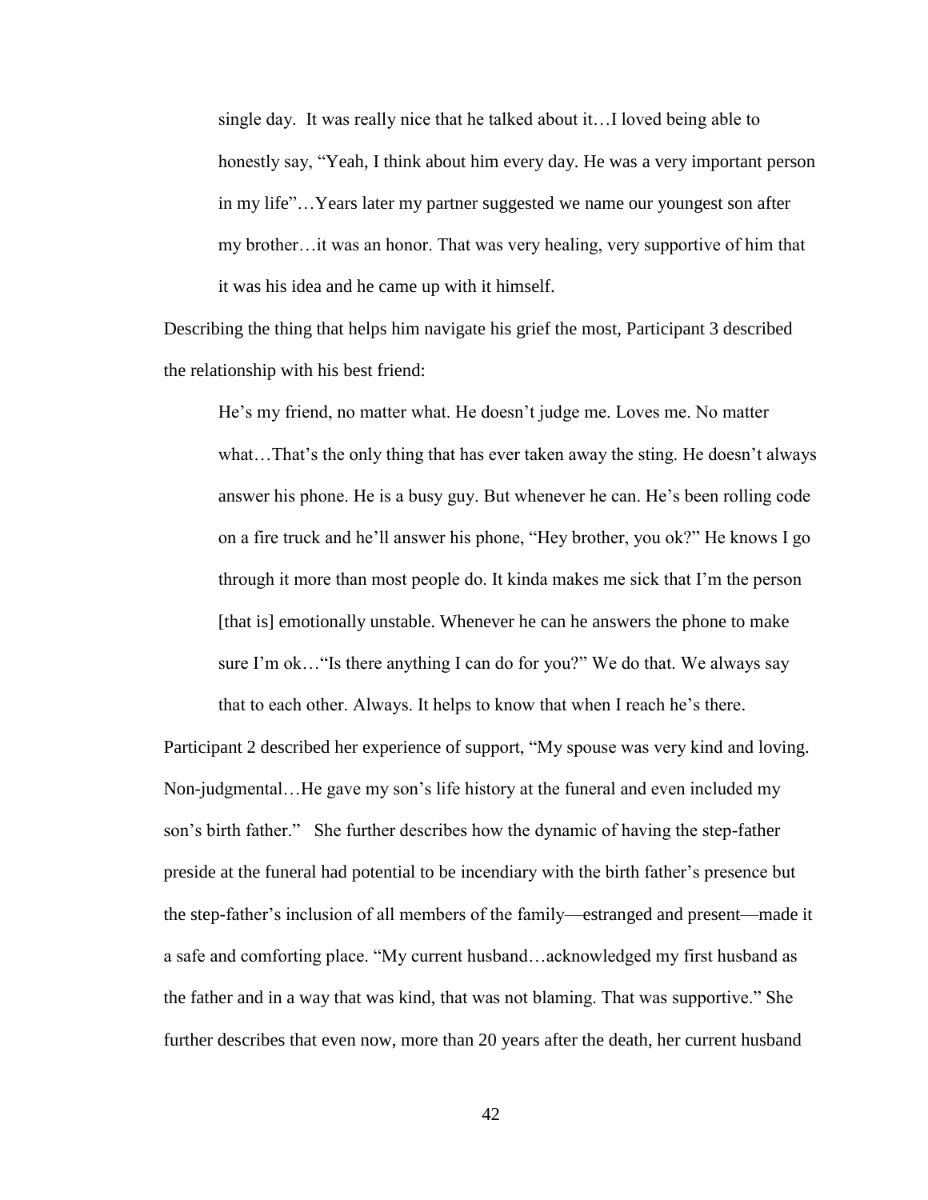> single day. It was really nice that he talked about it…I loved being able to honestly say, "Yeah, I think about him every day. He was a very important person in my life"…Years later my partner suggested we name our youngest son after my brother…it was an honor. That was very healing, very supportive of him that it was his idea and he came up with it himself.

Describing the thing that helps him navigate his grief the most, Participant 3 described the relationship with his best friend:

> He's my friend, no matter what. He doesn't judge me. Loves me. No matter what…That's the only thing that has ever taken away the sting. He doesn't always answer his phone. He is a busy guy. But whenever he can. He's been rolling code on a fire truck and he'll answer his phone, "Hey brother, you ok?" He knows I go through it more than most people do. It kinda makes me sick that I'm the person [that is] emotionally unstable. Whenever he can he answers the phone to make sure I'm ok…"Is there anything I can do for you?" We do that. We always say that to each other. Always. It helps to know that when I reach he's there.

Participant 2 described her experience of support, "My spouse was very kind and loving. Non-judgmental…He gave my son's life history at the funeral and even included my son's birth father." She further describes how the dynamic of having the step-father preside at the funeral had potential to be incendiary with the birth father's presence but the step-father's inclusion of all members of the family—estranged and present—made it a safe and comforting place. "My current husband…acknowledged my first husband as the father and in a way that was kind, that was not blaming. That was supportive." She further describes that even now, more than 20 years after the death, her current husband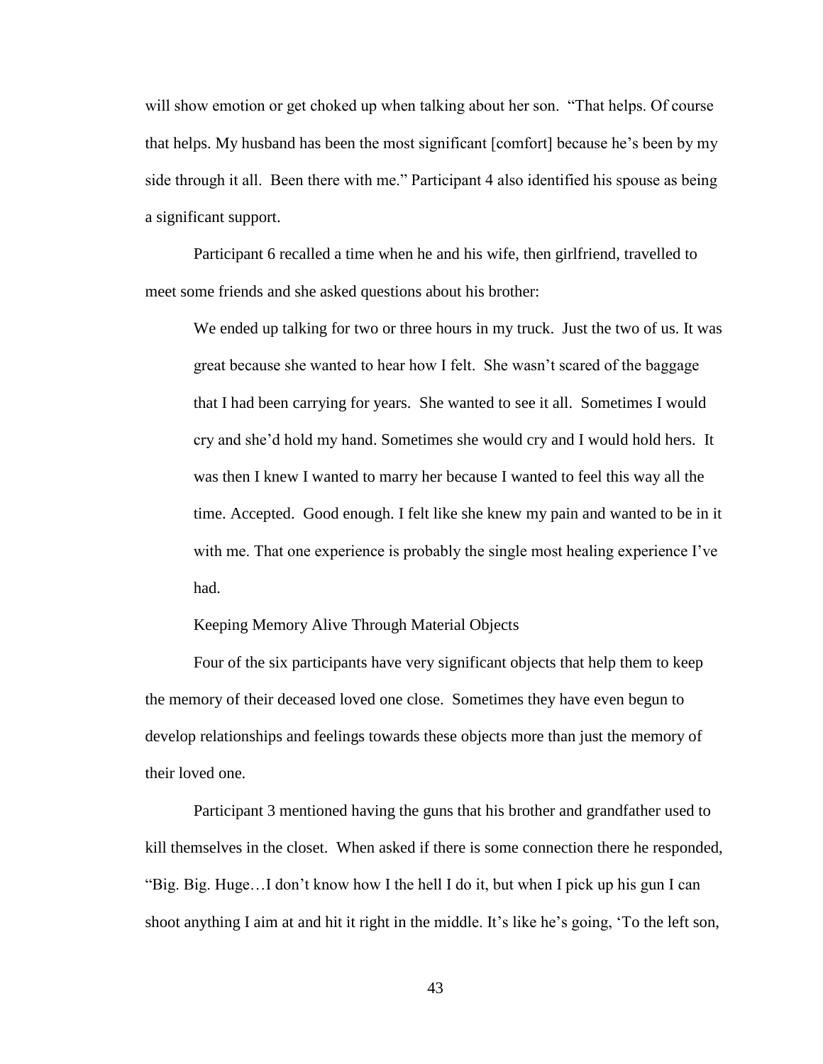will show emotion or get choked up when talking about her son. "That helps. Of course that helps. My husband has been the most significant [comfort] because he's been by my side through it all. Been there with me." Participant 4 also identified his spouse as being a significant support.

Participant 6 recalled a time when he and his wife, then girlfriend, travelled to meet some friends and she asked questions about his brother:

> We ended up talking for two or three hours in my truck. Just the two of us. It was great because she wanted to hear how I felt. She wasn't scared of the baggage that I had been carrying for years. She wanted to see it all. Sometimes I would cry and she'd hold my hand. Sometimes she would cry and I would hold hers. It was then I knew I wanted to marry her because I wanted to feel this way all the time. Accepted. Good enough. I felt like she knew my pain and wanted to be in it with me. That one experience is probably the single most healing experience I've had.

Keeping Memory Alive Through Material Objects

Four of the six participants have very significant objects that help them to keep the memory of their deceased loved one close. Sometimes they have even begun to develop relationships and feelings towards these objects more than just the memory of their loved one.

Participant 3 mentioned having the guns that his brother and grandfather used to kill themselves in the closet. When asked if there is some connection there he responded, "Big. Big. Huge…I don't know how I the hell I do it, but when I pick up his gun I can shoot anything I aim at and hit it right in the middle. It's like he's going, 'To the left son,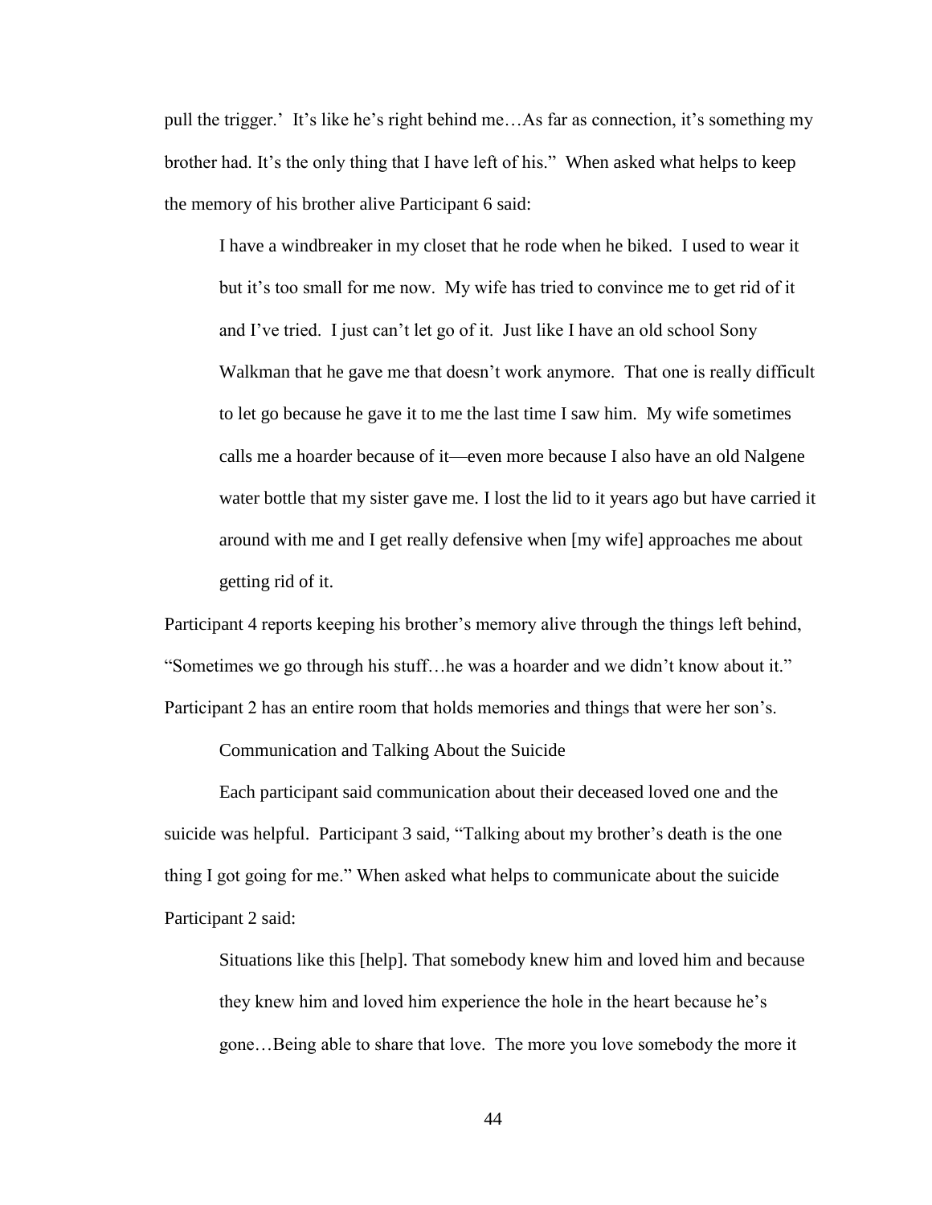pull the trigger.' It's like he's right behind me…As far as connection, it's something my brother had. It's the only thing that I have left of his." When asked what helps to keep the memory of his brother alive Participant 6 said:

> I have a windbreaker in my closet that he rode when he biked. I used to wear it but it's too small for me now. My wife has tried to convince me to get rid of it and I've tried. I just can't let go of it. Just like I have an old school Sony Walkman that he gave me that doesn't work anymore. That one is really difficult to let go because he gave it to me the last time I saw him. My wife sometimes calls me a hoarder because of it—even more because I also have an old Nalgene water bottle that my sister gave me. I lost the lid to it years ago but have carried it around with me and I get really defensive when [my wife] approaches me about getting rid of it.

Participant 4 reports keeping his brother's memory alive through the things left behind, "Sometimes we go through his stuff…he was a hoarder and we didn't know about it." Participant 2 has an entire room that holds memories and things that were her son's.

Communication and Talking About the Suicide

Each participant said communication about their deceased loved one and the suicide was helpful. Participant 3 said, "Talking about my brother's death is the one thing I got going for me." When asked what helps to communicate about the suicide Participant 2 said:

> Situations like this [help]. That somebody knew him and loved him and because they knew him and loved him experience the hole in the heart because he's gone…Being able to share that love. The more you love somebody the more it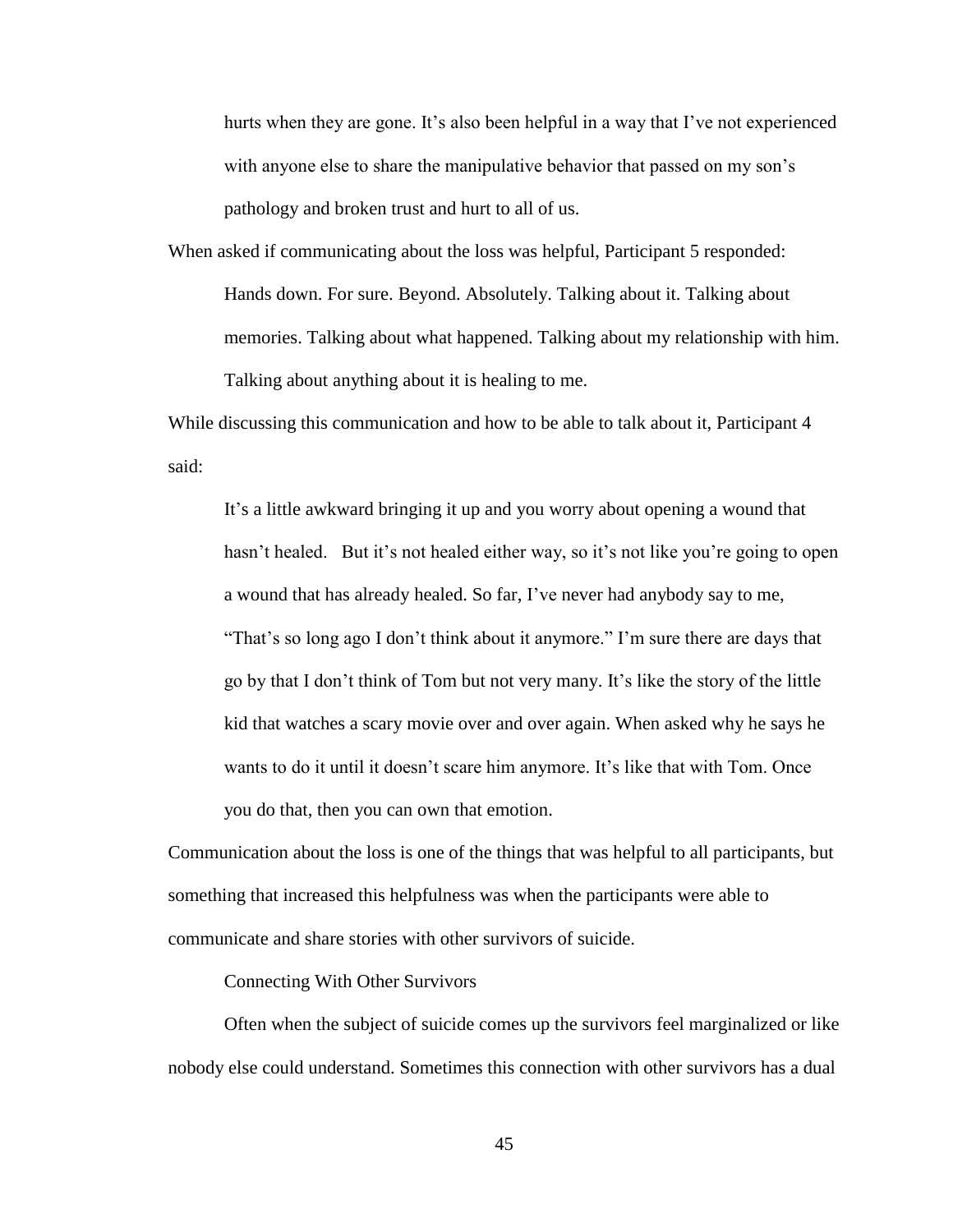> hurts when they are gone. It's also been helpful in a way that I've not experienced with anyone else to share the manipulative behavior that passed on my son's pathology and broken trust and hurt to all of us.

When asked if communicating about the loss was helpful, Participant 5 responded:

> Hands down. For sure. Beyond. Absolutely. Talking about it. Talking about memories. Talking about what happened. Talking about my relationship with him. Talking about anything about it is healing to me.

While discussing this communication and how to be able to talk about it, Participant 4 said:

> It's a little awkward bringing it up and you worry about opening a wound that hasn't healed. But it's not healed either way, so it's not like you're going to open a wound that has already healed. So far, I've never had anybody say to me, "That's so long ago I don't think about it anymore." I'm sure there are days that go by that I don't think of Tom but not very many. It's like the story of the little kid that watches a scary movie over and over again. When asked why he says he wants to do it until it doesn't scare him anymore. It's like that with Tom. Once you do that, then you can own that emotion.

Communication about the loss is one of the things that was helpful to all participants, but something that increased this helpfulness was when the participants were able to communicate and share stories with other survivors of suicide.

### Connecting With Other Survivors

Often when the subject of suicide comes up the survivors feel marginalized or like nobody else could understand. Sometimes this connection with other survivors has a dual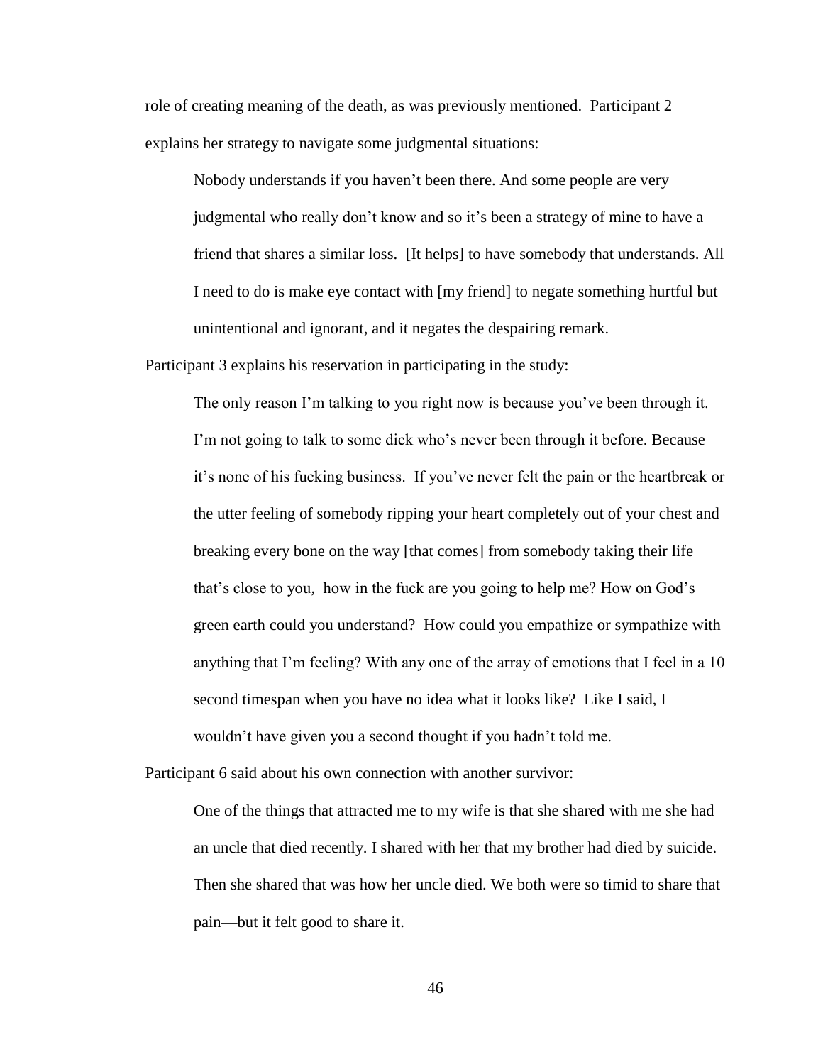role of creating meaning of the death, as was previously mentioned. Participant 2 explains her strategy to navigate some judgmental situations:

> Nobody understands if you haven't been there. And some people are very judgmental who really don't know and so it's been a strategy of mine to have a friend that shares a similar loss. [It helps] to have somebody that understands. All I need to do is make eye contact with [my friend] to negate something hurtful but unintentional and ignorant, and it negates the despairing remark.

Participant 3 explains his reservation in participating in the study:

> The only reason I'm talking to you right now is because you've been through it. I'm not going to talk to some dick who's never been through it before. Because it's none of his fucking business. If you've never felt the pain or the heartbreak or the utter feeling of somebody ripping your heart completely out of your chest and breaking every bone on the way [that comes] from somebody taking their life that's close to you, how in the fuck are you going to help me? How on God's green earth could you understand? How could you empathize or sympathize with anything that I'm feeling? With any one of the array of emotions that I feel in a 10 second timespan when you have no idea what it looks like? Like I said, I wouldn't have given you a second thought if you hadn't told me.

Participant 6 said about his own connection with another survivor:

> One of the things that attracted me to my wife is that she shared with me she had an uncle that died recently. I shared with her that my brother had died by suicide. Then she shared that was how her uncle died. We both were so timid to share that pain—but it felt good to share it.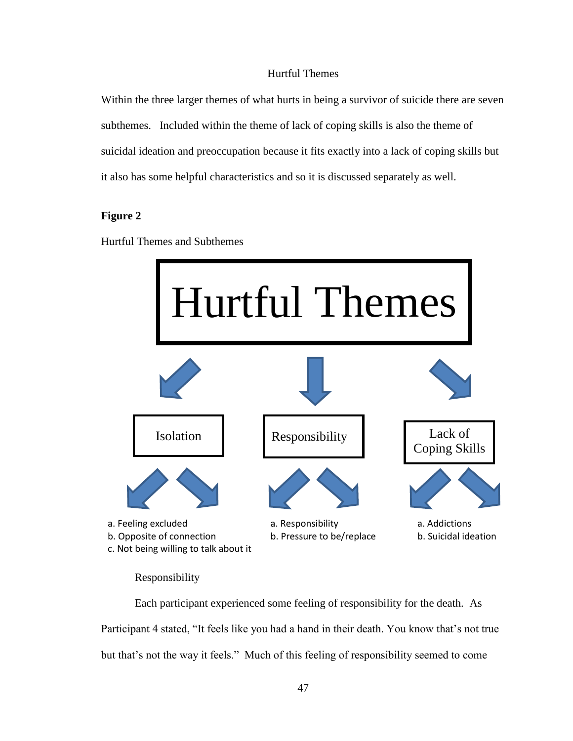## Hurtful Themes

Within the three larger themes of what hurts in being a survivor of suicide there are seven subthemes. Included within the theme of lack of coping skills is also the theme of suicidal ideation and preoccupation because it fits exactly into a lack of coping skills but it also has some helpful characteristics and so it is discussed separately as well.

**Figure 2**

Hurtful Themes and Subthemes

Hurtful Themes

Isolation
a. Feeling excluded
b. Opposite of connection
c. Not being willing to talk about it

Responsibility
a. Responsibility
b. Pressure to be/replace

Lack of Coping Skills
a. Addictions
b. Suicidal ideation

### Responsibility

Each participant experienced some feeling of responsibility for the death. As Participant 4 stated, "It feels like you had a hand in their death. You know that's not true but that's not the way it feels." Much of this feeling of responsibility seemed to come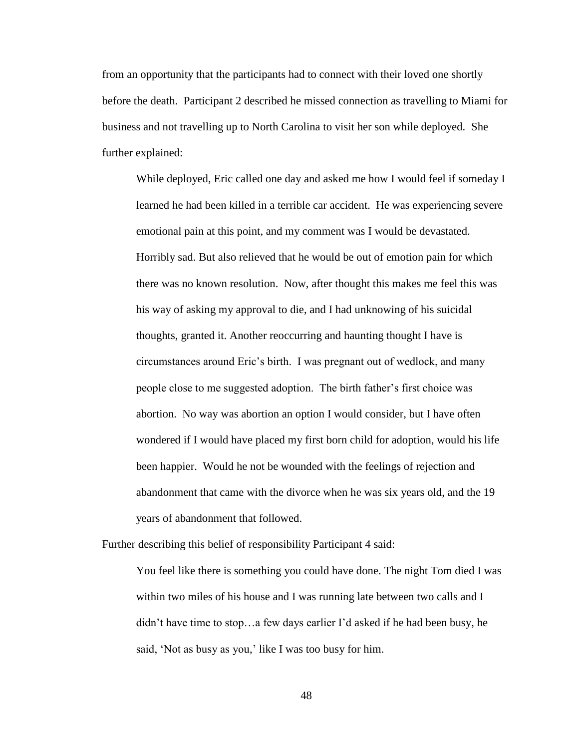from an opportunity that the participants had to connect with their loved one shortly before the death. Participant 2 described he missed connection as travelling to Miami for business and not travelling up to North Carolina to visit her son while deployed. She further explained:

> While deployed, Eric called one day and asked me how I would feel if someday I learned he had been killed in a terrible car accident. He was experiencing severe emotional pain at this point, and my comment was I would be devastated. Horribly sad. But also relieved that he would be out of emotion pain for which there was no known resolution. Now, after thought this makes me feel this was his way of asking my approval to die, and I had unknowing of his suicidal thoughts, granted it. Another reoccurring and haunting thought I have is circumstances around Eric's birth. I was pregnant out of wedlock, and many people close to me suggested adoption. The birth father's first choice was abortion. No way was abortion an option I would consider, but I have often wondered if I would have placed my first born child for adoption, would his life been happier. Would he not be wounded with the feelings of rejection and abandonment that came with the divorce when he was six years old, and the 19 years of abandonment that followed.

Further describing this belief of responsibility Participant 4 said:

> You feel like there is something you could have done. The night Tom died I was within two miles of his house and I was running late between two calls and I didn't have time to stop…a few days earlier I'd asked if he had been busy, he said, 'Not as busy as you,' like I was too busy for him.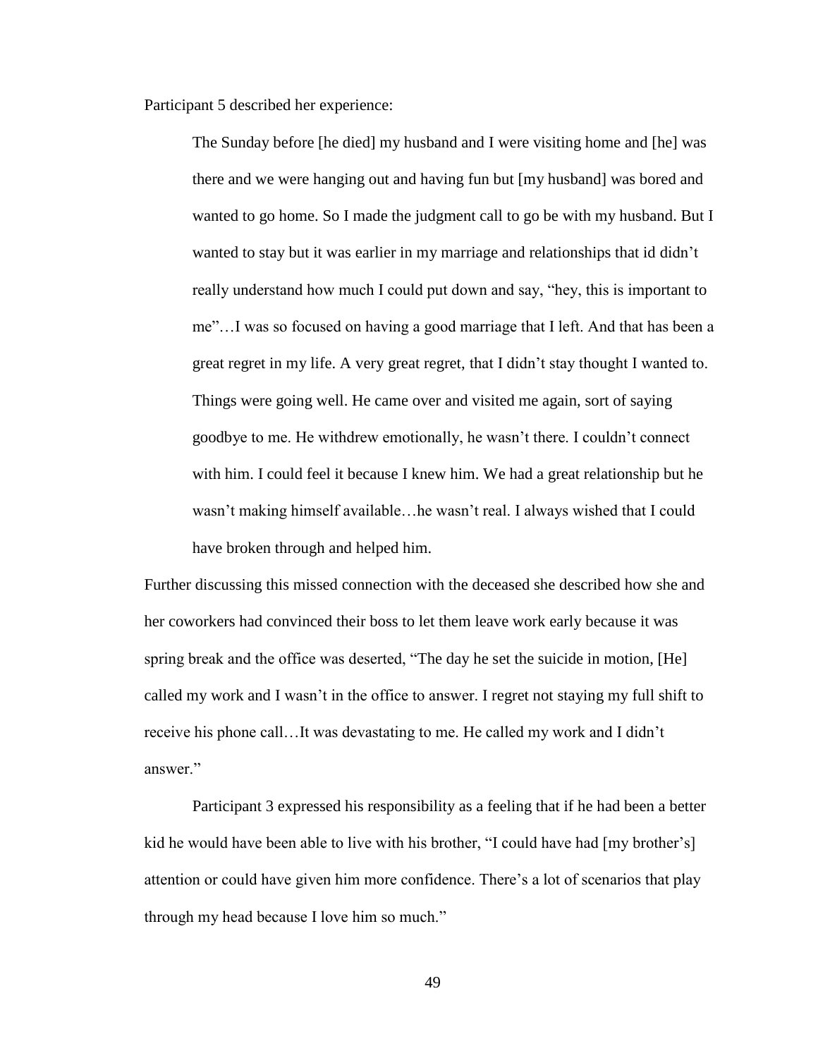Participant 5 described her experience:

> The Sunday before [he died] my husband and I were visiting home and [he] was there and we were hanging out and having fun but [my husband] was bored and wanted to go home. So I made the judgment call to go be with my husband. But I wanted to stay but it was earlier in my marriage and relationships that id didn't really understand how much I could put down and say, "hey, this is important to me"…I was so focused on having a good marriage that I left. And that has been a great regret in my life. A very great regret, that I didn't stay thought I wanted to. Things were going well. He came over and visited me again, sort of saying goodbye to me. He withdrew emotionally, he wasn't there. I couldn't connect with him. I could feel it because I knew him. We had a great relationship but he wasn't making himself available…he wasn't real. I always wished that I could have broken through and helped him.

Further discussing this missed connection with the deceased she described how she and her coworkers had convinced their boss to let them leave work early because it was spring break and the office was deserted, "The day he set the suicide in motion, [He] called my work and I wasn't in the office to answer. I regret not staying my full shift to receive his phone call…It was devastating to me. He called my work and I didn't answer."

Participant 3 expressed his responsibility as a feeling that if he had been a better kid he would have been able to live with his brother, "I could have had [my brother's] attention or could have given him more confidence. There's a lot of scenarios that play through my head because I love him so much."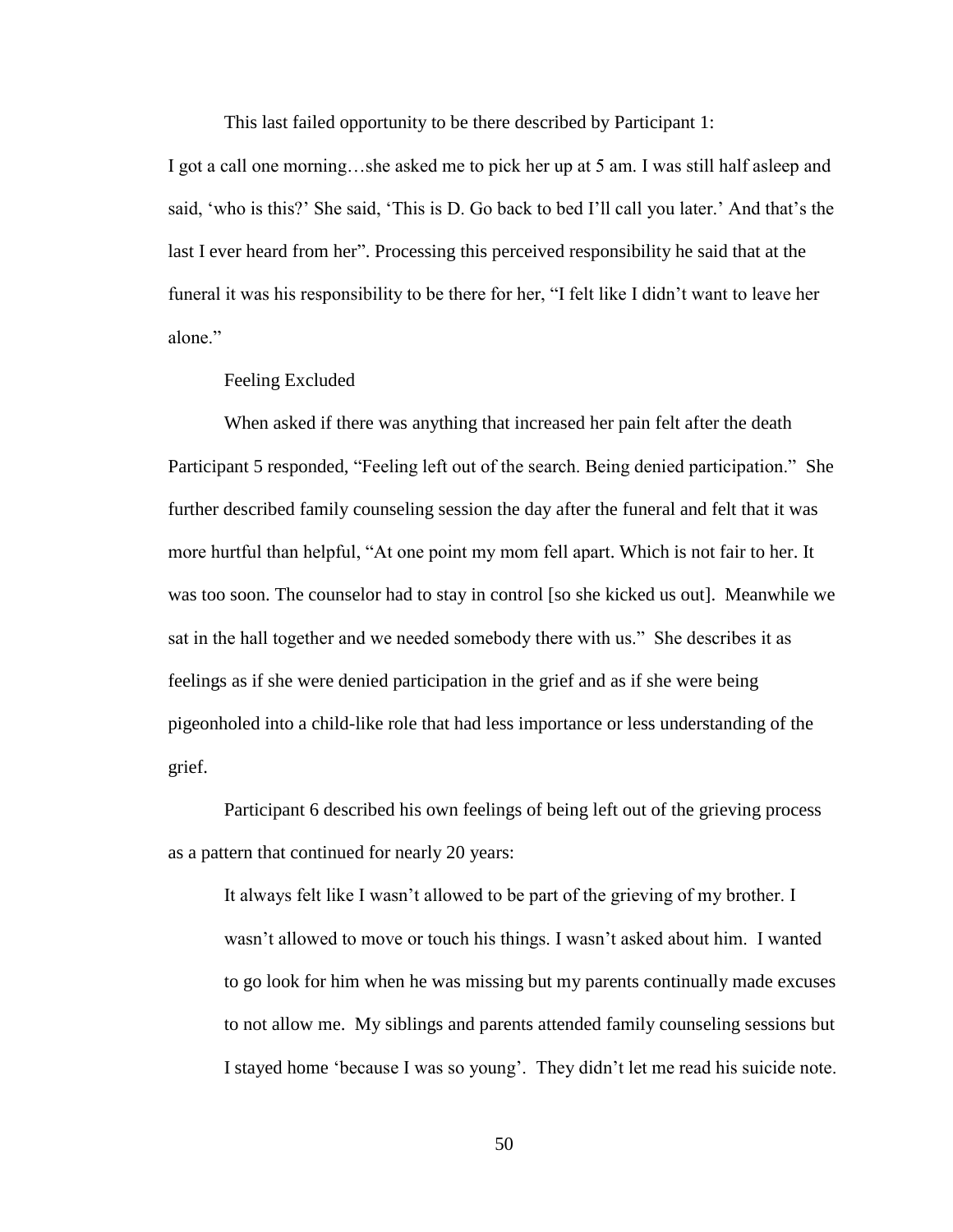This last failed opportunity to be there described by Participant 1:

I got a call one morning…she asked me to pick her up at 5 am. I was still half asleep and said, 'who is this?' She said, 'This is D. Go back to bed I'll call you later.' And that's the last I ever heard from her". Processing this perceived responsibility he said that at the funeral it was his responsibility to be there for her, "I felt like I didn't want to leave her alone."

### Feeling Excluded

When asked if there was anything that increased her pain felt after the death Participant 5 responded, "Feeling left out of the search. Being denied participation." She further described family counseling session the day after the funeral and felt that it was more hurtful than helpful, "At one point my mom fell apart. Which is not fair to her. It was too soon. The counselor had to stay in control [so she kicked us out]. Meanwhile we sat in the hall together and we needed somebody there with us." She describes it as feelings as if she were denied participation in the grief and as if she were being pigeonholed into a child-like role that had less importance or less understanding of the grief.

Participant 6 described his own feelings of being left out of the grieving process as a pattern that continued for nearly 20 years:

> It always felt like I wasn't allowed to be part of the grieving of my brother. I wasn't allowed to move or touch his things. I wasn't asked about him. I wanted to go look for him when he was missing but my parents continually made excuses to not allow me. My siblings and parents attended family counseling sessions but I stayed home 'because I was so young'. They didn't let me read his suicide note.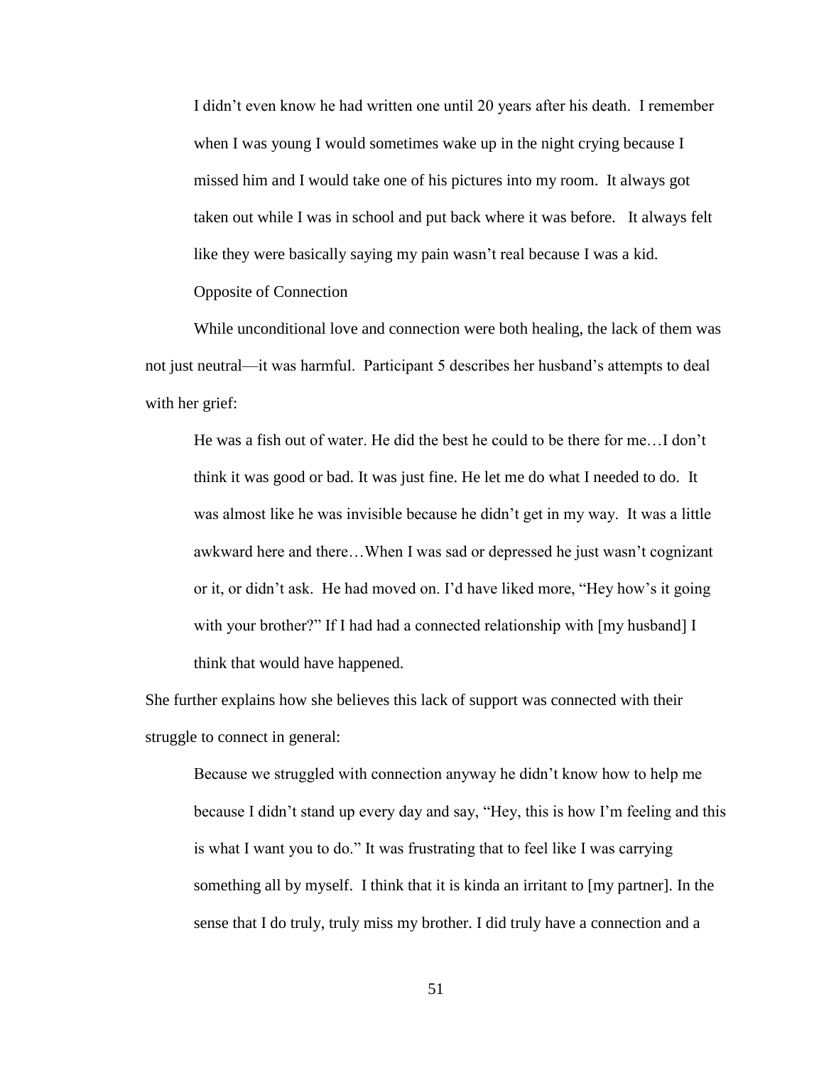> I didn't even know he had written one until 20 years after his death. I remember when I was young I would sometimes wake up in the night crying because I missed him and I would take one of his pictures into my room. It always got taken out while I was in school and put back where it was before. It always felt like they were basically saying my pain wasn't real because I was a kid.

### Opposite of Connection

While unconditional love and connection were both healing, the lack of them was not just neutral—it was harmful. Participant 5 describes her husband's attempts to deal with her grief:

> He was a fish out of water. He did the best he could to be there for me…I don't think it was good or bad. It was just fine. He let me do what I needed to do. It was almost like he was invisible because he didn't get in my way. It was a little awkward here and there…When I was sad or depressed he just wasn't cognizant or it, or didn't ask. He had moved on. I'd have liked more, "Hey how's it going with your brother?" If I had had a connected relationship with [my husband] I think that would have happened.

She further explains how she believes this lack of support was connected with their struggle to connect in general:

> Because we struggled with connection anyway he didn't know how to help me because I didn't stand up every day and say, "Hey, this is how I'm feeling and this is what I want you to do." It was frustrating that to feel like I was carrying something all by myself. I think that it is kinda an irritant to [my partner]. In the sense that I do truly, truly miss my brother. I did truly have a connection and a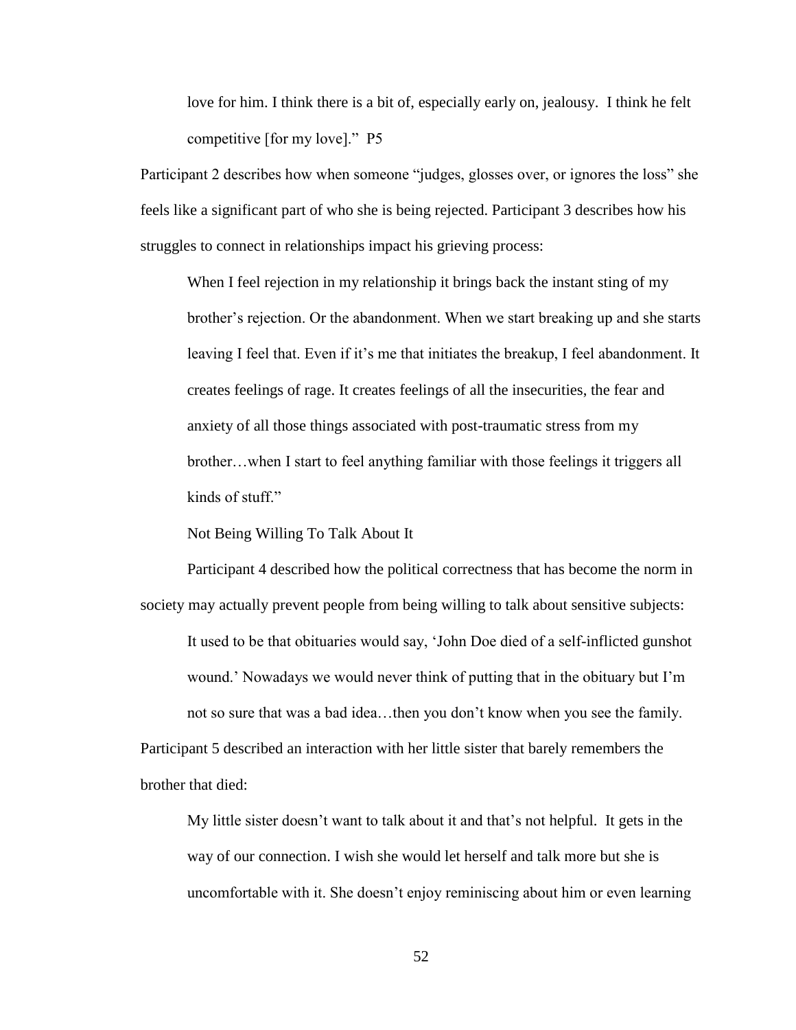> love for him. I think there is a bit of, especially early on, jealousy. I think he felt competitive [for my love]." P5

Participant 2 describes how when someone "judges, glosses over, or ignores the loss" she feels like a significant part of who she is being rejected. Participant 3 describes how his struggles to connect in relationships impact his grieving process:

> When I feel rejection in my relationship it brings back the instant sting of my brother's rejection. Or the abandonment. When we start breaking up and she starts leaving I feel that. Even if it's me that initiates the breakup, I feel abandonment. It creates feelings of rage. It creates feelings of all the insecurities, the fear and anxiety of all those things associated with post-traumatic stress from my brother…when I start to feel anything familiar with those feelings it triggers all kinds of stuff."

Not Being Willing To Talk About It

Participant 4 described how the political correctness that has become the norm in society may actually prevent people from being willing to talk about sensitive subjects:

> It used to be that obituaries would say, 'John Doe died of a self-inflicted gunshot wound.' Nowadays we would never think of putting that in the obituary but I'm not so sure that was a bad idea…then you don't know when you see the family.

Participant 5 described an interaction with her little sister that barely remembers the brother that died:

> My little sister doesn't want to talk about it and that's not helpful. It gets in the way of our connection. I wish she would let herself and talk more but she is uncomfortable with it. She doesn't enjoy reminiscing about him or even learning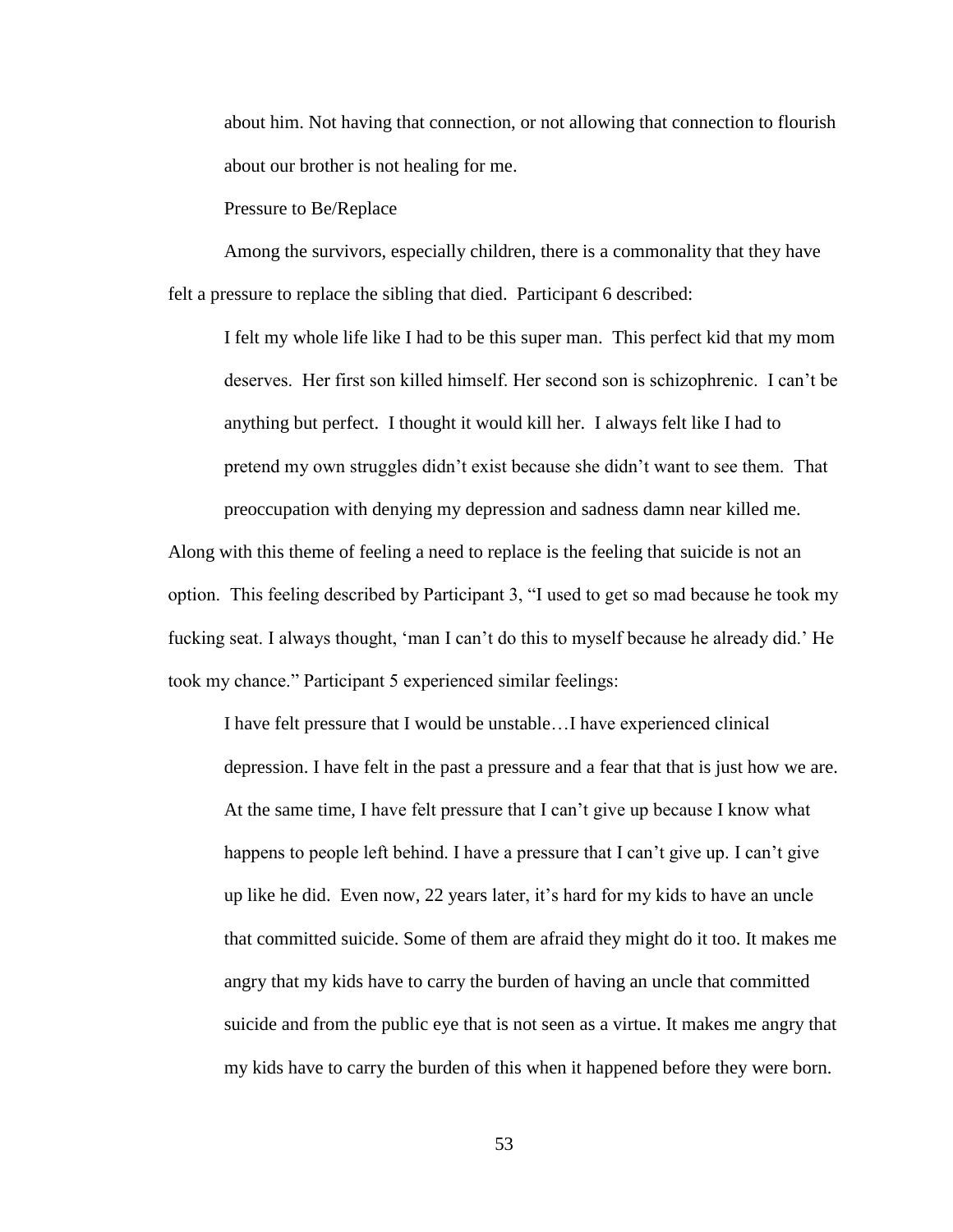about him. Not having that connection, or not allowing that connection to flourish about our brother is not healing for me.

### Pressure to Be/Replace

Among the survivors, especially children, there is a commonality that they have felt a pressure to replace the sibling that died. Participant 6 described:

> I felt my whole life like I had to be this super man. This perfect kid that my mom deserves. Her first son killed himself. Her second son is schizophrenic. I can't be anything but perfect. I thought it would kill her. I always felt like I had to pretend my own struggles didn't exist because she didn't want to see them. That preoccupation with denying my depression and sadness damn near killed me.

Along with this theme of feeling a need to replace is the feeling that suicide is not an option. This feeling described by Participant 3, "I used to get so mad because he took my fucking seat. I always thought, 'man I can't do this to myself because he already did.' He took my chance." Participant 5 experienced similar feelings:

> I have felt pressure that I would be unstable…I have experienced clinical depression. I have felt in the past a pressure and a fear that that is just how we are. At the same time, I have felt pressure that I can't give up because I know what happens to people left behind. I have a pressure that I can't give up. I can't give up like he did. Even now, 22 years later, it's hard for my kids to have an uncle that committed suicide. Some of them are afraid they might do it too. It makes me angry that my kids have to carry the burden of having an uncle that committed suicide and from the public eye that is not seen as a virtue. It makes me angry that my kids have to carry the burden of this when it happened before they were born.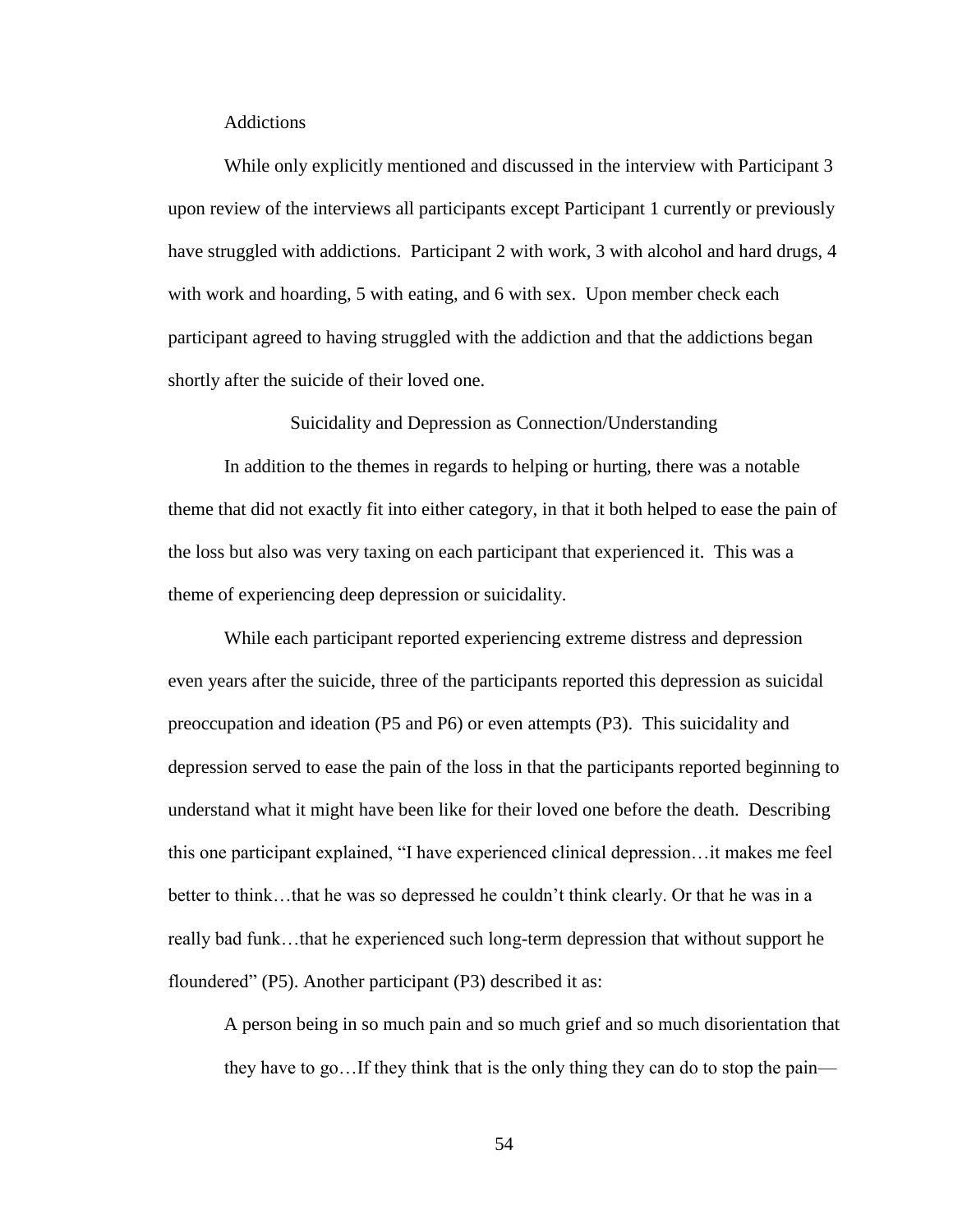### Addictions

While only explicitly mentioned and discussed in the interview with Participant 3 upon review of the interviews all participants except Participant 1 currently or previously have struggled with addictions. Participant 2 with work, 3 with alcohol and hard drugs, 4 with work and hoarding, 5 with eating, and 6 with sex. Upon member check each participant agreed to having struggled with the addiction and that the addictions began shortly after the suicide of their loved one.

## Suicidality and Depression as Connection/Understanding

In addition to the themes in regards to helping or hurting, there was a notable theme that did not exactly fit into either category, in that it both helped to ease the pain of the loss but also was very taxing on each participant that experienced it. This was a theme of experiencing deep depression or suicidality.

While each participant reported experiencing extreme distress and depression even years after the suicide, three of the participants reported this depression as suicidal preoccupation and ideation (P5 and P6) or even attempts (P3). This suicidality and depression served to ease the pain of the loss in that the participants reported beginning to understand what it might have been like for their loved one before the death. Describing this one participant explained, "I have experienced clinical depression…it makes me feel better to think…that he was so depressed he couldn't think clearly. Or that he was in a really bad funk…that he experienced such long-term depression that without support he floundered" (P5). Another participant (P3) described it as:

> A person being in so much pain and so much grief and so much disorientation that they have to go…If they think that is the only thing they can do to stop the pain—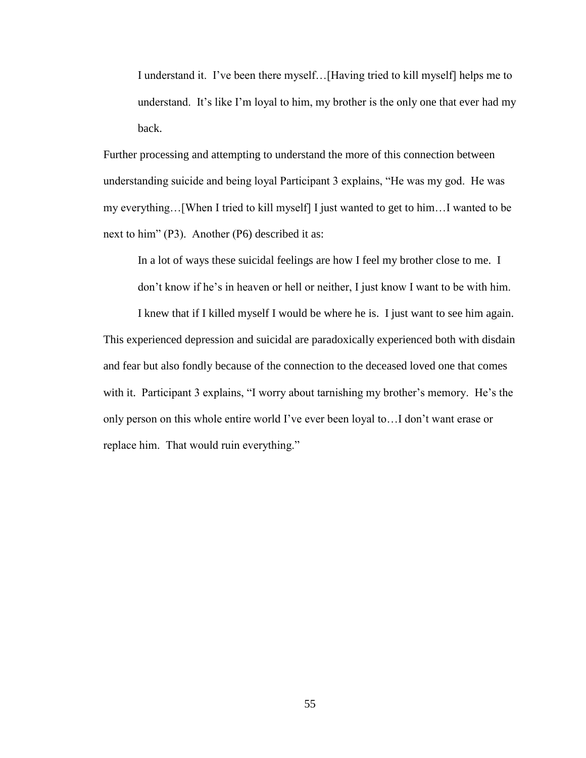> I understand it. I've been there myself…[Having tried to kill myself] helps me to understand. It's like I'm loyal to him, my brother is the only one that ever had my back.

Further processing and attempting to understand the more of this connection between understanding suicide and being loyal Participant 3 explains, "He was my god. He was my everything…[When I tried to kill myself] I just wanted to get to him…I wanted to be next to him" (P3). Another (P6) described it as:

> In a lot of ways these suicidal feelings are how I feel my brother close to me. I don't know if he's in heaven or hell or neither, I just know I want to be with him. I knew that if I killed myself I would be where he is. I just want to see him again.

This experienced depression and suicidal are paradoxically experienced both with disdain and fear but also fondly because of the connection to the deceased loved one that comes with it. Participant 3 explains, "I worry about tarnishing my brother's memory. He's the only person on this whole entire world I've ever been loyal to…I don't want erase or replace him. That would ruin everything."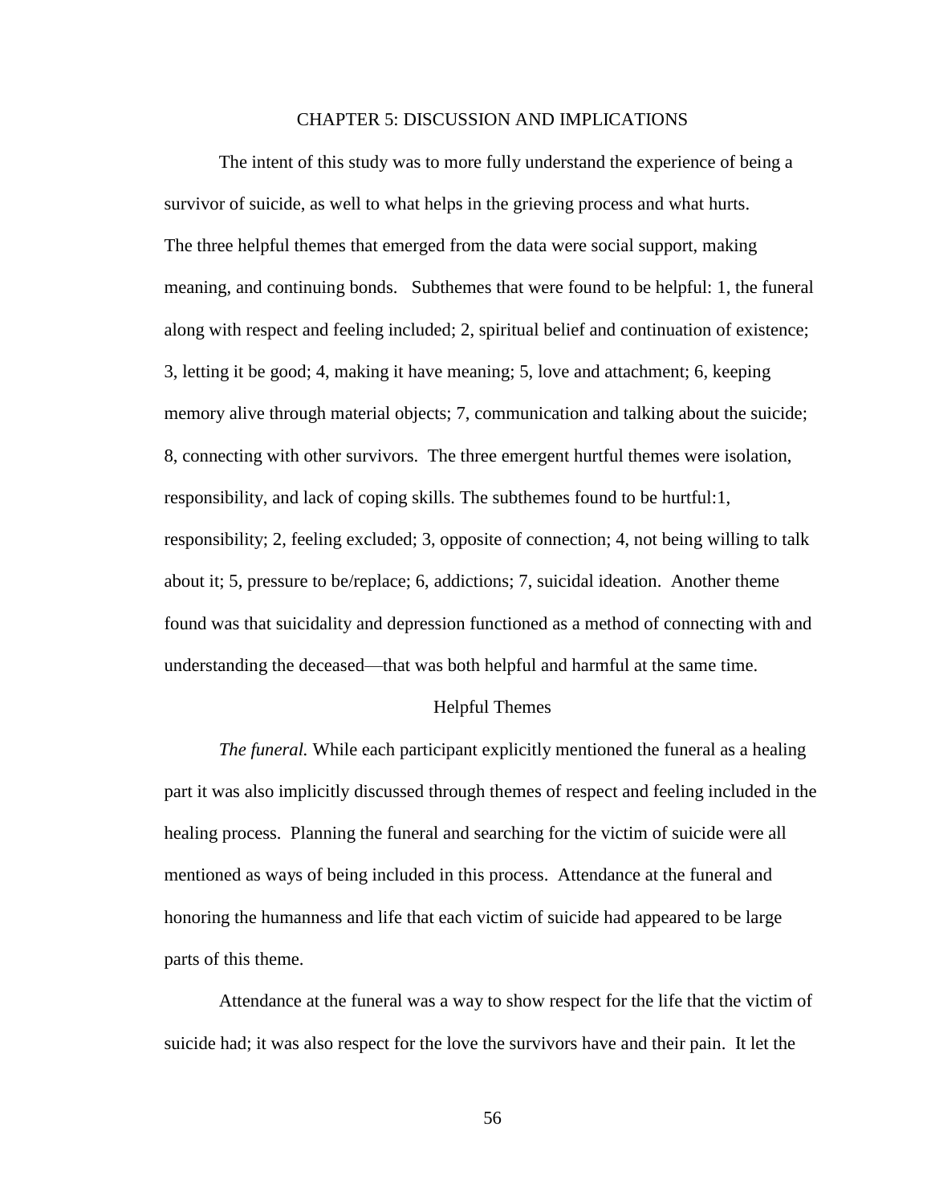# CHAPTER 5: DISCUSSION AND IMPLICATIONS

The intent of this study was to more fully understand the experience of being a survivor of suicide, as well to what helps in the grieving process and what hurts. The three helpful themes that emerged from the data were social support, making meaning, and continuing bonds. Subthemes that were found to be helpful: 1, the funeral along with respect and feeling included; 2, spiritual belief and continuation of existence; 3, letting it be good; 4, making it have meaning; 5, love and attachment; 6, keeping memory alive through material objects; 7, communication and talking about the suicide; 8, connecting with other survivors. The three emergent hurtful themes were isolation, responsibility, and lack of coping skills. The subthemes found to be hurtful:1, responsibility; 2, feeling excluded; 3, opposite of connection; 4, not being willing to talk about it; 5, pressure to be/replace; 6, addictions; 7, suicidal ideation. Another theme found was that suicidality and depression functioned as a method of connecting with and understanding the deceased—that was both helpful and harmful at the same time.

## Helpful Themes

*The funeral.* While each participant explicitly mentioned the funeral as a healing part it was also implicitly discussed through themes of respect and feeling included in the healing process. Planning the funeral and searching for the victim of suicide were all mentioned as ways of being included in this process. Attendance at the funeral and honoring the humanness and life that each victim of suicide had appeared to be large parts of this theme.

Attendance at the funeral was a way to show respect for the life that the victim of suicide had; it was also respect for the love the survivors have and their pain. It let the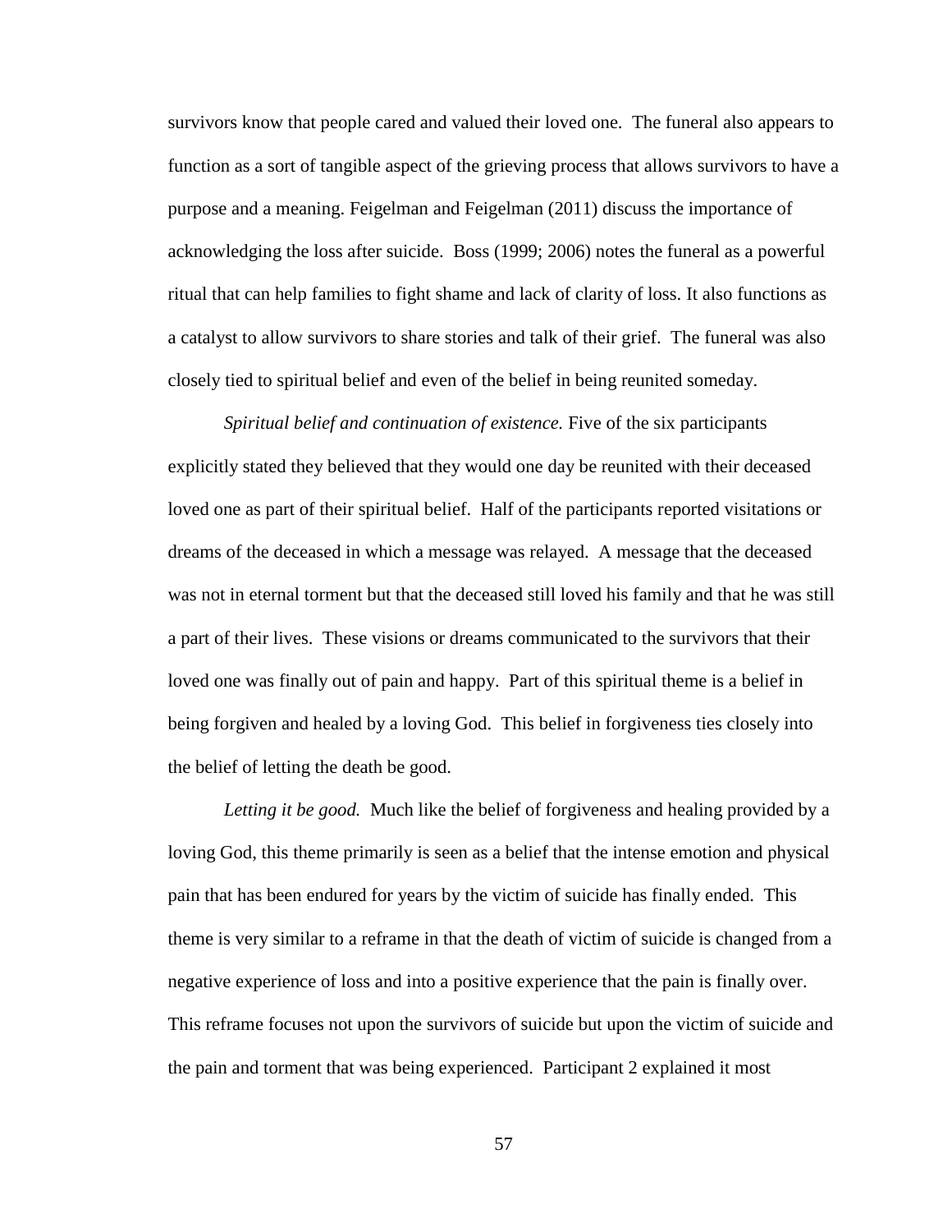survivors know that people cared and valued their loved one. The funeral also appears to function as a sort of tangible aspect of the grieving process that allows survivors to have a purpose and a meaning. Feigelman and Feigelman (2011) discuss the importance of acknowledging the loss after suicide. Boss (1999; 2006) notes the funeral as a powerful ritual that can help families to fight shame and lack of clarity of loss. It also functions as a catalyst to allow survivors to share stories and talk of their grief. The funeral was also closely tied to spiritual belief and even of the belief in being reunited someday.

*Spiritual belief and continuation of existence.* Five of the six participants explicitly stated they believed that they would one day be reunited with their deceased loved one as part of their spiritual belief. Half of the participants reported visitations or dreams of the deceased in which a message was relayed. A message that the deceased was not in eternal torment but that the deceased still loved his family and that he was still a part of their lives. These visions or dreams communicated to the survivors that their loved one was finally out of pain and happy. Part of this spiritual theme is a belief in being forgiven and healed by a loving God. This belief in forgiveness ties closely into the belief of letting the death be good.

*Letting it be good.* Much like the belief of forgiveness and healing provided by a loving God, this theme primarily is seen as a belief that the intense emotion and physical pain that has been endured for years by the victim of suicide has finally ended. This theme is very similar to a reframe in that the death of victim of suicide is changed from a negative experience of loss and into a positive experience that the pain is finally over. This reframe focuses not upon the survivors of suicide but upon the victim of suicide and the pain and torment that was being experienced. Participant 2 explained it most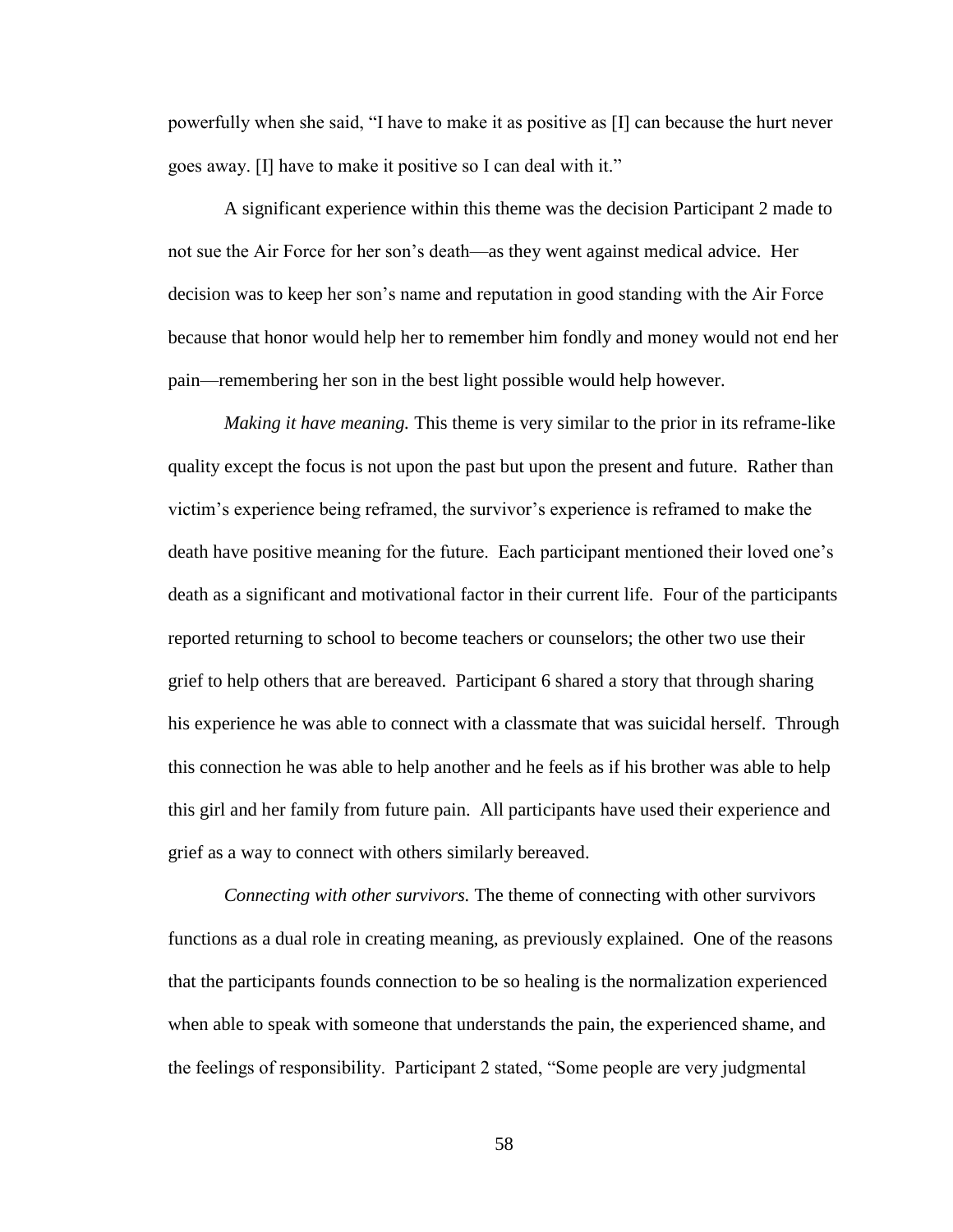powerfully when she said, "I have to make it as positive as [I] can because the hurt never goes away. [I] have to make it positive so I can deal with it."

A significant experience within this theme was the decision Participant 2 made to not sue the Air Force for her son's death—as they went against medical advice. Her decision was to keep her son's name and reputation in good standing with the Air Force because that honor would help her to remember him fondly and money would not end her pain—remembering her son in the best light possible would help however.

*Making it have meaning.* This theme is very similar to the prior in its reframe-like quality except the focus is not upon the past but upon the present and future. Rather than victim's experience being reframed, the survivor's experience is reframed to make the death have positive meaning for the future. Each participant mentioned their loved one's death as a significant and motivational factor in their current life. Four of the participants reported returning to school to become teachers or counselors; the other two use their grief to help others that are bereaved. Participant 6 shared a story that through sharing his experience he was able to connect with a classmate that was suicidal herself. Through this connection he was able to help another and he feels as if his brother was able to help this girl and her family from future pain. All participants have used their experience and grief as a way to connect with others similarly bereaved.

*Connecting with other survivors.* The theme of connecting with other survivors functions as a dual role in creating meaning, as previously explained. One of the reasons that the participants founds connection to be so healing is the normalization experienced when able to speak with someone that understands the pain, the experienced shame, and the feelings of responsibility. Participant 2 stated, "Some people are very judgmental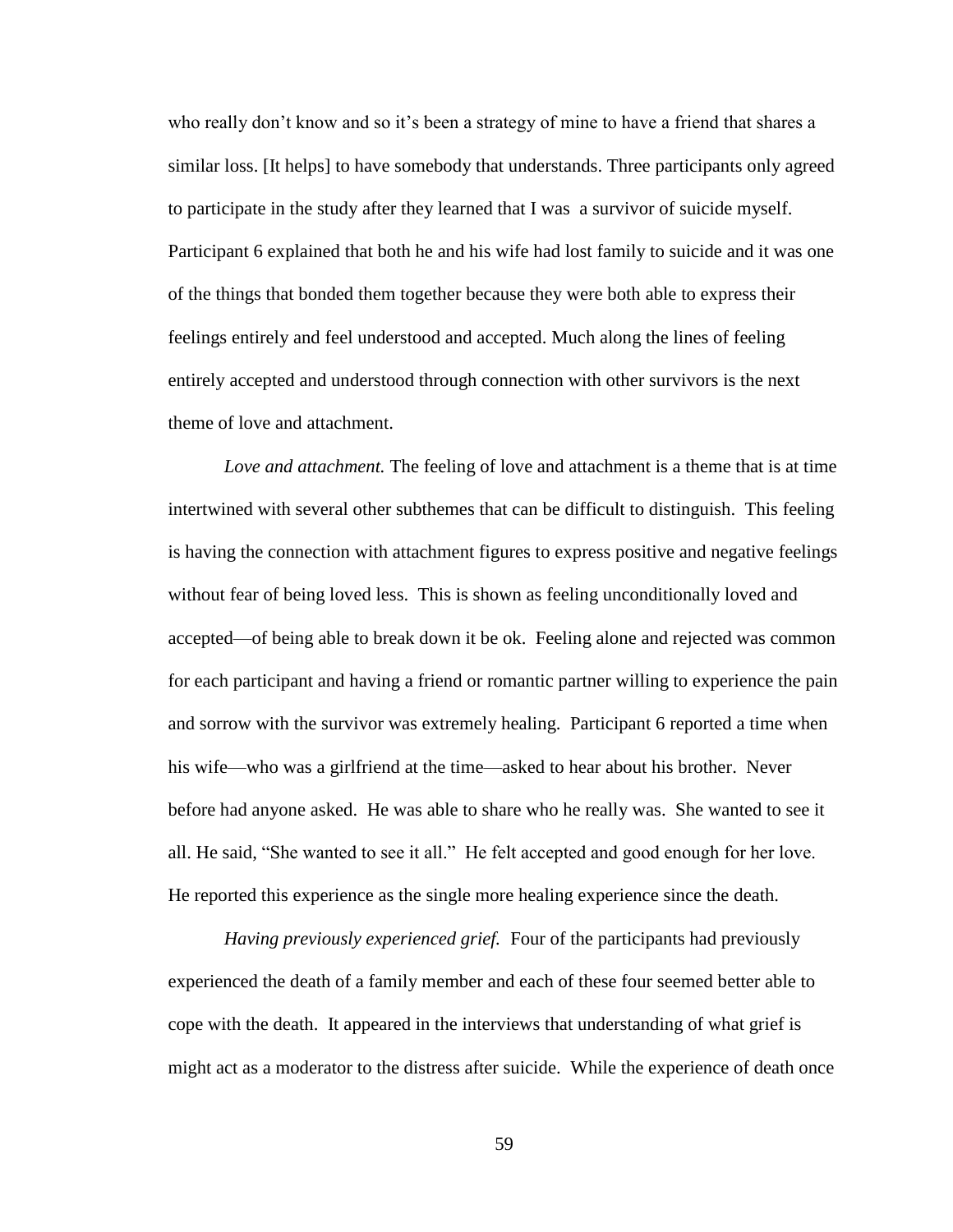who really don't know and so it's been a strategy of mine to have a friend that shares a similar loss. [It helps] to have somebody that understands. Three participants only agreed to participate in the study after they learned that I was a survivor of suicide myself. Participant 6 explained that both he and his wife had lost family to suicide and it was one of the things that bonded them together because they were both able to express their feelings entirely and feel understood and accepted. Much along the lines of feeling entirely accepted and understood through connection with other survivors is the next theme of love and attachment.

*Love and attachment.* The feeling of love and attachment is a theme that is at time intertwined with several other subthemes that can be difficult to distinguish. This feeling is having the connection with attachment figures to express positive and negative feelings without fear of being loved less. This is shown as feeling unconditionally loved and accepted—of being able to break down it be ok. Feeling alone and rejected was common for each participant and having a friend or romantic partner willing to experience the pain and sorrow with the survivor was extremely healing. Participant 6 reported a time when his wife—who was a girlfriend at the time—asked to hear about his brother. Never before had anyone asked. He was able to share who he really was. She wanted to see it all. He said, "She wanted to see it all." He felt accepted and good enough for her love. He reported this experience as the single more healing experience since the death.

*Having previously experienced grief.* Four of the participants had previously experienced the death of a family member and each of these four seemed better able to cope with the death. It appeared in the interviews that understanding of what grief is might act as a moderator to the distress after suicide. While the experience of death once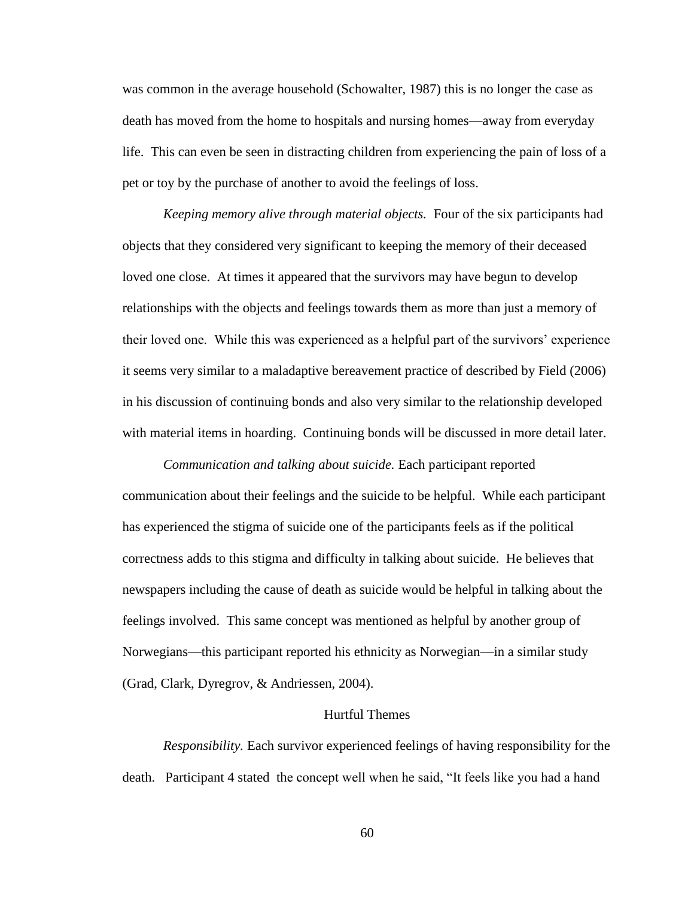was common in the average household (Schowalter, 1987) this is no longer the case as death has moved from the home to hospitals and nursing homes—away from everyday life. This can even be seen in distracting children from experiencing the pain of loss of a pet or toy by the purchase of another to avoid the feelings of loss.

*Keeping memory alive through material objects.* Four of the six participants had objects that they considered very significant to keeping the memory of their deceased loved one close. At times it appeared that the survivors may have begun to develop relationships with the objects and feelings towards them as more than just a memory of their loved one. While this was experienced as a helpful part of the survivors' experience it seems very similar to a maladaptive bereavement practice of described by Field (2006) in his discussion of continuing bonds and also very similar to the relationship developed with material items in hoarding. Continuing bonds will be discussed in more detail later.

*Communication and talking about suicide.* Each participant reported communication about their feelings and the suicide to be helpful. While each participant has experienced the stigma of suicide one of the participants feels as if the political correctness adds to this stigma and difficulty in talking about suicide. He believes that newspapers including the cause of death as suicide would be helpful in talking about the feelings involved. This same concept was mentioned as helpful by another group of Norwegians—this participant reported his ethnicity as Norwegian—in a similar study (Grad, Clark, Dyregrov, & Andriessen, 2004).

## Hurtful Themes

*Responsibility.* Each survivor experienced feelings of having responsibility for the death. Participant 4 stated the concept well when he said, "It feels like you had a hand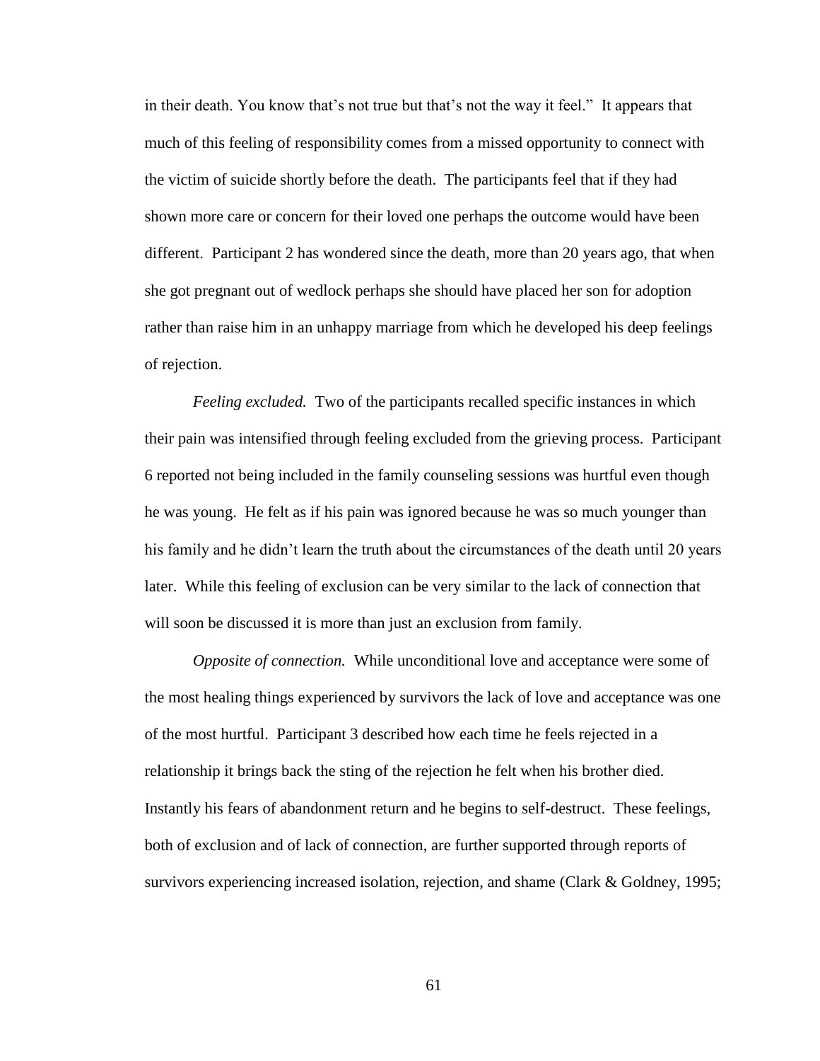in their death. You know that's not true but that's not the way it feel." It appears that much of this feeling of responsibility comes from a missed opportunity to connect with the victim of suicide shortly before the death. The participants feel that if they had shown more care or concern for their loved one perhaps the outcome would have been different. Participant 2 has wondered since the death, more than 20 years ago, that when she got pregnant out of wedlock perhaps she should have placed her son for adoption rather than raise him in an unhappy marriage from which he developed his deep feelings of rejection.

*Feeling excluded.* Two of the participants recalled specific instances in which their pain was intensified through feeling excluded from the grieving process. Participant 6 reported not being included in the family counseling sessions was hurtful even though he was young. He felt as if his pain was ignored because he was so much younger than his family and he didn't learn the truth about the circumstances of the death until 20 years later. While this feeling of exclusion can be very similar to the lack of connection that will soon be discussed it is more than just an exclusion from family.

*Opposite of connection.* While unconditional love and acceptance were some of the most healing things experienced by survivors the lack of love and acceptance was one of the most hurtful. Participant 3 described how each time he feels rejected in a relationship it brings back the sting of the rejection he felt when his brother died. Instantly his fears of abandonment return and he begins to self-destruct. These feelings, both of exclusion and of lack of connection, are further supported through reports of survivors experiencing increased isolation, rejection, and shame (Clark & Goldney, 1995;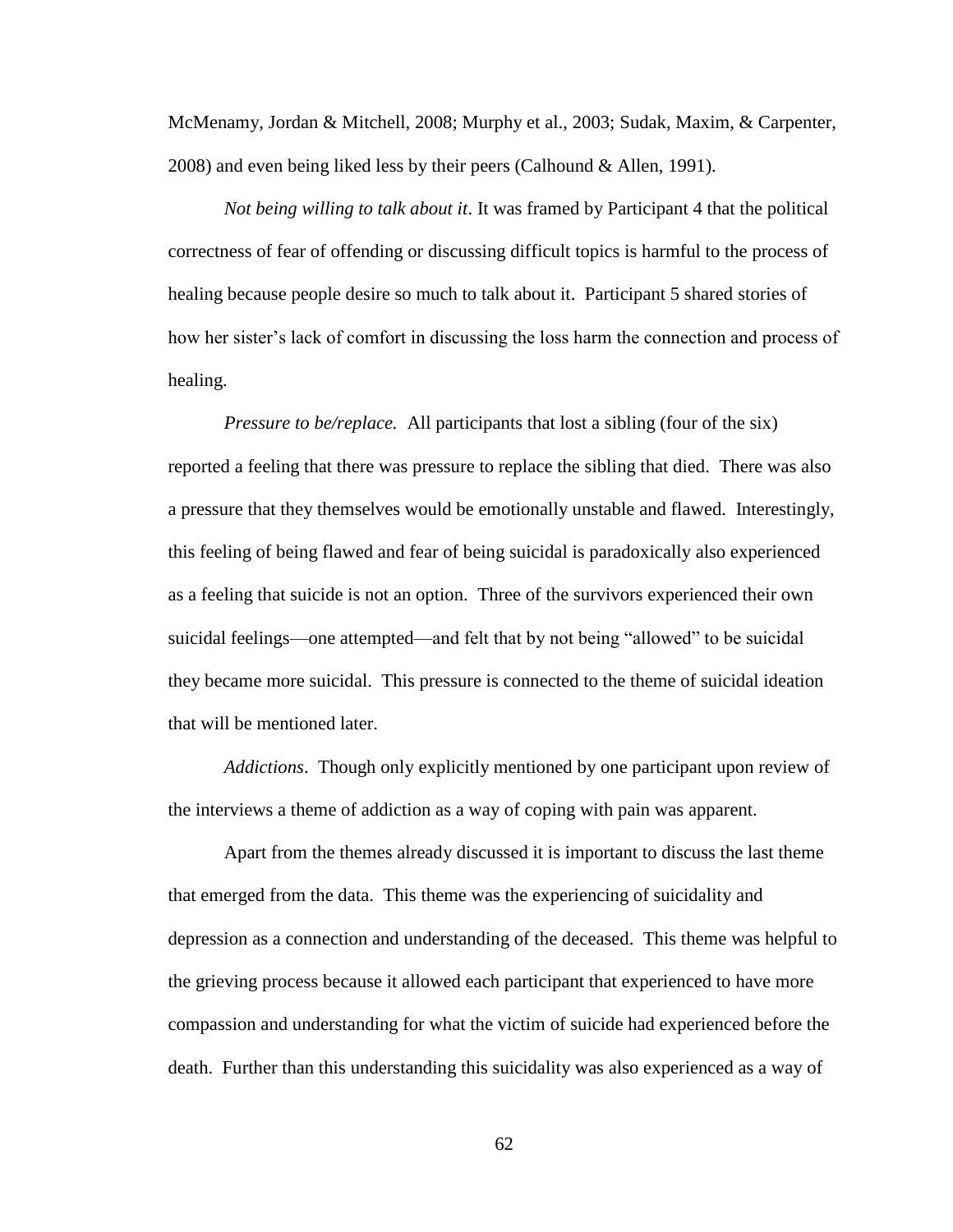McMenamy, Jordan & Mitchell, 2008; Murphy et al., 2003; Sudak, Maxim, & Carpenter, 2008) and even being liked less by their peers (Calhound & Allen, 1991).

*Not being willing to talk about it*. It was framed by Participant 4 that the political correctness of fear of offending or discussing difficult topics is harmful to the process of healing because people desire so much to talk about it. Participant 5 shared stories of how her sister's lack of comfort in discussing the loss harm the connection and process of healing.

*Pressure to be/replace.* All participants that lost a sibling (four of the six) reported a feeling that there was pressure to replace the sibling that died. There was also a pressure that they themselves would be emotionally unstable and flawed. Interestingly, this feeling of being flawed and fear of being suicidal is paradoxically also experienced as a feeling that suicide is not an option. Three of the survivors experienced their own suicidal feelings—one attempted—and felt that by not being "allowed" to be suicidal they became more suicidal. This pressure is connected to the theme of suicidal ideation that will be mentioned later.

*Addictions*. Though only explicitly mentioned by one participant upon review of the interviews a theme of addiction as a way of coping with pain was apparent.

Apart from the themes already discussed it is important to discuss the last theme that emerged from the data. This theme was the experiencing of suicidality and depression as a connection and understanding of the deceased. This theme was helpful to the grieving process because it allowed each participant that experienced to have more compassion and understanding for what the victim of suicide had experienced before the death. Further than this understanding this suicidality was also experienced as a way of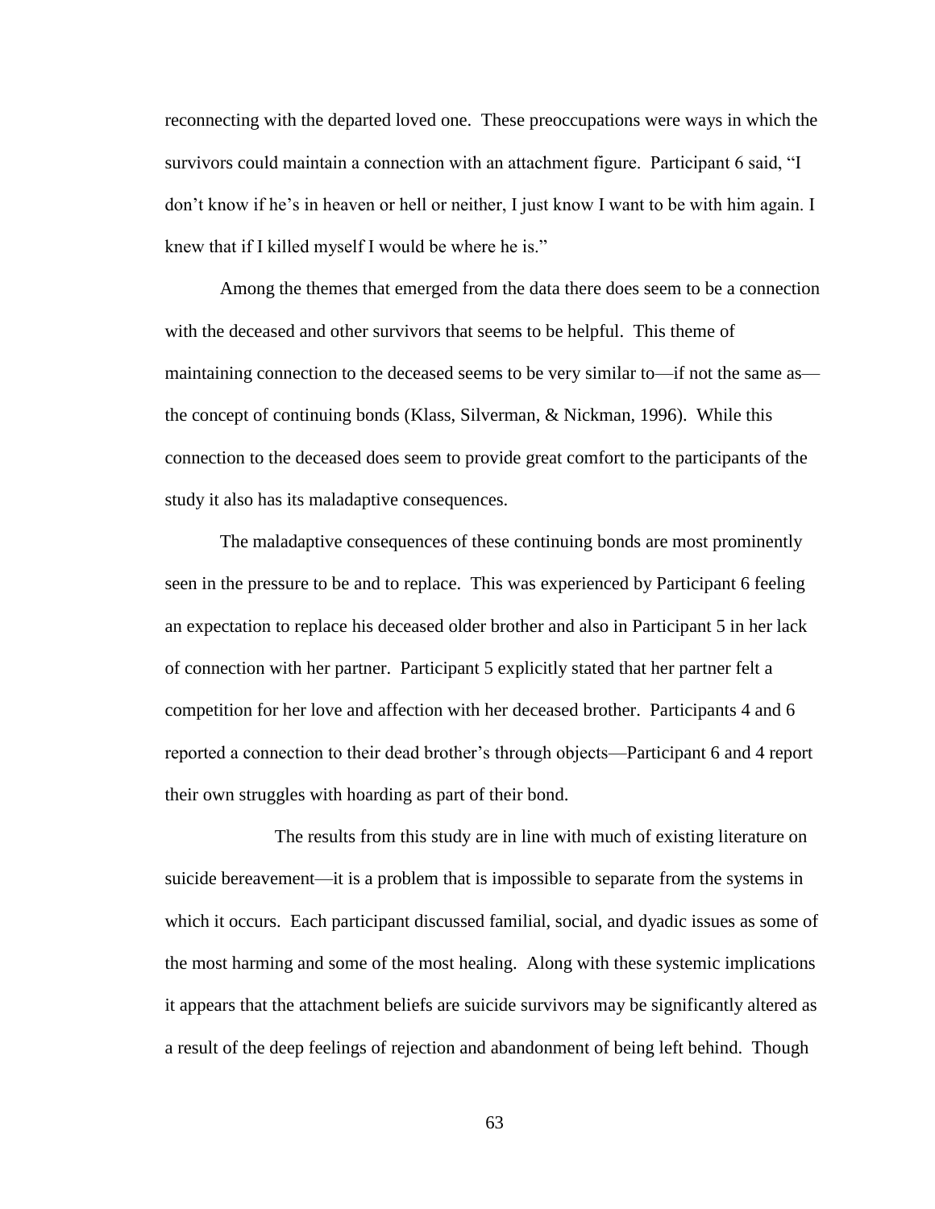reconnecting with the departed loved one. These preoccupations were ways in which the survivors could maintain a connection with an attachment figure. Participant 6 said, "I don't know if he's in heaven or hell or neither, I just know I want to be with him again. I knew that if I killed myself I would be where he is."

Among the themes that emerged from the data there does seem to be a connection with the deceased and other survivors that seems to be helpful. This theme of maintaining connection to the deceased seems to be very similar to—if not the same as—the concept of continuing bonds (Klass, Silverman, & Nickman, 1996). While this connection to the deceased does seem to provide great comfort to the participants of the study it also has its maladaptive consequences.

The maladaptive consequences of these continuing bonds are most prominently seen in the pressure to be and to replace. This was experienced by Participant 6 feeling an expectation to replace his deceased older brother and also in Participant 5 in her lack of connection with her partner. Participant 5 explicitly stated that her partner felt a competition for her love and affection with her deceased brother. Participants 4 and 6 reported a connection to their dead brother's through objects—Participant 6 and 4 report their own struggles with hoarding as part of their bond.

The results from this study are in line with much of existing literature on suicide bereavement—it is a problem that is impossible to separate from the systems in which it occurs. Each participant discussed familial, social, and dyadic issues as some of the most harming and some of the most healing. Along with these systemic implications it appears that the attachment beliefs are suicide survivors may be significantly altered as a result of the deep feelings of rejection and abandonment of being left behind. Though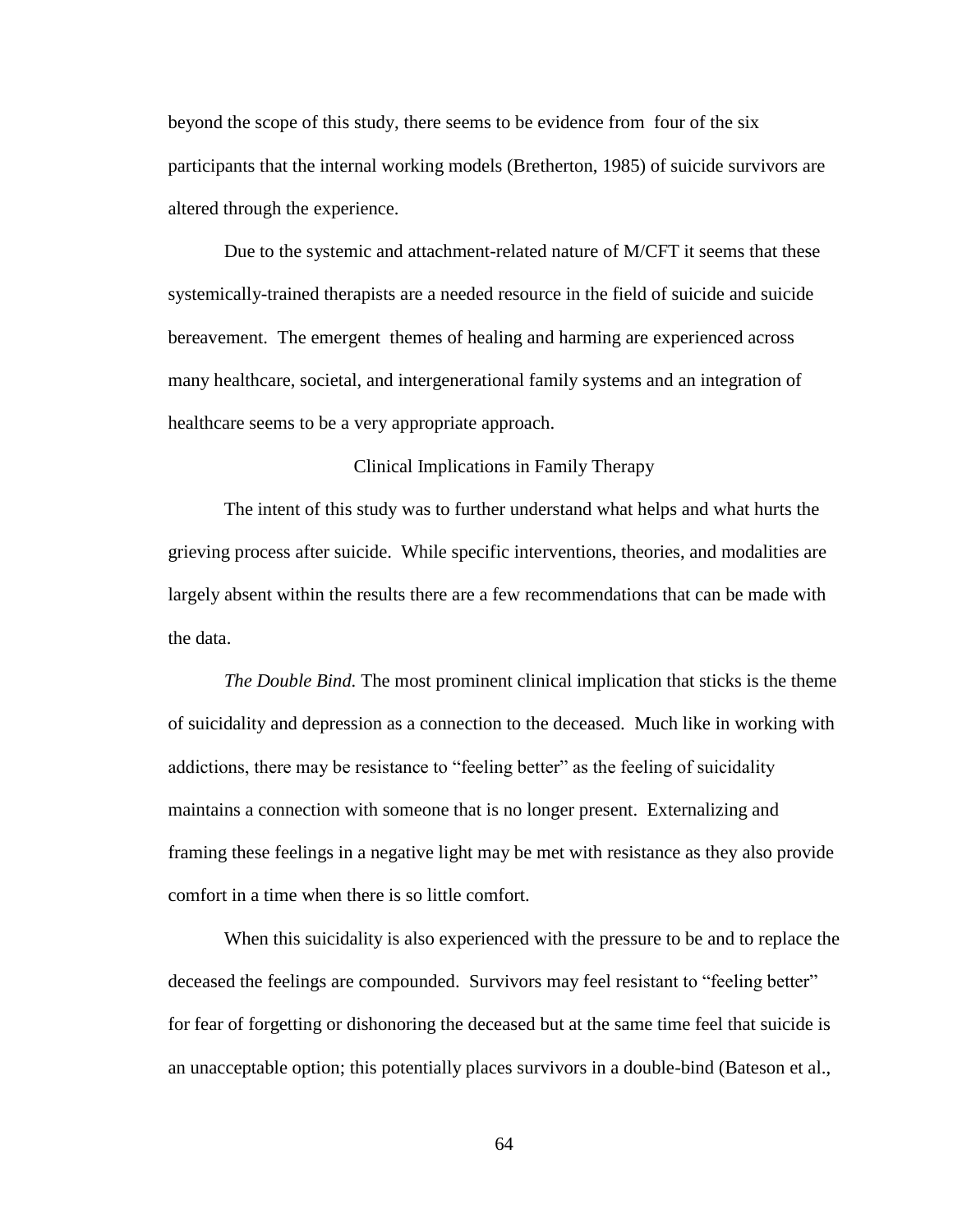beyond the scope of this study, there seems to be evidence from four of the six participants that the internal working models (Bretherton, 1985) of suicide survivors are altered through the experience.

Due to the systemic and attachment-related nature of M/CFT it seems that these systemically-trained therapists are a needed resource in the field of suicide and suicide bereavement. The emergent themes of healing and harming are experienced across many healthcare, societal, and intergenerational family systems and an integration of healthcare seems to be a very appropriate approach.

## Clinical Implications in Family Therapy

The intent of this study was to further understand what helps and what hurts the grieving process after suicide. While specific interventions, theories, and modalities are largely absent within the results there are a few recommendations that can be made with the data.

*The Double Bind.* The most prominent clinical implication that sticks is the theme of suicidality and depression as a connection to the deceased. Much like in working with addictions, there may be resistance to "feeling better" as the feeling of suicidality maintains a connection with someone that is no longer present. Externalizing and framing these feelings in a negative light may be met with resistance as they also provide comfort in a time when there is so little comfort.

When this suicidality is also experienced with the pressure to be and to replace the deceased the feelings are compounded. Survivors may feel resistant to "feeling better" for fear of forgetting or dishonoring the deceased but at the same time feel that suicide is an unacceptable option; this potentially places survivors in a double-bind (Bateson et al.,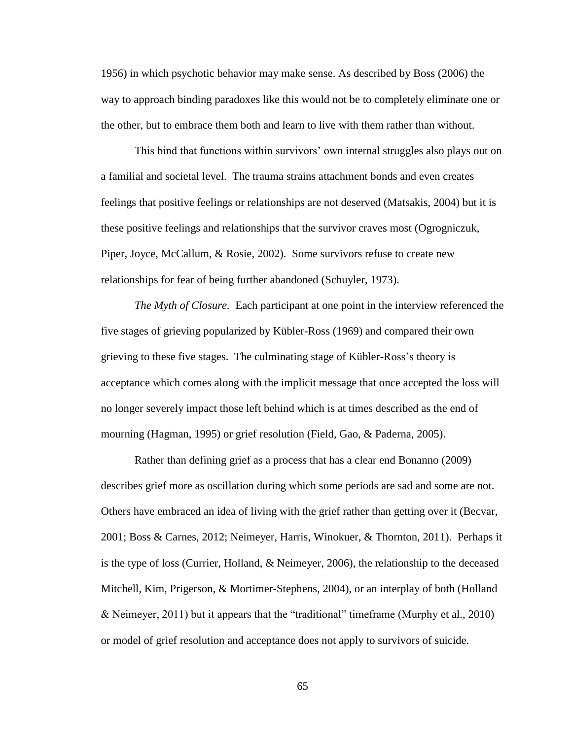1956) in which psychotic behavior may make sense. As described by Boss (2006) the way to approach binding paradoxes like this would not be to completely eliminate one or the other, but to embrace them both and learn to live with them rather than without.

This bind that functions within survivors' own internal struggles also plays out on a familial and societal level. The trauma strains attachment bonds and even creates feelings that positive feelings or relationships are not deserved (Matsakis, 2004) but it is these positive feelings and relationships that the survivor craves most (Ogrogniczuk, Piper, Joyce, McCallum, & Rosie, 2002). Some survivors refuse to create new relationships for fear of being further abandoned (Schuyler, 1973).

*The Myth of Closure.* Each participant at one point in the interview referenced the five stages of grieving popularized by Kübler-Ross (1969) and compared their own grieving to these five stages. The culminating stage of Kübler-Ross's theory is acceptance which comes along with the implicit message that once accepted the loss will no longer severely impact those left behind which is at times described as the end of mourning (Hagman, 1995) or grief resolution (Field, Gao, & Paderna, 2005).

Rather than defining grief as a process that has a clear end Bonanno (2009) describes grief more as oscillation during which some periods are sad and some are not. Others have embraced an idea of living with the grief rather than getting over it (Becvar, 2001; Boss & Carnes, 2012; Neimeyer, Harris, Winokuer, & Thornton, 2011). Perhaps it is the type of loss (Currier, Holland, & Neimeyer, 2006), the relationship to the deceased Mitchell, Kim, Prigerson, & Mortimer-Stephens, 2004), or an interplay of both (Holland & Neimeyer, 2011) but it appears that the "traditional" timeframe (Murphy et al., 2010) or model of grief resolution and acceptance does not apply to survivors of suicide.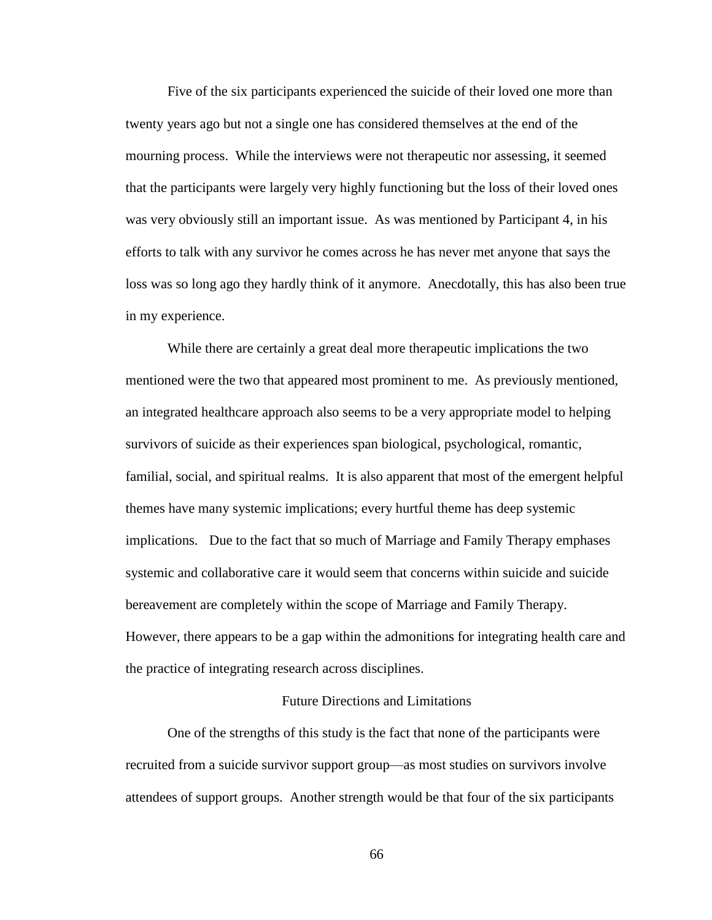Five of the six participants experienced the suicide of their loved one more than twenty years ago but not a single one has considered themselves at the end of the mourning process. While the interviews were not therapeutic nor assessing, it seemed that the participants were largely very highly functioning but the loss of their loved ones was very obviously still an important issue. As was mentioned by Participant 4, in his efforts to talk with any survivor he comes across he has never met anyone that says the loss was so long ago they hardly think of it anymore. Anecdotally, this has also been true in my experience.

While there are certainly a great deal more therapeutic implications the two mentioned were the two that appeared most prominent to me. As previously mentioned, an integrated healthcare approach also seems to be a very appropriate model to helping survivors of suicide as their experiences span biological, psychological, romantic, familial, social, and spiritual realms. It is also apparent that most of the emergent helpful themes have many systemic implications; every hurtful theme has deep systemic implications. Due to the fact that so much of Marriage and Family Therapy emphases systemic and collaborative care it would seem that concerns within suicide and suicide bereavement are completely within the scope of Marriage and Family Therapy. However, there appears to be a gap within the admonitions for integrating health care and the practice of integrating research across disciplines.

## Future Directions and Limitations

One of the strengths of this study is the fact that none of the participants were recruited from a suicide survivor support group—as most studies on survivors involve attendees of support groups. Another strength would be that four of the six participants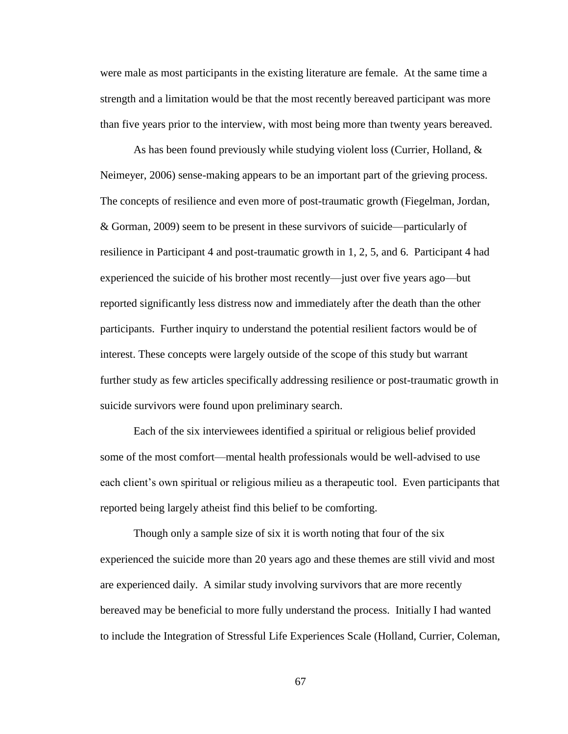were male as most participants in the existing literature are female. At the same time a strength and a limitation would be that the most recently bereaved participant was more than five years prior to the interview, with most being more than twenty years bereaved.

As has been found previously while studying violent loss (Currier, Holland, & Neimeyer, 2006) sense-making appears to be an important part of the grieving process. The concepts of resilience and even more of post-traumatic growth (Fiegelman, Jordan, & Gorman, 2009) seem to be present in these survivors of suicide—particularly of resilience in Participant 4 and post-traumatic growth in 1, 2, 5, and 6. Participant 4 had experienced the suicide of his brother most recently—just over five years ago—but reported significantly less distress now and immediately after the death than the other participants. Further inquiry to understand the potential resilient factors would be of interest. These concepts were largely outside of the scope of this study but warrant further study as few articles specifically addressing resilience or post-traumatic growth in suicide survivors were found upon preliminary search.

Each of the six interviewees identified a spiritual or religious belief provided some of the most comfort—mental health professionals would be well-advised to use each client's own spiritual or religious milieu as a therapeutic tool. Even participants that reported being largely atheist find this belief to be comforting.

Though only a sample size of six it is worth noting that four of the six experienced the suicide more than 20 years ago and these themes are still vivid and most are experienced daily. A similar study involving survivors that are more recently bereaved may be beneficial to more fully understand the process. Initially I had wanted to include the Integration of Stressful Life Experiences Scale (Holland, Currier, Coleman,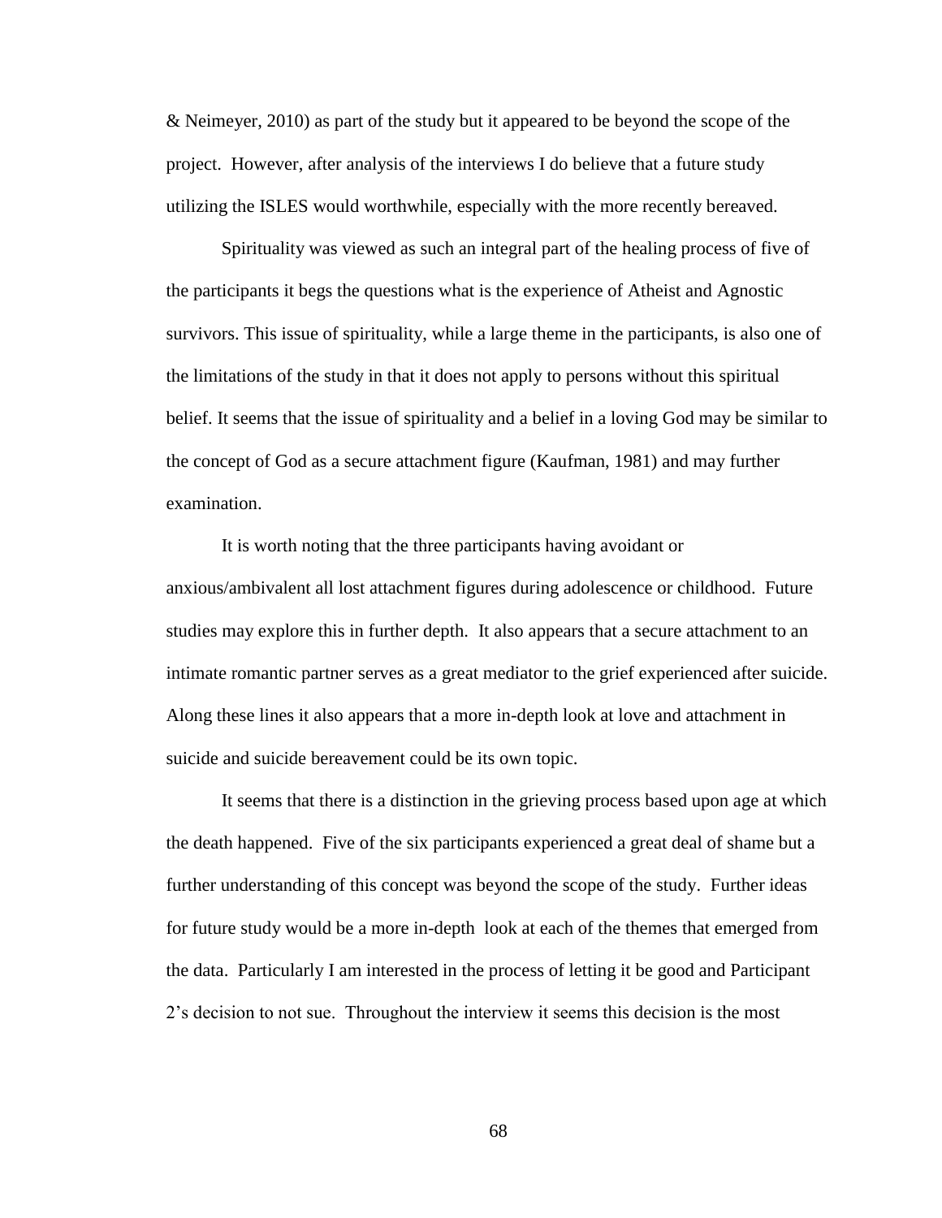& Neimeyer, 2010) as part of the study but it appeared to be beyond the scope of the project. However, after analysis of the interviews I do believe that a future study utilizing the ISLES would worthwhile, especially with the more recently bereaved.

Spirituality was viewed as such an integral part of the healing process of five of the participants it begs the questions what is the experience of Atheist and Agnostic survivors. This issue of spirituality, while a large theme in the participants, is also one of the limitations of the study in that it does not apply to persons without this spiritual belief. It seems that the issue of spirituality and a belief in a loving God may be similar to the concept of God as a secure attachment figure (Kaufman, 1981) and may further examination.

It is worth noting that the three participants having avoidant or anxious/ambivalent all lost attachment figures during adolescence or childhood. Future studies may explore this in further depth. It also appears that a secure attachment to an intimate romantic partner serves as a great mediator to the grief experienced after suicide. Along these lines it also appears that a more in-depth look at love and attachment in suicide and suicide bereavement could be its own topic.

It seems that there is a distinction in the grieving process based upon age at which the death happened. Five of the six participants experienced a great deal of shame but a further understanding of this concept was beyond the scope of the study. Further ideas for future study would be a more in-depth look at each of the themes that emerged from the data. Particularly I am interested in the process of letting it be good and Participant 2's decision to not sue. Throughout the interview it seems this decision is the most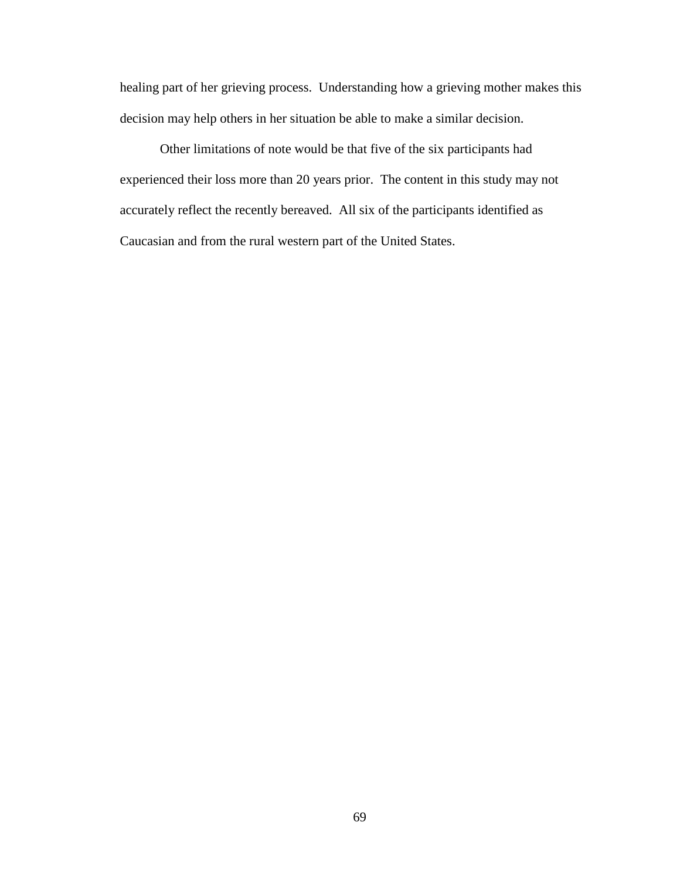healing part of her grieving process. Understanding how a grieving mother makes this decision may help others in her situation be able to make a similar decision.

Other limitations of note would be that five of the six participants had experienced their loss more than 20 years prior. The content in this study may not accurately reflect the recently bereaved. All six of the participants identified as Caucasian and from the rural western part of the United States.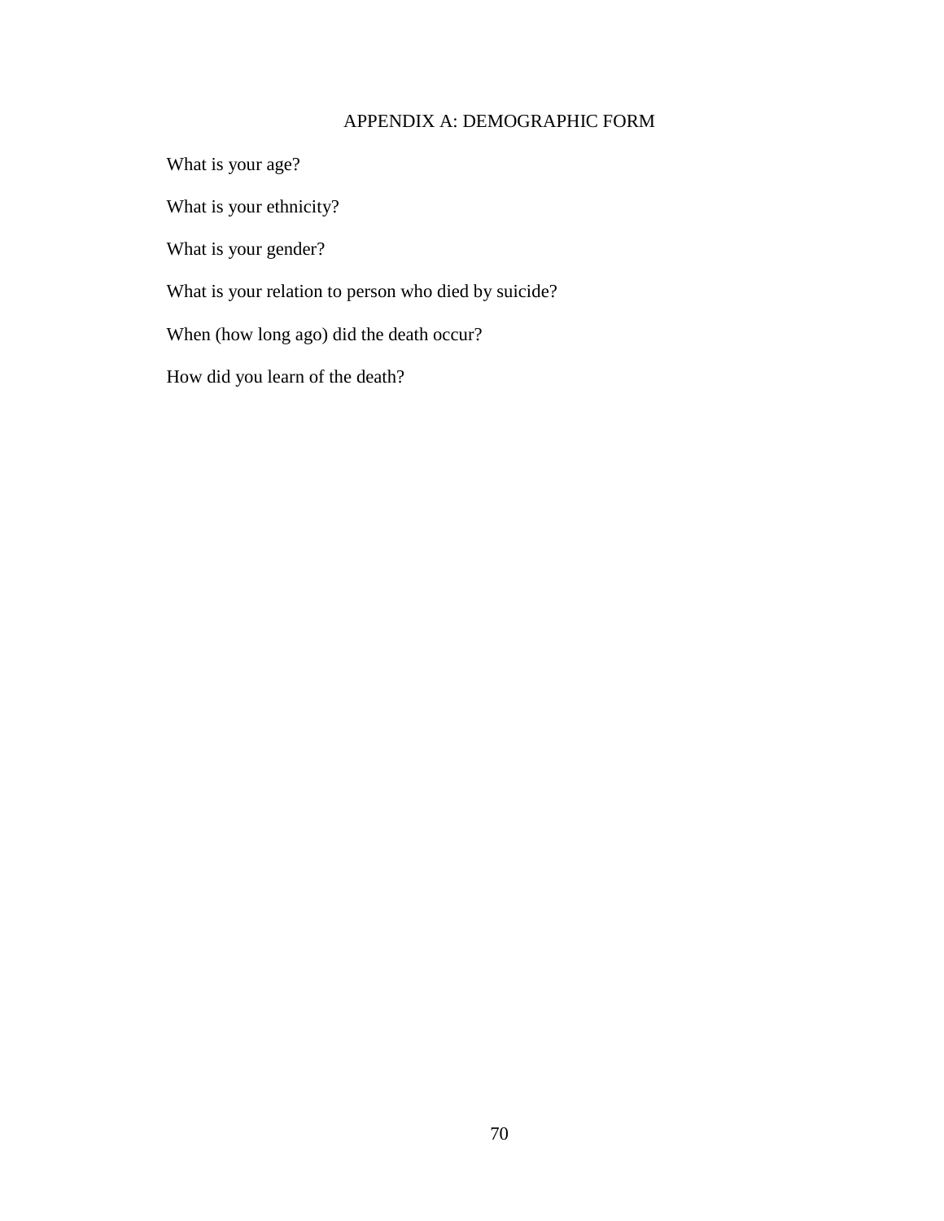# APPENDIX A: DEMOGRAPHIC FORM

What is your age?

What is your ethnicity?

What is your gender?

What is your relation to person who died by suicide?

When (how long ago) did the death occur?

How did you learn of the death?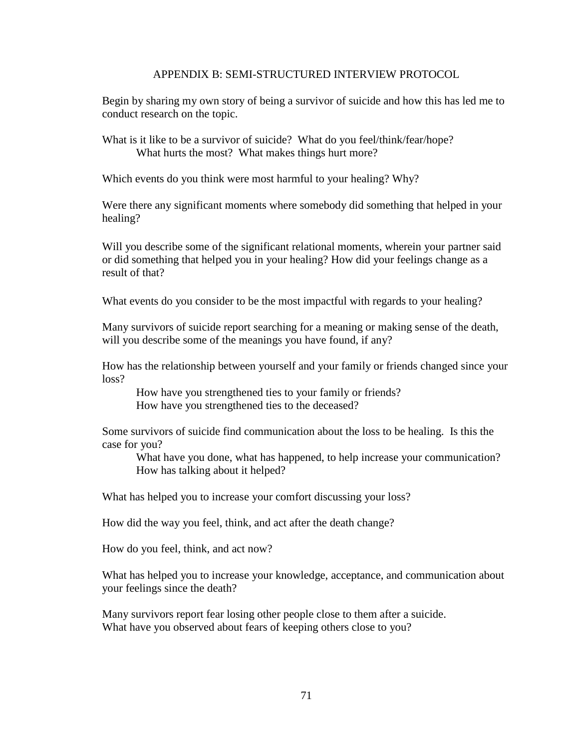# APPENDIX B: SEMI-STRUCTURED INTERVIEW PROTOCOL

Begin by sharing my own story of being a survivor of suicide and how this has led me to conduct research on the topic.

What is it like to be a survivor of suicide? What do you feel/think/fear/hope?
    What hurts the most? What makes things hurt more?

Which events do you think were most harmful to your healing? Why?

Were there any significant moments where somebody did something that helped in your healing?

Will you describe some of the significant relational moments, wherein your partner said or did something that helped you in your healing? How did your feelings change as a result of that?

What events do you consider to be the most impactful with regards to your healing?

Many survivors of suicide report searching for a meaning or making sense of the death, will you describe some of the meanings you have found, if any?

How has the relationship between yourself and your family or friends changed since your loss?
    How have you strengthened ties to your family or friends?
    How have you strengthened ties to the deceased?

Some survivors of suicide find communication about the loss to be healing. Is this the case for you?
    What have you done, what has happened, to help increase your communication?
    How has talking about it helped?

What has helped you to increase your comfort discussing your loss?

How did the way you feel, think, and act after the death change?

How do you feel, think, and act now?

What has helped you to increase your knowledge, acceptance, and communication about your feelings since the death?

Many survivors report fear losing other people close to them after a suicide.
What have you observed about fears of keeping others close to you?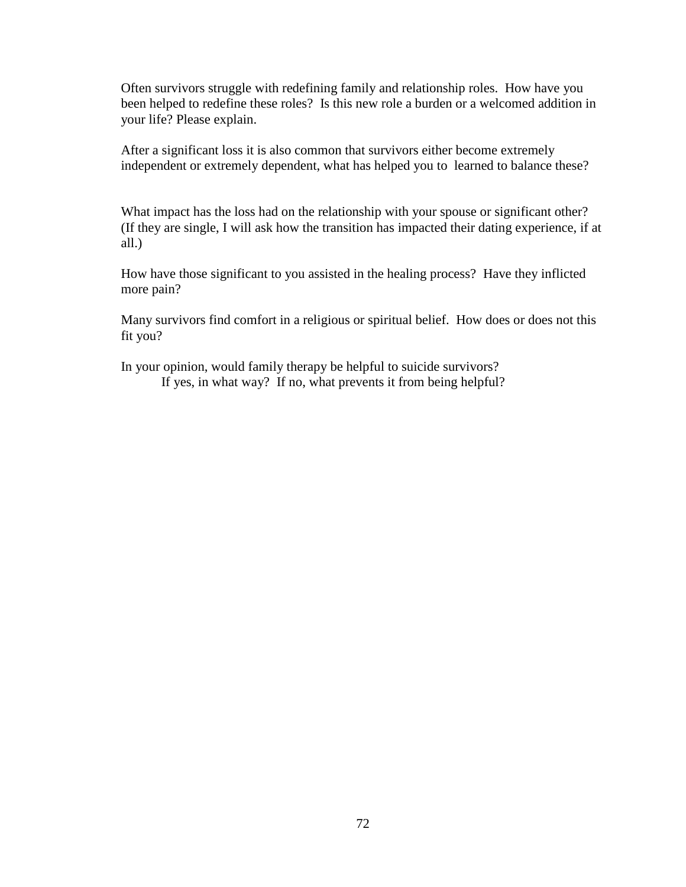Often survivors struggle with redefining family and relationship roles. How have you been helped to redefine these roles? Is this new role a burden or a welcomed addition in your life? Please explain.

After a significant loss it is also common that survivors either become extremely independent or extremely dependent, what has helped you to learned to balance these?

What impact has the loss had on the relationship with your spouse or significant other? (If they are single, I will ask how the transition has impacted their dating experience, if at all.)

How have those significant to you assisted in the healing process? Have they inflicted more pain?

Many survivors find comfort in a religious or spiritual belief. How does or does not this fit you?

In your opinion, would family therapy be helpful to suicide survivors?
  If yes, in what way? If no, what prevents it from being helpful?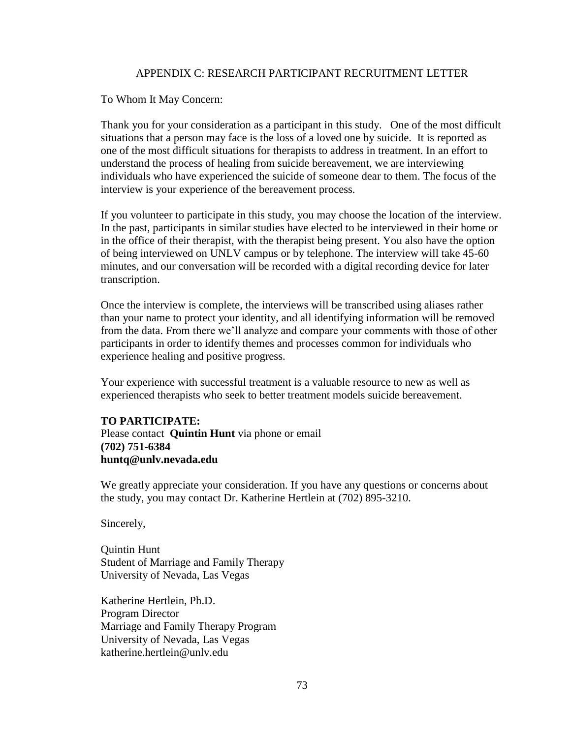## APPENDIX C: RESEARCH PARTICIPANT RECRUITMENT LETTER

To Whom It May Concern:

Thank you for your consideration as a participant in this study. One of the most difficult situations that a person may face is the loss of a loved one by suicide. It is reported as one of the most difficult situations for therapists to address in treatment. In an effort to understand the process of healing from suicide bereavement, we are interviewing individuals who have experienced the suicide of someone dear to them. The focus of the interview is your experience of the bereavement process.

If you volunteer to participate in this study, you may choose the location of the interview. In the past, participants in similar studies have elected to be interviewed in their home or in the office of their therapist, with the therapist being present. You also have the option of being interviewed on UNLV campus or by telephone. The interview will take 45-60 minutes, and our conversation will be recorded with a digital recording device for later transcription.

Once the interview is complete, the interviews will be transcribed using aliases rather than your name to protect your identity, and all identifying information will be removed from the data. From there we'll analyze and compare your comments with those of other participants in order to identify themes and processes common for individuals who experience healing and positive progress.

Your experience with successful treatment is a valuable resource to new as well as experienced therapists who seek to better treatment models suicide bereavement.

**TO PARTICIPATE:**
Please contact **Quintin Hunt** via phone or email
**(702) 751-6384**
**huntq@unlv.nevada.edu**

We greatly appreciate your consideration. If you have any questions or concerns about the study, you may contact Dr. Katherine Hertlein at (702) 895-3210.

Sincerely,

Quintin Hunt
Student of Marriage and Family Therapy
University of Nevada, Las Vegas

Katherine Hertlein, Ph.D.
Program Director
Marriage and Family Therapy Program
University of Nevada, Las Vegas
katherine.hertlein@unlv.edu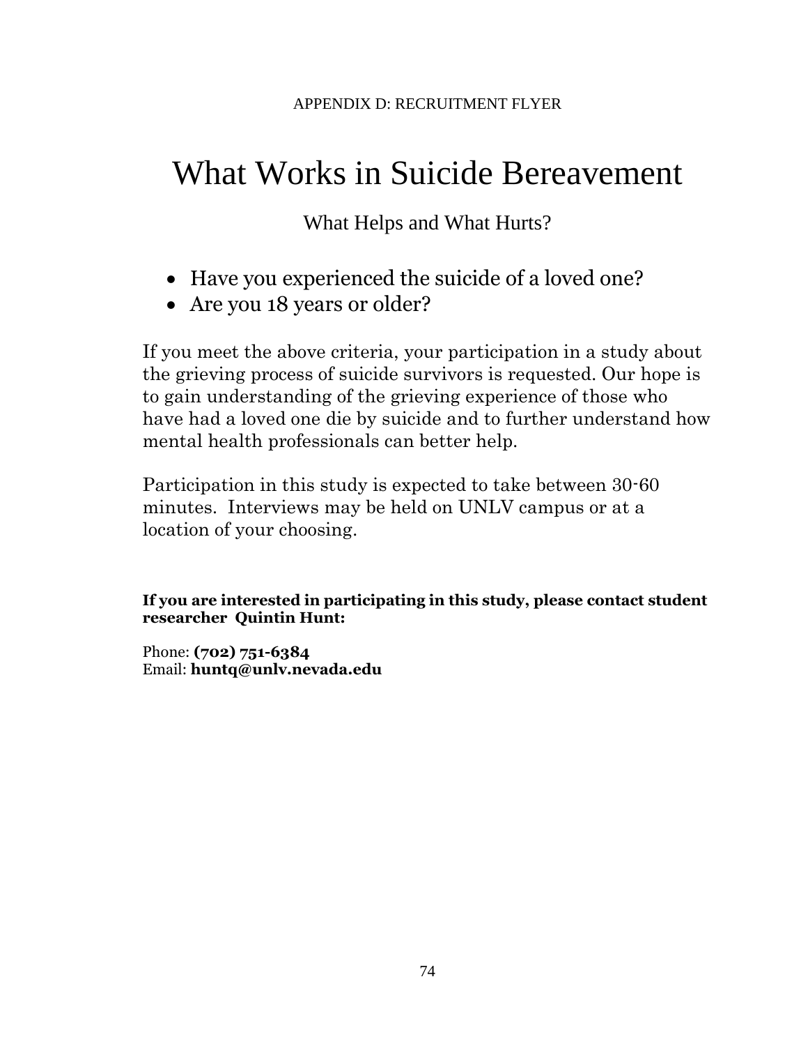APPENDIX D: RECRUITMENT FLYER

# What Works in Suicide Bereavement

## What Helps and What Hurts?

- Have you experienced the suicide of a loved one?
- Are you 18 years or older?

If you meet the above criteria, your participation in a study about the grieving process of suicide survivors is requested. Our hope is to gain understanding of the grieving experience of those who have had a loved one die by suicide and to further understand how mental health professionals can better help.

Participation in this study is expected to take between 30-60 minutes. Interviews may be held on UNLV campus or at a location of your choosing.

**If you are interested in participating in this study, please contact student researcher Quintin Hunt:**

Phone: **(702) 751-6384**
Email: **huntq@unlv.nevada.edu**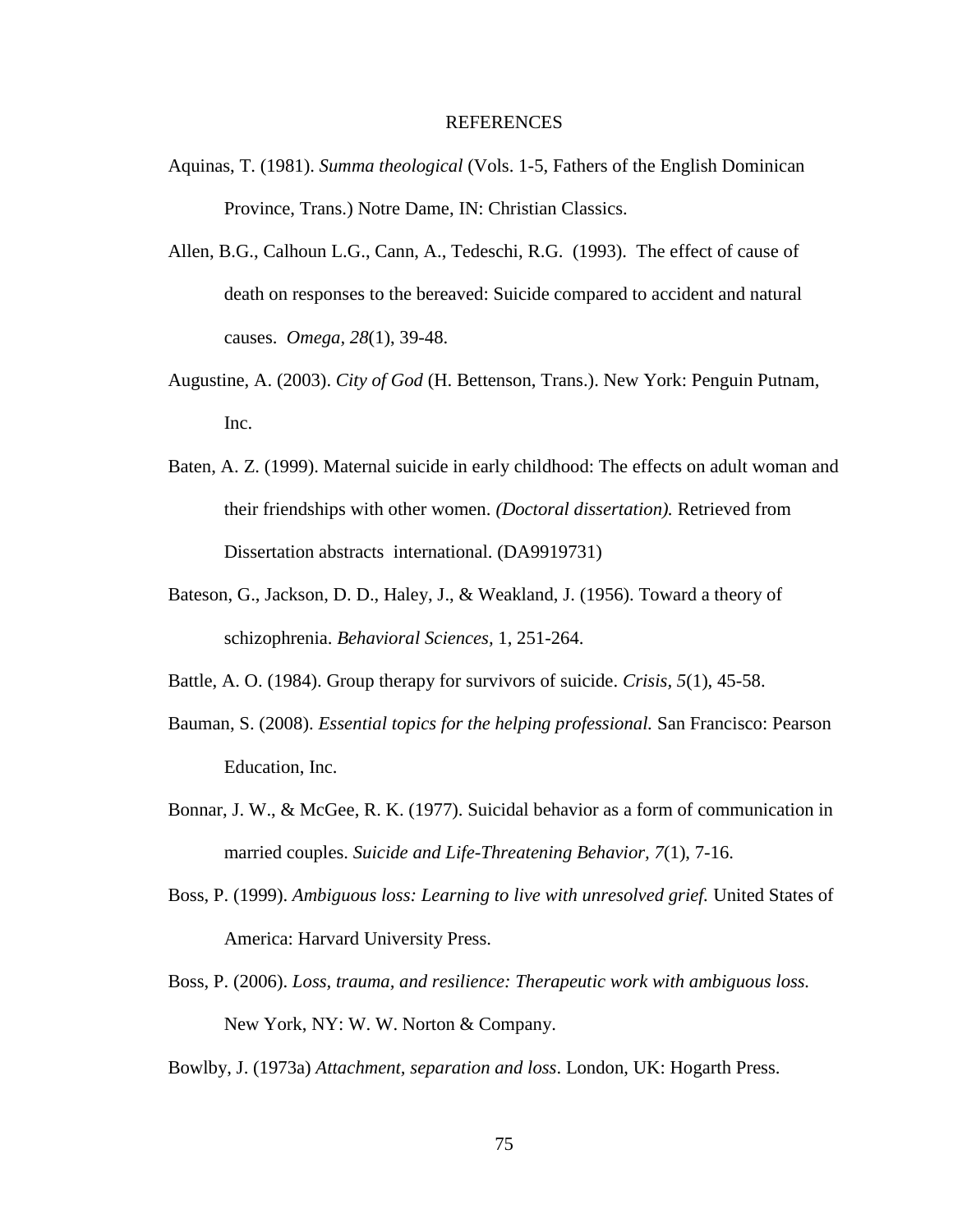# REFERENCES

Aquinas, T. (1981). *Summa theological* (Vols. 1-5, Fathers of the English Dominican Province, Trans.) Notre Dame, IN: Christian Classics.

Allen, B.G., Calhoun L.G., Cann, A., Tedeschi, R.G. (1993). The effect of cause of death on responses to the bereaved: Suicide compared to accident and natural causes. *Omega, 28*(1), 39-48.

Augustine, A. (2003). *City of God* (H. Bettenson, Trans.). New York: Penguin Putnam, Inc.

Baten, A. Z. (1999). Maternal suicide in early childhood: The effects on adult woman and their friendships with other women. *(Doctoral dissertation).* Retrieved from Dissertation abstracts international. (DA9919731)

Bateson, G., Jackson, D. D., Haley, J., & Weakland, J. (1956). Toward a theory of schizophrenia. *Behavioral Sciences,* 1, 251-264.

Battle, A. O. (1984). Group therapy for survivors of suicide. *Crisis, 5*(1), 45-58.

Bauman, S. (2008). *Essential topics for the helping professional.* San Francisco: Pearson Education, Inc.

Bonnar, J. W., & McGee, R. K. (1977). Suicidal behavior as a form of communication in married couples. *Suicide and Life-Threatening Behavior, 7*(1), 7-16.

Boss, P. (1999). *Ambiguous loss: Learning to live with unresolved grief.* United States of America: Harvard University Press.

Boss, P. (2006). *Loss, trauma, and resilience: Therapeutic work with ambiguous loss.* New York, NY: W. W. Norton & Company.

Bowlby, J. (1973a) *Attachment, separation and loss*. London, UK: Hogarth Press.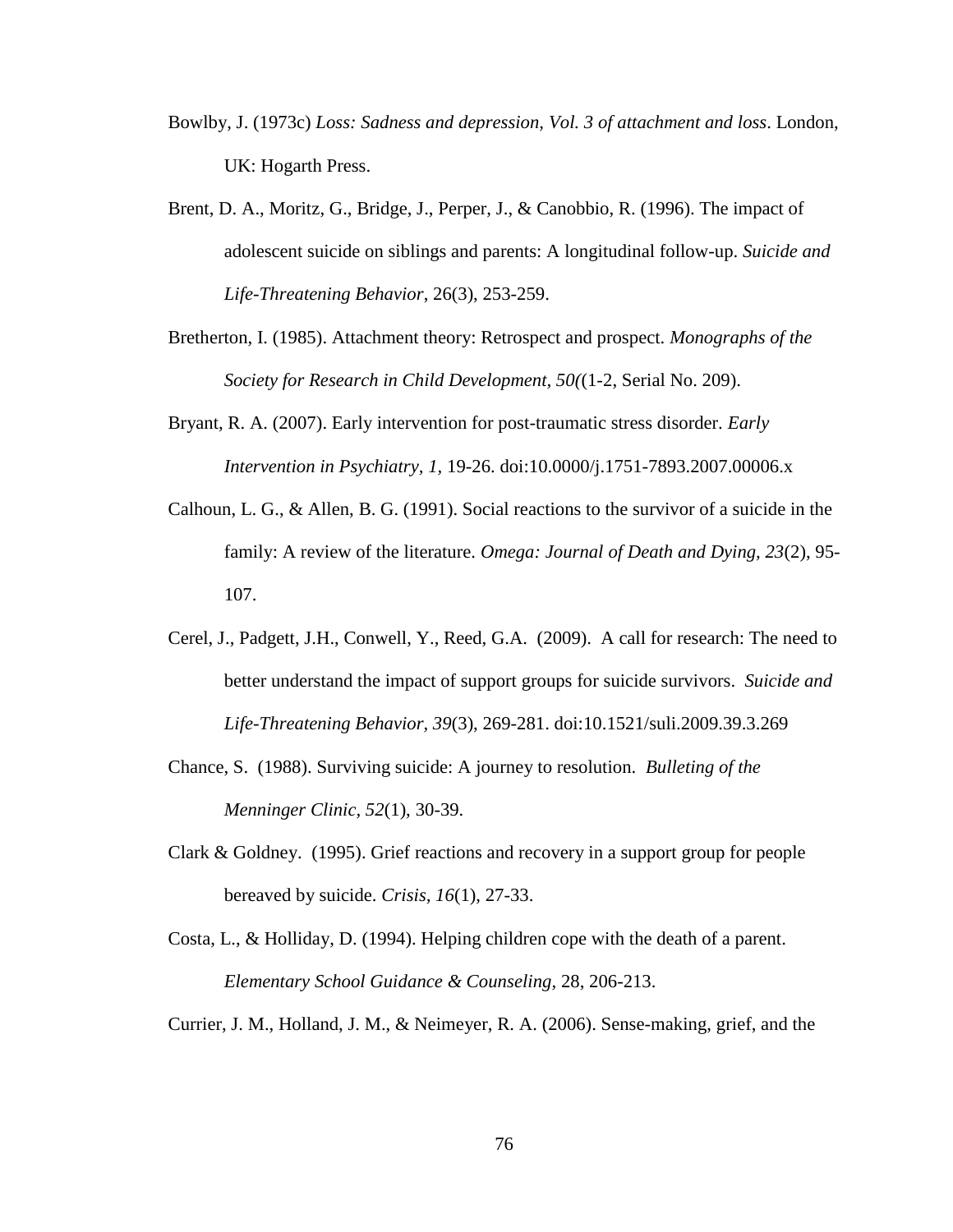Bowlby, J. (1973c) *Loss: Sadness and depression, Vol. 3 of attachment and loss*. London, UK: Hogarth Press.

Brent, D. A., Moritz, G., Bridge, J., Perper, J., & Canobbio, R. (1996). The impact of adolescent suicide on siblings and parents: A longitudinal follow-up. *Suicide and Life-Threatening Behavior*, 26(3), 253-259.

Bretherton, I. (1985). Attachment theory: Retrospect and prospect. *Monographs of the Society for Research in Child Development, 50(*(1-2, Serial No. 209).

Bryant, R. A. (2007). Early intervention for post-traumatic stress disorder. *Early Intervention in Psychiatry, 1,* 19-26. doi:10.0000/j.1751-7893.2007.00006.x

Calhoun, L. G., & Allen, B. G. (1991). Social reactions to the survivor of a suicide in the family: A review of the literature. *Omega: Journal of Death and Dying, 23*(2), 95-107.

Cerel, J., Padgett, J.H., Conwell, Y., Reed, G.A. (2009). A call for research: The need to better understand the impact of support groups for suicide survivors. *Suicide and Life-Threatening Behavior, 39*(3), 269-281. doi:10.1521/suli.2009.39.3.269

Chance, S. (1988). Surviving suicide: A journey to resolution. *Bulleting of the Menninger Clinic, 52*(1), 30-39.

Clark & Goldney. (1995). Grief reactions and recovery in a support group for people bereaved by suicide. *Crisis, 16*(1), 27-33.

Costa, L., & Holliday, D. (1994). Helping children cope with the death of a parent. *Elementary School Guidance & Counseling,* 28, 206-213.

Currier, J. M., Holland, J. M., & Neimeyer, R. A. (2006). Sense-making, grief, and the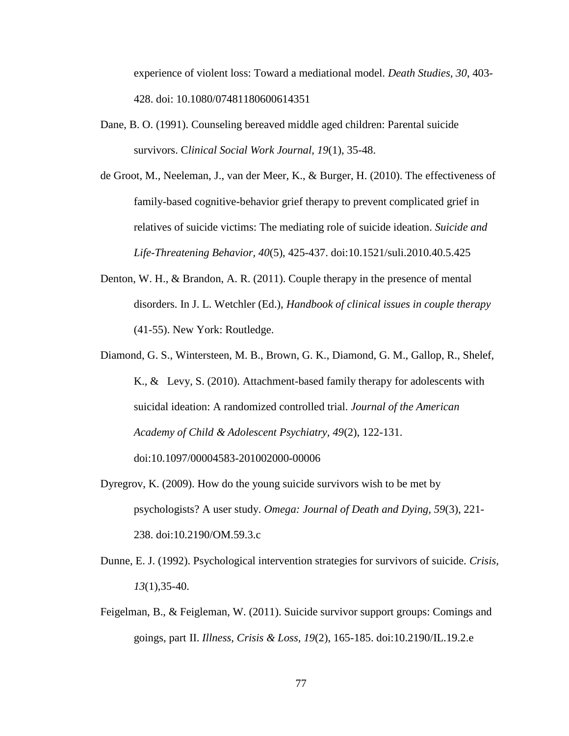experience of violent loss: Toward a mediational model. *Death Studies, 30*, 403-428. doi: 10.1080/07481180600614351

Dane, B. O. (1991). Counseling bereaved middle aged children: Parental suicide survivors. C*linical Social Work Journal, 19*(1), 35-48.

de Groot, M., Neeleman, J., van der Meer, K., & Burger, H. (2010). The effectiveness of family-based cognitive-behavior grief therapy to prevent complicated grief in relatives of suicide victims: The mediating role of suicide ideation. *Suicide and Life-Threatening Behavior, 40*(5), 425-437. doi:10.1521/suli.2010.40.5.425

Denton, W. H., & Brandon, A. R. (2011). Couple therapy in the presence of mental disorders. In J. L. Wetchler (Ed.), *Handbook of clinical issues in couple therapy* (41-55). New York: Routledge.

Diamond, G. S., Wintersteen, M. B., Brown, G. K., Diamond, G. M., Gallop, R., Shelef, K., & Levy, S. (2010). Attachment-based family therapy for adolescents with suicidal ideation: A randomized controlled trial. *Journal of the American Academy of Child & Adolescent Psychiatry, 49*(2), 122-131. doi:10.1097/00004583-201002000-00006

Dyregrov, K. (2009). How do the young suicide survivors wish to be met by psychologists? A user study. *Omega: Journal of Death and Dying, 59*(3), 221-238. doi:10.2190/OM.59.3.c

Dunne, E. J. (1992). Psychological intervention strategies for survivors of suicide. *Crisis, 13*(1),35-40.

Feigelman, B., & Feigleman, W. (2011). Suicide survivor support groups: Comings and goings, part II. *Illness, Crisis & Loss, 19*(2), 165-185. doi:10.2190/IL.19.2.e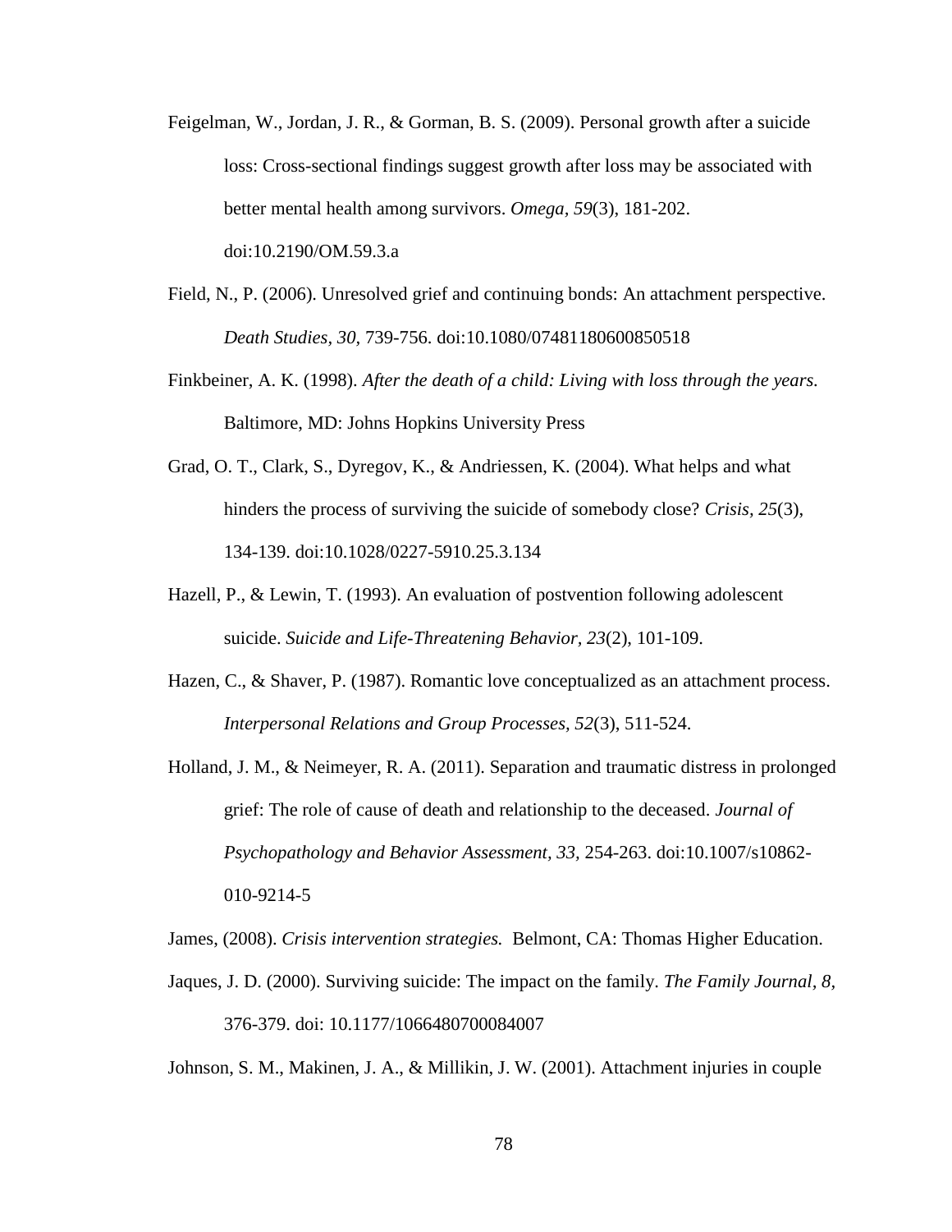Feigelman, W., Jordan, J. R., & Gorman, B. S. (2009). Personal growth after a suicide loss: Cross-sectional findings suggest growth after loss may be associated with better mental health among survivors. *Omega*, *59*(3), 181-202. doi:10.2190/OM.59.3.a

Field, N., P. (2006). Unresolved grief and continuing bonds: An attachment perspective. *Death Studies, 30*, 739-756. doi:10.1080/07481180600850518

Finkbeiner, A. K. (1998). *After the death of a child: Living with loss through the years.* Baltimore, MD: Johns Hopkins University Press

Grad, O. T., Clark, S., Dyregov, K., & Andriessen, K. (2004). What helps and what hinders the process of surviving the suicide of somebody close? *Crisis*, *25*(3), 134-139. doi:10.1028/0227-5910.25.3.134

Hazell, P., & Lewin, T. (1993). An evaluation of postvention following adolescent suicide. *Suicide and Life-Threatening Behavior, 23*(2), 101-109.

Hazen, C., & Shaver, P. (1987). Romantic love conceptualized as an attachment process. *Interpersonal Relations and Group Processes, 52*(3), 511-524.

Holland, J. M., & Neimeyer, R. A. (2011). Separation and traumatic distress in prolonged grief: The role of cause of death and relationship to the deceased. *Journal of Psychopathology and Behavior Assessment, 33,* 254-263. doi:10.1007/s10862-010-9214-5

James, (2008). *Crisis intervention strategies.* Belmont, CA: Thomas Higher Education.

Jaques, J. D. (2000). Surviving suicide: The impact on the family. *The Family Journal*, *8*, 376-379. doi: 10.1177/1066480700084007

Johnson, S. M., Makinen, J. A., & Millikin, J. W. (2001). Attachment injuries in couple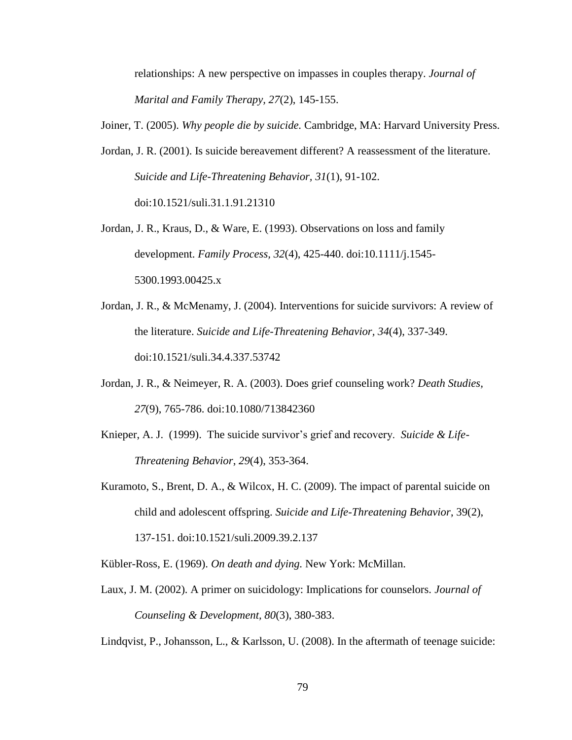relationships: A new perspective on impasses in couples therapy. *Journal of Marital and Family Therapy, 27*(2), 145-155.

Joiner, T. (2005). *Why people die by suicide.* Cambridge, MA: Harvard University Press.

Jordan, J. R. (2001). Is suicide bereavement different? A reassessment of the literature. *Suicide and Life-Threatening Behavior, 31*(1), 91-102. doi:10.1521/suli.31.1.91.21310

Jordan, J. R., Kraus, D., & Ware, E. (1993). Observations on loss and family development. *Family Process, 32*(4), 425-440. doi:10.1111/j.1545-5300.1993.00425.x

Jordan, J. R., & McMenamy, J. (2004). Interventions for suicide survivors: A review of the literature. *Suicide and Life-Threatening Behavior, 34*(4), 337-349. doi:10.1521/suli.34.4.337.53742

Jordan, J. R., & Neimeyer, R. A. (2003). Does grief counseling work? *Death Studies, 27*(9), 765-786. doi:10.1080/713842360

Knieper, A. J. (1999). The suicide survivor's grief and recovery. *Suicide & Life-Threatening Behavior*, *29*(4), 353-364.

Kuramoto, S., Brent, D. A., & Wilcox, H. C. (2009). The impact of parental suicide on child and adolescent offspring. *Suicide and Life-Threatening Behavior*, 39(2), 137-151. doi:10.1521/suli.2009.39.2.137

Kübler-Ross, E. (1969). *On death and dying.* New York: McMillan.

Laux, J. M. (2002). A primer on suicidology: Implications for counselors. *Journal of Counseling & Development, 80*(3), 380-383.

Lindqvist, P., Johansson, L., & Karlsson, U. (2008). In the aftermath of teenage suicide: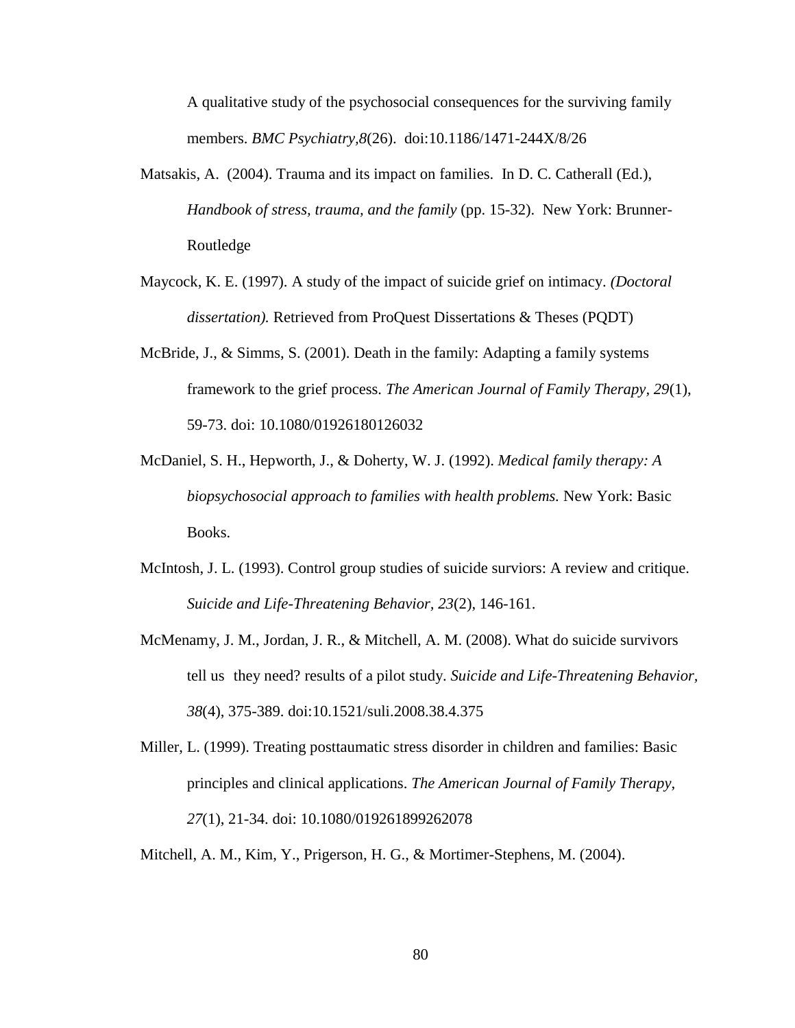A qualitative study of the psychosocial consequences for the surviving family members. *BMC Psychiatry,8*(26). doi:10.1186/1471-244X/8/26

Matsakis, A. (2004). Trauma and its impact on families. In D. C. Catherall (Ed.), *Handbook of stress, trauma, and the family* (pp. 15-32). New York: Brunner-Routledge

Maycock, K. E. (1997). A study of the impact of suicide grief on intimacy. *(Doctoral dissertation).* Retrieved from ProQuest Dissertations & Theses (PQDT)

McBride, J., & Simms, S. (2001). Death in the family: Adapting a family systems framework to the grief process. *The American Journal of Family Therapy, 29*(1), 59-73. doi: 10.1080/01926180126032

McDaniel, S. H., Hepworth, J., & Doherty, W. J. (1992). *Medical family therapy: A biopsychosocial approach to families with health problems.* New York: Basic Books.

McIntosh, J. L. (1993). Control group studies of suicide surviors: A review and critique. *Suicide and Life-Threatening Behavior, 23*(2), 146-161.

McMenamy, J. M., Jordan, J. R., & Mitchell, A. M. (2008). What do suicide survivors tell us they need? results of a pilot study. *Suicide and Life-Threatening Behavior, 38*(4), 375-389. doi:10.1521/suli.2008.38.4.375

Miller, L. (1999). Treating posttaumatic stress disorder in children and families: Basic principles and clinical applications. *The American Journal of Family Therapy, 27*(1), 21-34. doi: 10.1080/019261899262078

Mitchell, A. M., Kim, Y., Prigerson, H. G., & Mortimer-Stephens, M. (2004).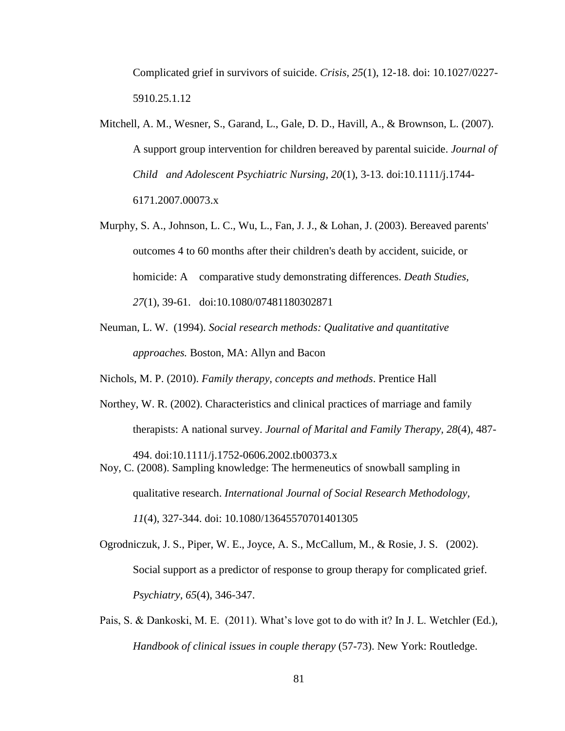Complicated grief in survivors of suicide. *Crisis, 25*(1), 12-18. doi: 10.1027/0227-5910.25.1.12

Mitchell, A. M., Wesner, S., Garand, L., Gale, D. D., Havill, A., & Brownson, L. (2007). A support group intervention for children bereaved by parental suicide. *Journal of Child and Adolescent Psychiatric Nursing, 20*(1), 3-13. doi:10.1111/j.1744-6171.2007.00073.x

Murphy, S. A., Johnson, L. C., Wu, L., Fan, J. J., & Lohan, J. (2003). Bereaved parents' outcomes 4 to 60 months after their children's death by accident, suicide, or homicide: A comparative study demonstrating differences. *Death Studies, 27*(1), 39-61. doi:10.1080/07481180302871

Neuman, L. W. (1994). *Social research methods: Qualitative and quantitative approaches.* Boston, MA: Allyn and Bacon

Nichols, M. P. (2010). *Family therapy, concepts and methods*. Prentice Hall

Northey, W. R. (2002). Characteristics and clinical practices of marriage and family therapists: A national survey. *Journal of Marital and Family Therapy, 28*(4), 487-494. doi:10.1111/j.1752-0606.2002.tb00373.x

Noy, C. (2008). Sampling knowledge: The hermeneutics of snowball sampling in qualitative research. *International Journal of Social Research Methodology, 11*(4), 327-344. doi: 10.1080/13645570701401305

Ogrodniczuk, J. S., Piper, W. E., Joyce, A. S., McCallum, M., & Rosie, J. S. (2002). Social support as a predictor of response to group therapy for complicated grief. *Psychiatry, 65*(4), 346-347.

Pais, S. & Dankoski, M. E. (2011). What's love got to do with it? In J. L. Wetchler (Ed.), *Handbook of clinical issues in couple therapy* (57-73). New York: Routledge.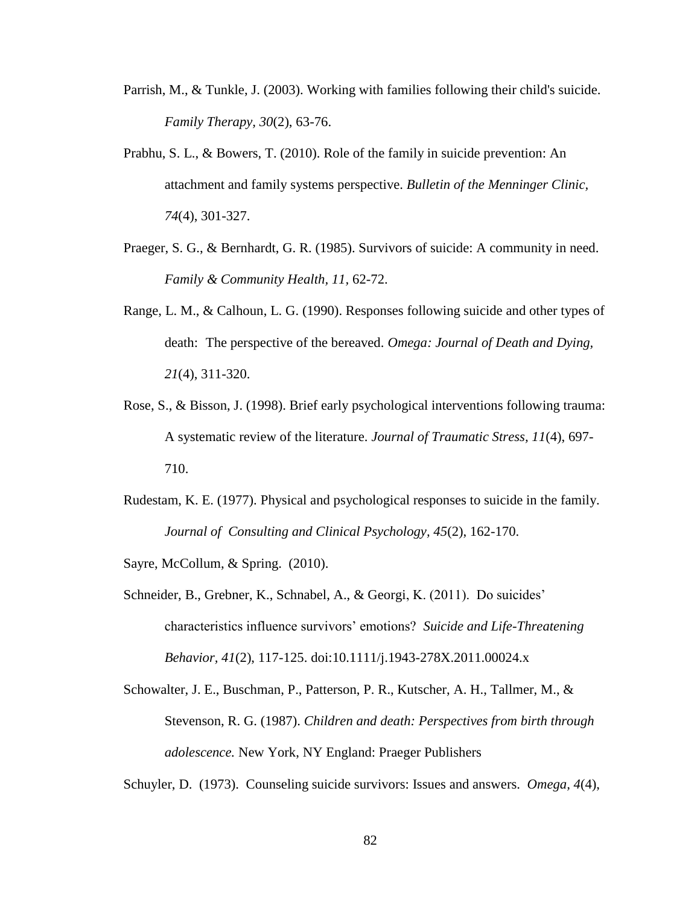Parrish, M., & Tunkle, J. (2003). Working with families following their child's suicide. *Family Therapy, 30*(2), 63-76.

Prabhu, S. L., & Bowers, T. (2010). Role of the family in suicide prevention: An attachment and family systems perspective. *Bulletin of the Menninger Clinic, 74*(4), 301-327.

Praeger, S. G., & Bernhardt, G. R. (1985). Survivors of suicide: A community in need. *Family & Community Health, 11*, 62-72.

Range, L. M., & Calhoun, L. G. (1990). Responses following suicide and other types of death: The perspective of the bereaved. *Omega: Journal of Death and Dying, 21*(4), 311-320.

Rose, S., & Bisson, J. (1998). Brief early psychological interventions following trauma: A systematic review of the literature. *Journal of Traumatic Stress, 11*(4), 697-710.

Rudestam, K. E. (1977). Physical and psychological responses to suicide in the family. *Journal of Consulting and Clinical Psychology, 45*(2), 162-170.

Sayre, McCollum, & Spring. (2010).

Schneider, B., Grebner, K., Schnabel, A., & Georgi, K. (2011). Do suicides' characteristics influence survivors' emotions? *Suicide and Life-Threatening Behavior, 41*(2), 117-125. doi:10.1111/j.1943-278X.2011.00024.x

Schowalter, J. E., Buschman, P., Patterson, P. R., Kutscher, A. H., Tallmer, M., & Stevenson, R. G. (1987). *Children and death: Perspectives from birth through adolescence.* New York, NY England: Praeger Publishers

Schuyler, D. (1973). Counseling suicide survivors: Issues and answers. *Omega, 4*(4),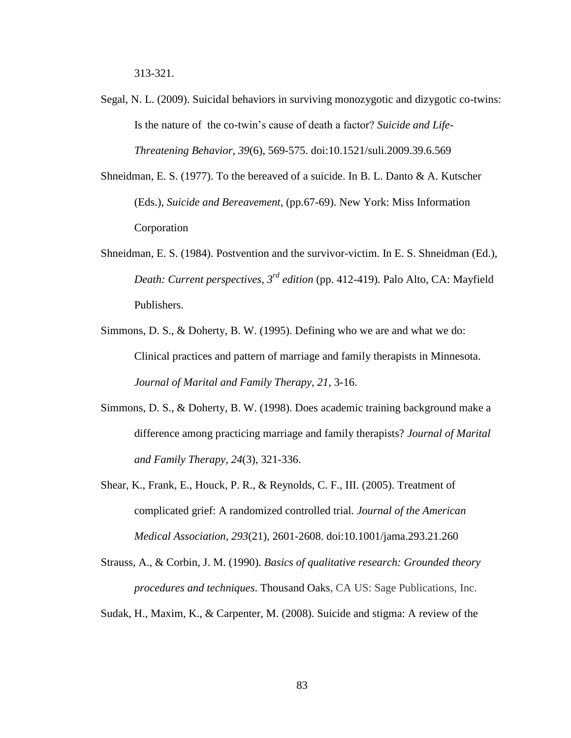313-321.

Segal, N. L. (2009). Suicidal behaviors in surviving monozygotic and dizygotic co-twins: Is the nature of the co-twin's cause of death a factor? *Suicide and Life-Threatening Behavior, 39*(6), 569-575. doi:10.1521/suli.2009.39.6.569

Shneidman, E. S. (1977). To the bereaved of a suicide. In B. L. Danto & A. Kutscher (Eds.), *Suicide and Bereavement*, (pp.67-69). New York: Miss Information Corporation

Shneidman, E. S. (1984). Postvention and the survivor-victim. In E. S. Shneidman (Ed.), *Death: Current perspectives, 3rd edition* (pp. 412-419). Palo Alto, CA: Mayfield Publishers.

Simmons, D. S., & Doherty, B. W. (1995). Defining who we are and what we do: Clinical practices and pattern of marriage and family therapists in Minnesota. *Journal of Marital and Family Therapy, 21*, 3-16.

Simmons, D. S., & Doherty, B. W. (1998). Does academic training background make a difference among practicing marriage and family therapists? *Journal of Marital and Family Therapy, 24*(3), 321-336.

Shear, K., Frank, E., Houck, P. R., & Reynolds, C. F., III. (2005). Treatment of complicated grief: A randomized controlled trial. *Journal of the American Medical Association, 293*(21), 2601-2608. doi:10.1001/jama.293.21.260

Strauss, A., & Corbin, J. M. (1990). *Basics of qualitative research: Grounded theory procedures and techniques*. Thousand Oaks, CA US: Sage Publications, Inc.

Sudak, H., Maxim, K., & Carpenter, M. (2008). Suicide and stigma: A review of the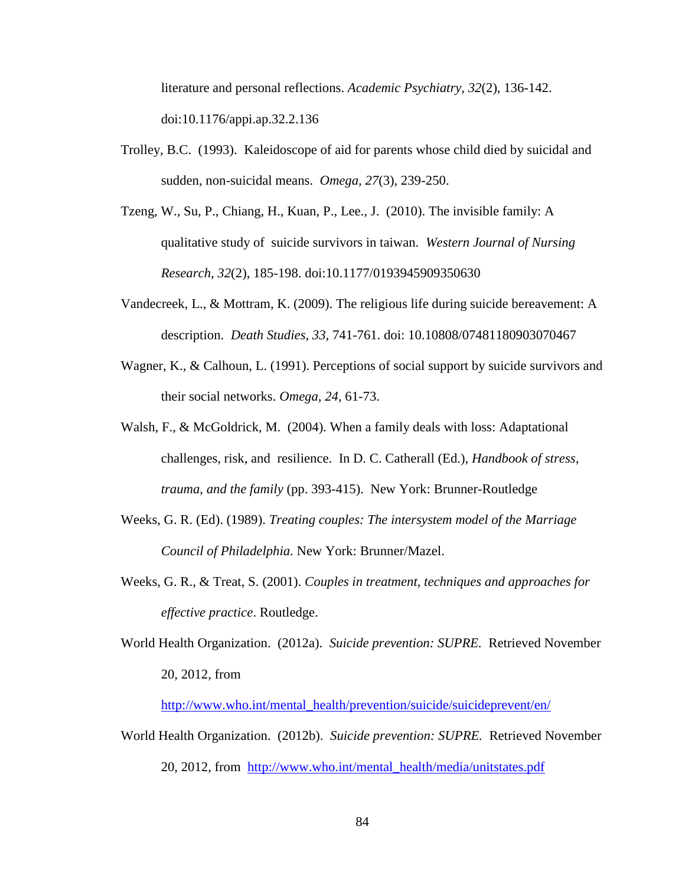literature and personal reflections. *Academic Psychiatry, 32*(2), 136-142. doi:10.1176/appi.ap.32.2.136

Trolley, B.C. (1993). Kaleidoscope of aid for parents whose child died by suicidal and sudden, non-suicidal means. *Omega, 27*(3), 239-250.

Tzeng, W., Su, P., Chiang, H., Kuan, P., Lee., J. (2010). The invisible family: A qualitative study of suicide survivors in taiwan. *Western Journal of Nursing Research, 32*(2), 185-198. doi:10.1177/0193945909350630

Vandecreek, L., & Mottram, K. (2009). The religious life during suicide bereavement: A description. *Death Studies, 33,* 741-761. doi: 10.10808/07481180903070467

Wagner, K., & Calhoun, L. (1991). Perceptions of social support by suicide survivors and their social networks. *Omega, 24,* 61-73.

Walsh, F., & McGoldrick, M. (2004). When a family deals with loss: Adaptational challenges, risk, and resilience. In D. C. Catherall (Ed.), *Handbook of stress, trauma, and the family* (pp. 393-415). New York: Brunner-Routledge

Weeks, G. R. (Ed). (1989). *Treating couples: The intersystem model of the Marriage Council of Philadelphia.* New York: Brunner/Mazel.

Weeks, G. R., & Treat, S. (2001). *Couples in treatment, techniques and approaches for effective practice*. Routledge.

World Health Organization. (2012a). *Suicide prevention: SUPRE.* Retrieved November 20, 2012, from http://www.who.int/mental_health/prevention/suicide/suicideprevent/en/

World Health Organization. (2012b). *Suicide prevention: SUPRE.* Retrieved November 20, 2012, from http://www.who.int/mental_health/media/unitstates.pdf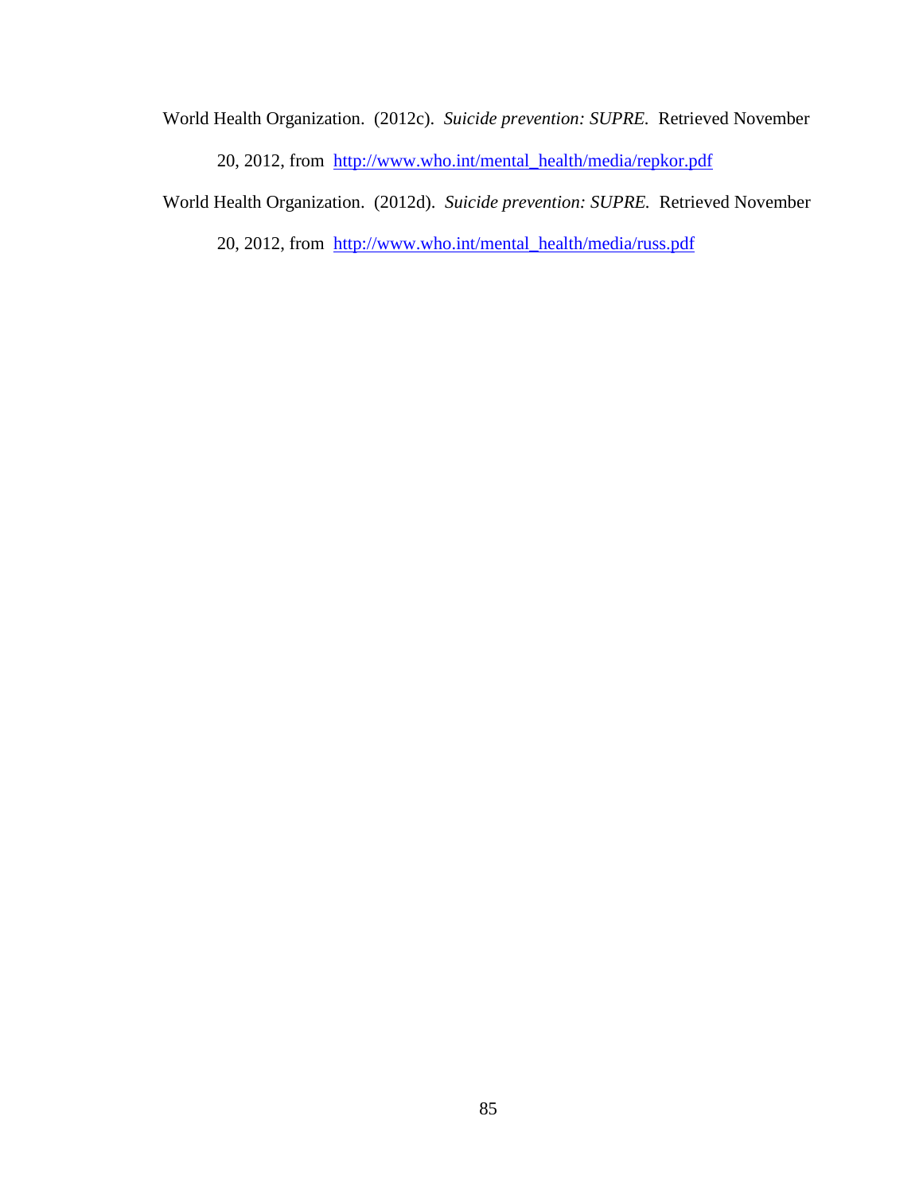World Health Organization. (2012c). *Suicide prevention: SUPRE.* Retrieved November 20, 2012, from http://www.who.int/mental_health/media/repkor.pdf

World Health Organization. (2012d). *Suicide prevention: SUPRE.* Retrieved November 20, 2012, from http://www.who.int/mental_health/media/russ.pdf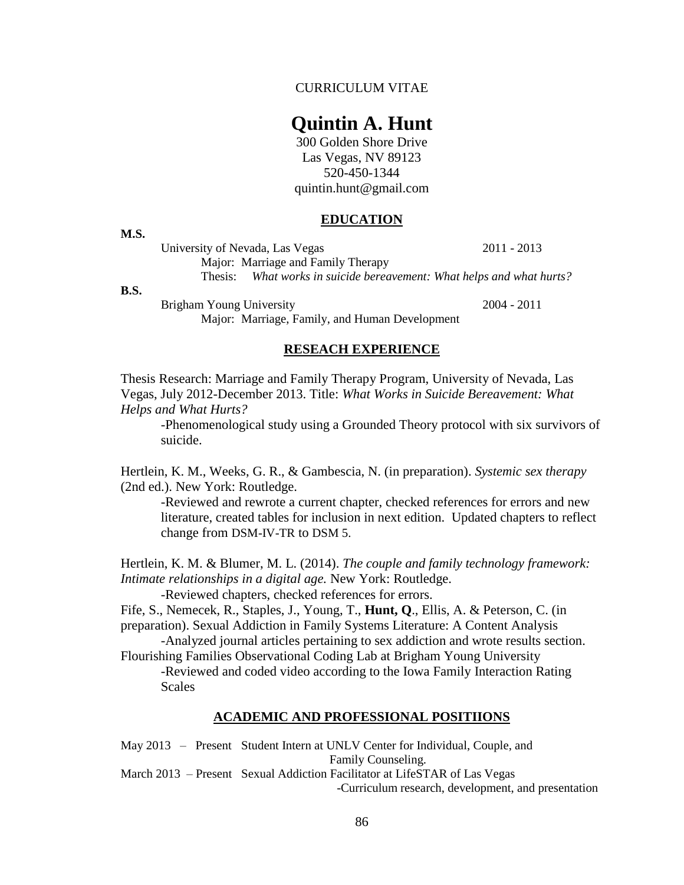CURRICULUM VITAE

# Quintin A. Hunt

300 Golden Shore Drive
Las Vegas, NV 89123
520-450-1344
quintin.hunt@gmail.com

## EDUCATION

**M.S.**

University of Nevada, Las Vegas 2011 - 2013
Major: Marriage and Family Therapy
Thesis: *What works in suicide bereavement: What helps and what hurts?*

**B.S.**

Brigham Young University 2004 - 2011
Major: Marriage, Family, and Human Development

## RESEACH EXPERIENCE

Thesis Research: Marriage and Family Therapy Program, University of Nevada, Las Vegas, July 2012-December 2013. Title: *What Works in Suicide Bereavement: What Helps and What Hurts?*

-Phenomenological study using a Grounded Theory protocol with six survivors of suicide.

Hertlein, K. M., Weeks, G. R., & Gambescia, N. (in preparation). *Systemic sex therapy* (2nd ed.). New York: Routledge.

-Reviewed and rewrote a current chapter, checked references for errors and new literature, created tables for inclusion in next edition. Updated chapters to reflect change from DSM-IV-TR to DSM 5.

Hertlein, K. M. & Blumer, M. L. (2014). *The couple and family technology framework: Intimate relationships in a digital age.* New York: Routledge.

-Reviewed chapters, checked references for errors.

Fife, S., Nemecek, R., Staples, J., Young, T., **Hunt, Q**., Ellis, A. & Peterson, C. (in preparation). Sexual Addiction in Family Systems Literature: A Content Analysis

-Analyzed journal articles pertaining to sex addiction and wrote results section.

Flourishing Families Observational Coding Lab at Brigham Young University

-Reviewed and coded video according to the Iowa Family Interaction Rating Scales

## ACADEMIC AND PROFESSIONAL POSITIIONS

May 2013 – Present Student Intern at UNLV Center for Individual, Couple, and Family Counseling.

March 2013 – Present Sexual Addiction Facilitator at LifeSTAR of Las Vegas
-Curriculum research, development, and presentation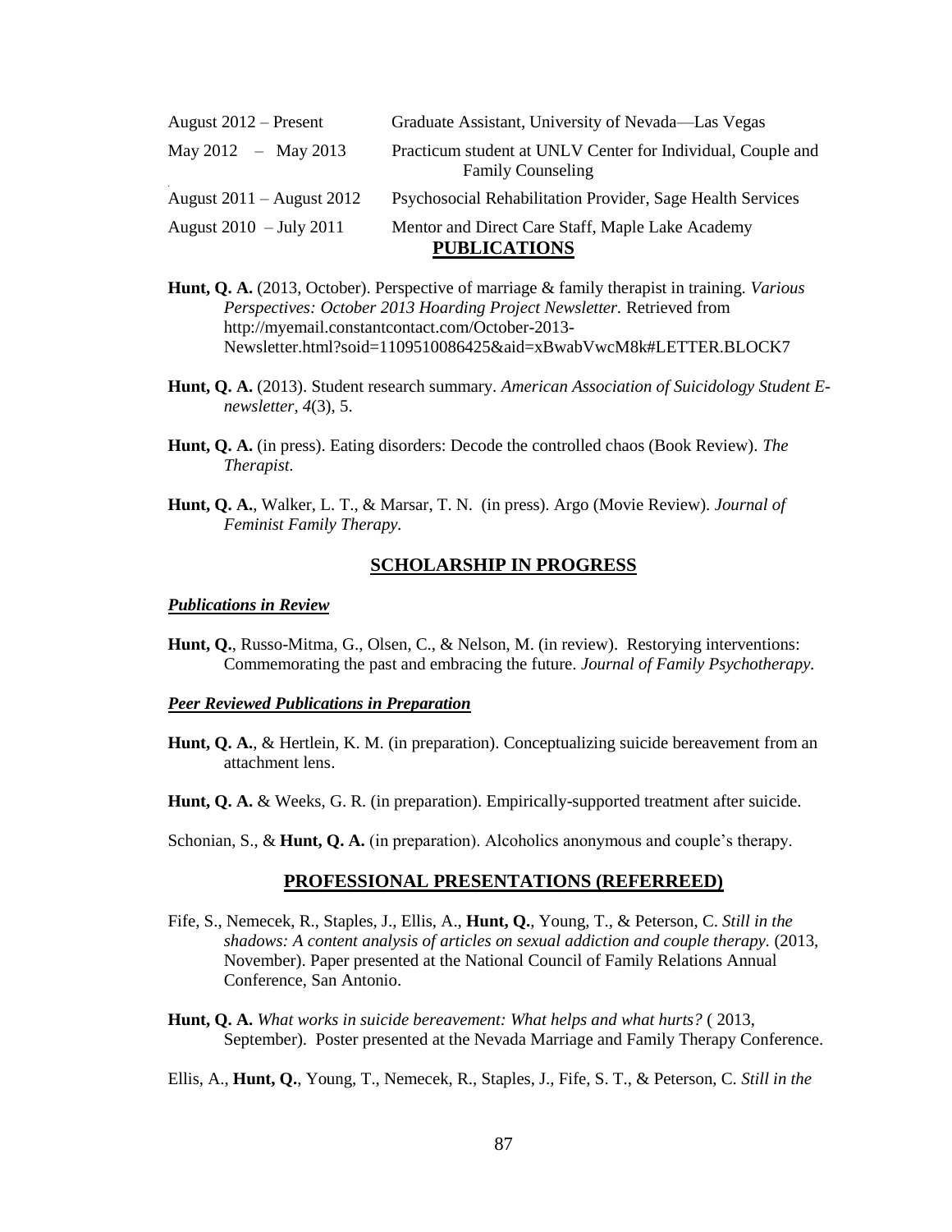| | |
|---|---|
| August 2012 – Present | Graduate Assistant, University of Nevada—Las Vegas |
| May 2012 – May 2013 | Practicum student at UNLV Center for Individual, Couple and Family Counseling |
| August 2011 – August 2012 | Psychosocial Rehabilitation Provider, Sage Health Services |
| August 2010 – July 2011 | Mentor and Direct Care Staff, Maple Lake Academy |

## PUBLICATIONS

**Hunt, Q. A.** (2013, October). Perspective of marriage & family therapist in training. *Various Perspectives: October 2013 Hoarding Project Newsletter.* Retrieved from http://myemail.constantcontact.com/October-2013-Newsletter.html?soid=1109510086425&aid=xBwabVwcM8k#LETTER.BLOCK7

**Hunt, Q. A.** (2013). Student research summary. *American Association of Suicidology Student E-newsletter*, *4*(3), 5.

**Hunt, Q. A.** (in press). Eating disorders: Decode the controlled chaos (Book Review). *The Therapist.*

**Hunt, Q. A.**, Walker, L. T., & Marsar, T. N. (in press). Argo (Movie Review). *Journal of Feminist Family Therapy.*

## SCHOLARSHIP IN PROGRESS

***Publications in Review***

**Hunt, Q.**, Russo-Mitma, G., Olsen, C., & Nelson, M. (in review). Restorying interventions: Commemorating the past and embracing the future. *Journal of Family Psychotherapy.*

***Peer Reviewed Publications in Preparation***

**Hunt, Q. A.**, & Hertlein, K. M. (in preparation). Conceptualizing suicide bereavement from an attachment lens.

**Hunt, Q. A.** & Weeks, G. R. (in preparation). Empirically-supported treatment after suicide.

Schonian, S., & **Hunt, Q. A.** (in preparation). Alcoholics anonymous and couple's therapy.

## PROFESSIONAL PRESENTATIONS (REFERREED)

Fife, S., Nemecek, R., Staples, J., Ellis, A., **Hunt, Q.**, Young, T., & Peterson, C. *Still in the shadows: A content analysis of articles on sexual addiction and couple therapy.* (2013, November). Paper presented at the National Council of Family Relations Annual Conference, San Antonio.

**Hunt, Q. A.** *What works in suicide bereavement: What helps and what hurts?* ( 2013, September). Poster presented at the Nevada Marriage and Family Therapy Conference.

Ellis, A., **Hunt, Q.**, Young, T., Nemecek, R., Staples, J., Fife, S. T., & Peterson, C. *Still in the*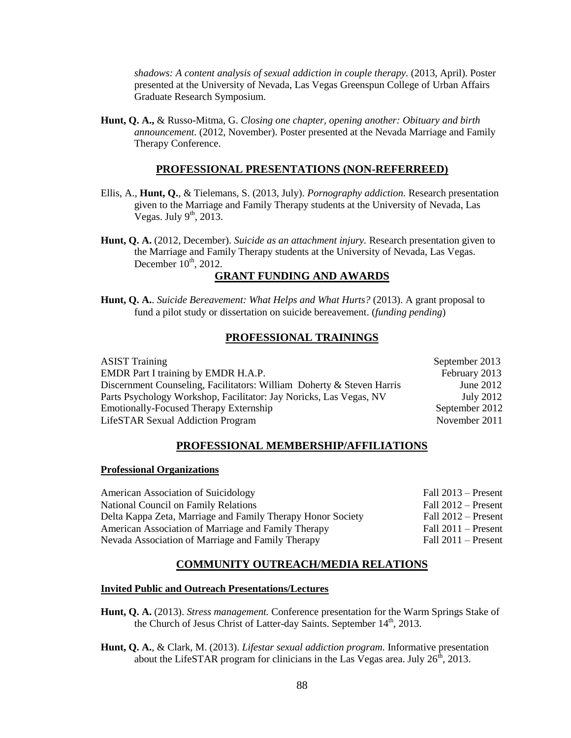*shadows: A content analysis of sexual addiction in couple therapy*. (2013, April). Poster presented at the University of Nevada, Las Vegas Greenspun College of Urban Affairs Graduate Research Symposium.

**Hunt, Q. A.,** & Russo-Mitma, G. *Closing one chapter, opening another: Obituary and birth announcement.* (2012, November). Poster presented at the Nevada Marriage and Family Therapy Conference.

## PROFESSIONAL PRESENTATIONS (NON-REFERREED)

Ellis, A., **Hunt, Q.**, & Tielemans, S. (2013, July). *Pornography addiction.* Research presentation given to the Marriage and Family Therapy students at the University of Nevada, Las Vegas. July 9th, 2013.

**Hunt, Q. A.** (2012, December). *Suicide as an attachment injury.* Research presentation given to the Marriage and Family Therapy students at the University of Nevada, Las Vegas. December 10th, 2012.

## GRANT FUNDING AND AWARDS

**Hunt, Q. A.**. *Suicide Bereavement: What Helps and What Hurts?* (2013). A grant proposal to fund a pilot study or dissertation on suicide bereavement. (*funding pending*)

## PROFESSIONAL TRAININGS

| | |
|---|---|
| ASIST Training | September 2013 |
| EMDR Part I training by EMDR H.A.P. | February 2013 |
| Discernment Counseling, Facilitators: William Doherty & Steven Harris | June 2012 |
| Parts Psychology Workshop, Facilitator: Jay Noricks, Las Vegas, NV | July 2012 |
| Emotionally-Focused Therapy Externship | September 2012 |
| LifeSTAR Sexual Addiction Program | November 2011 |

## PROFESSIONAL MEMBERSHIP/AFFILIATIONS

### Professional Organizations

| | |
|---|---|
| American Association of Suicidology | Fall 2013 – Present |
| National Council on Family Relations | Fall 2012 – Present |
| Delta Kappa Zeta, Marriage and Family Therapy Honor Society | Fall 2012 – Present |
| American Association of Marriage and Family Therapy | Fall 2011 – Present |
| Nevada Association of Marriage and Family Therapy | Fall 2011 – Present |

## COMMUNITY OUTREACH/MEDIA RELATIONS

### Invited Public and Outreach Presentations/Lectures

**Hunt, Q. A.** (2013). *Stress management.* Conference presentation for the Warm Springs Stake of the Church of Jesus Christ of Latter-day Saints. September 14th, 2013.

**Hunt, Q. A.**, & Clark, M. (2013). *Lifestar sexual addiction program.* Informative presentation about the LifeSTAR program for clinicians in the Las Vegas area. July 26th, 2013.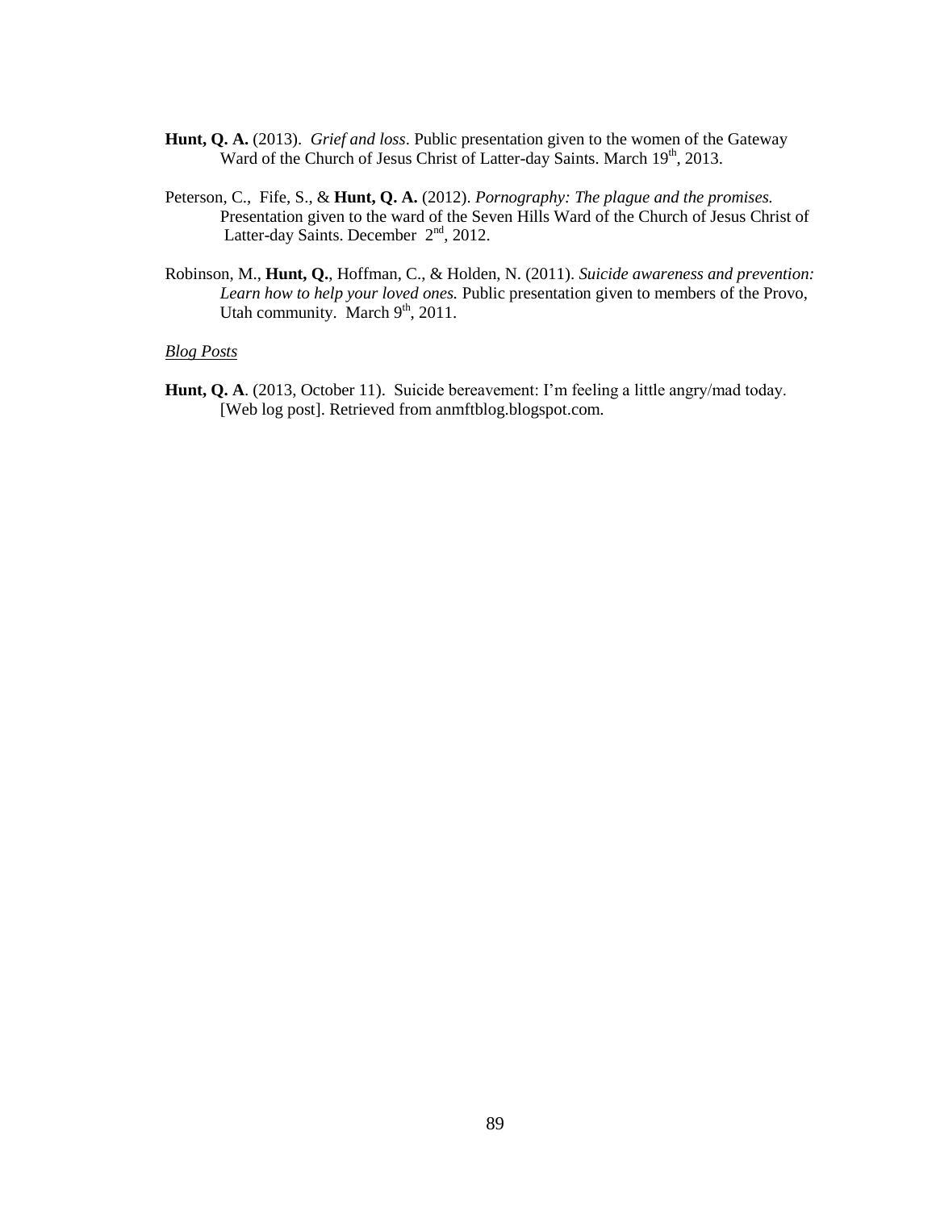**Hunt, Q. A.** (2013). *Grief and loss*. Public presentation given to the women of the Gateway Ward of the Church of Jesus Christ of Latter-day Saints. March 19th, 2013.

Peterson, C., Fife, S., & **Hunt, Q. A.** (2012). *Pornography: The plague and the promises.* Presentation given to the ward of the Seven Hills Ward of the Church of Jesus Christ of Latter-day Saints. December 2nd, 2012.

Robinson, M., **Hunt, Q.**, Hoffman, C., & Holden, N. (2011). *Suicide awareness and prevention: Learn how to help your loved ones.* Public presentation given to members of the Provo, Utah community. March 9th, 2011.

*Blog Posts*

**Hunt, Q. A**. (2013, October 11). Suicide bereavement: I'm feeling a little angry/mad today. [Web log post]. Retrieved from anmftblog.blogspot.com.